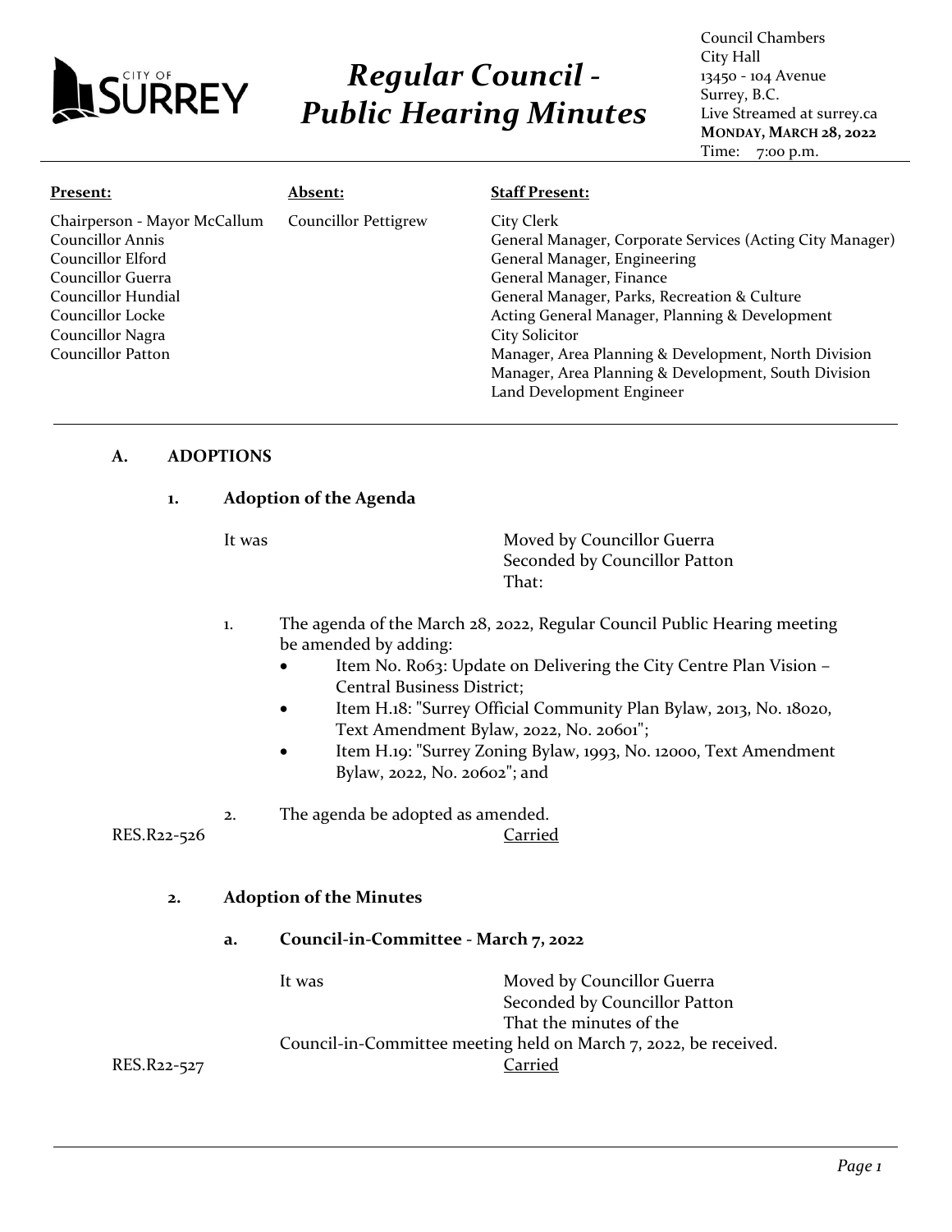CITY OF SURREY

# *Regular Council - Public Hearing Minutes*

Council Chambers
City Hall
13450 - 104 Avenue
Surrey, B.C.
Live Streamed at surrey.ca
**MONDAY, MARCH 28, 2022**
Time: 7:00 p.m.

| **Present:** | **Absent:** | **Staff Present:** |
|---|---|---|
| Chairperson - Mayor McCallum<br>Councillor Annis<br>Councillor Elford<br>Councillor Guerra<br>Councillor Hundial<br>Councillor Locke<br>Councillor Nagra<br>Councillor Patton | Councillor Pettigrew | City Clerk<br>General Manager, Corporate Services (Acting City Manager)<br>General Manager, Engineering<br>General Manager, Finance<br>General Manager, Parks, Recreation & Culture<br>Acting General Manager, Planning & Development<br>City Solicitor<br>Manager, Area Planning & Development, North Division<br>Manager, Area Planning & Development, South Division<br>Land Development Engineer |

## A. ADOPTIONS

### 1. Adoption of the Agenda

It was

Moved by Councillor Guerra
Seconded by Councillor Patton
That:

1. The agenda of the March 28, 2022, Regular Council Public Hearing meeting be amended by adding:
   - Item No. R063: Update on Delivering the City Centre Plan Vision – Central Business District;
   - Item H.18: "Surrey Official Community Plan Bylaw, 2013, No. 18020, Text Amendment Bylaw, 2022, No. 20601";
   - Item H.19: "Surrey Zoning Bylaw, 1993, No. 12000, Text Amendment Bylaw, 2022, No. 20602"; and
2. The agenda be adopted as amended.

RES.R22-526 Carried

### 2. Adoption of the Minutes

#### a. Council-in-Committee - March 7, 2022

It was

Moved by Councillor Guerra
Seconded by Councillor Patton
That the minutes of the Council-in-Committee meeting held on March 7, 2022, be received.

RES.R22-527 Carried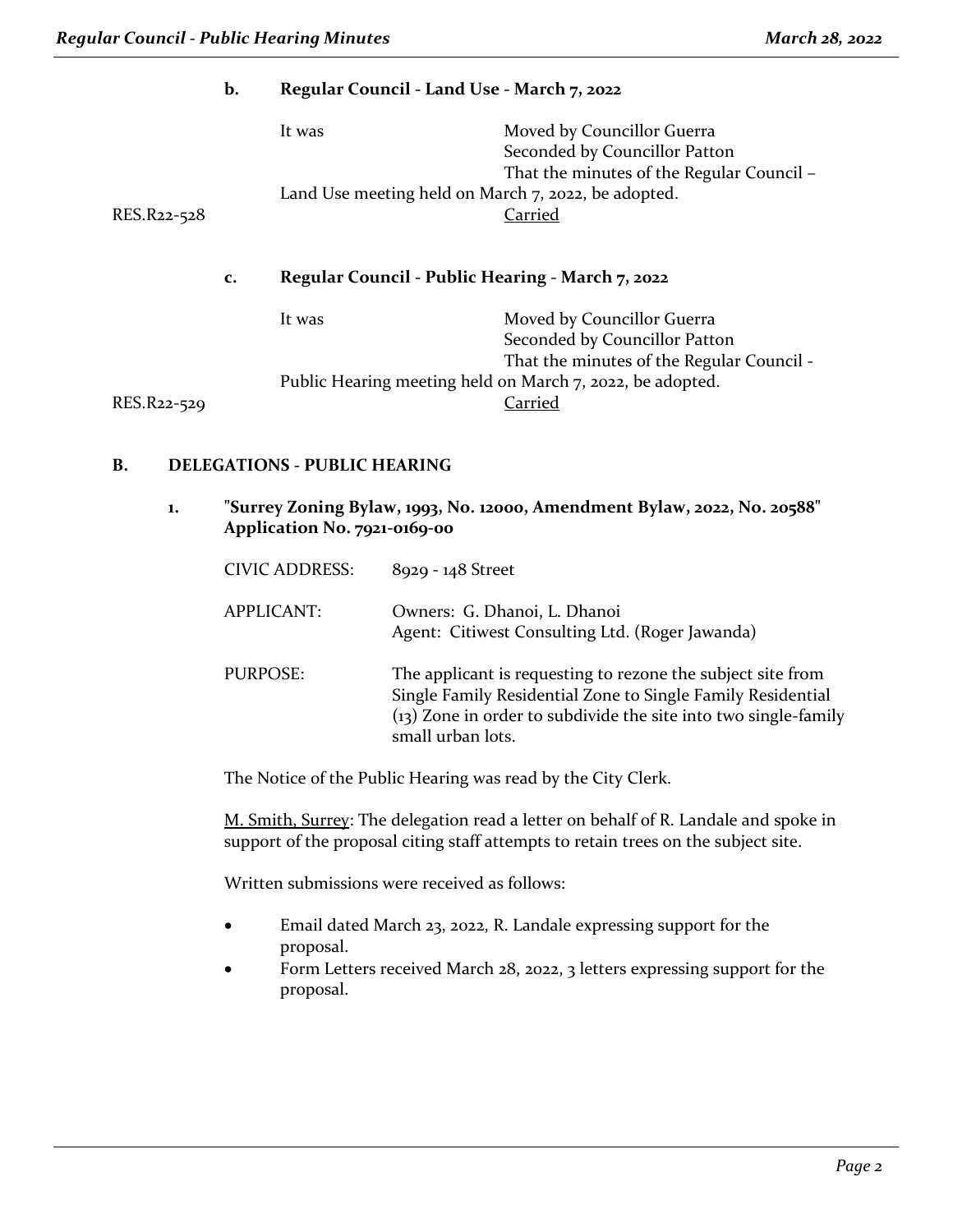**b. Regular Council - Land Use - March 7, 2022**

It was Moved by Councillor Guerra
Seconded by Councillor Patton
That the minutes of the Regular Council – Land Use meeting held on March 7, 2022, be adopted.

RES.R22-528 Carried

**c. Regular Council - Public Hearing - March 7, 2022**

It was Moved by Councillor Guerra
Seconded by Councillor Patton
That the minutes of the Regular Council - Public Hearing meeting held on March 7, 2022, be adopted.

RES.R22-529 Carried

## B. DELEGATIONS - PUBLIC HEARING

### 1. "Surrey Zoning Bylaw, 1993, No. 12000, Amendment Bylaw, 2022, No. 20588" Application No. 7921-0169-00

CIVIC ADDRESS: 8929 - 148 Street

APPLICANT: Owners: G. Dhanoi, L. Dhanoi
Agent: Citiwest Consulting Ltd. (Roger Jawanda)

PURPOSE: The applicant is requesting to rezone the subject site from Single Family Residential Zone to Single Family Residential (13) Zone in order to subdivide the site into two single-family small urban lots.

The Notice of the Public Hearing was read by the City Clerk.

M. Smith, Surrey: The delegation read a letter on behalf of R. Landale and spoke in support of the proposal citing staff attempts to retain trees on the subject site.

Written submissions were received as follows:

- Email dated March 23, 2022, R. Landale expressing support for the proposal.
- Form Letters received March 28, 2022, 3 letters expressing support for the proposal.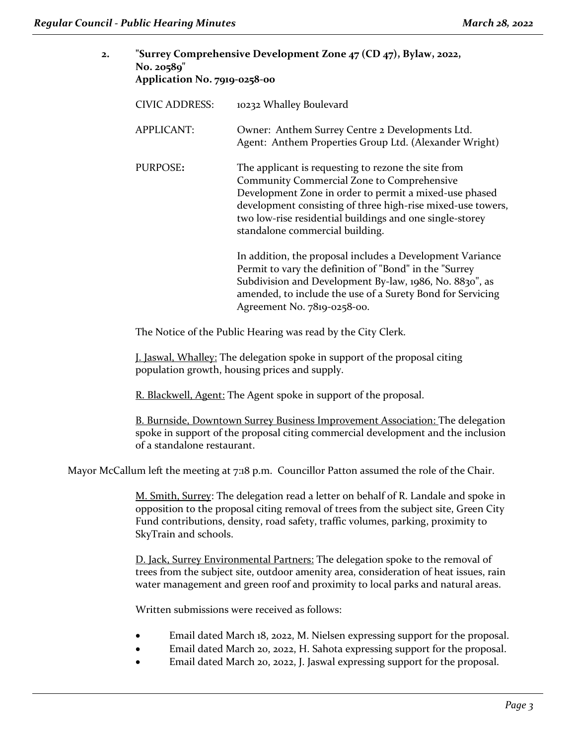**2. "Surrey Comprehensive Development Zone 47 (CD 47), Bylaw, 2022, No. 20589"**
**Application No. 7919-0258-00**

| | |
|---|---|
| CIVIC ADDRESS: | 10232 Whalley Boulevard |
| APPLICANT: | Owner: Anthem Surrey Centre 2 Developments Ltd.<br>Agent: Anthem Properties Group Ltd. (Alexander Wright) |
| **PURPOSE:** | The applicant is requesting to rezone the site from Community Commercial Zone to Comprehensive Development Zone in order to permit a mixed-use phased development consisting of three high-rise mixed-use towers, two low-rise residential buildings and one single-storey standalone commercial building.<br><br>In addition, the proposal includes a Development Variance Permit to vary the definition of "Bond" in the "Surrey Subdivision and Development By-law, 1986, No. 8830", as amended, to include the use of a Surety Bond for Servicing Agreement No. 7819-0258-00. |

The Notice of the Public Hearing was read by the City Clerk.

J. Jaswal, Whalley: The delegation spoke in support of the proposal citing population growth, housing prices and supply.

R. Blackwell, Agent: The Agent spoke in support of the proposal.

B. Burnside, Downtown Surrey Business Improvement Association: The delegation spoke in support of the proposal citing commercial development and the inclusion of a standalone restaurant.

Mayor McCallum left the meeting at 7:18 p.m. Councillor Patton assumed the role of the Chair.

M. Smith, Surrey: The delegation read a letter on behalf of R. Landale and spoke in opposition to the proposal citing removal of trees from the subject site, Green City Fund contributions, density, road safety, traffic volumes, parking, proximity to SkyTrain and schools.

D. Jack, Surrey Environmental Partners: The delegation spoke to the removal of trees from the subject site, outdoor amenity area, consideration of heat issues, rain water management and green roof and proximity to local parks and natural areas.

Written submissions were received as follows:

- Email dated March 18, 2022, M. Nielsen expressing support for the proposal.
- Email dated March 20, 2022, H. Sahota expressing support for the proposal.
- Email dated March 20, 2022, J. Jaswal expressing support for the proposal.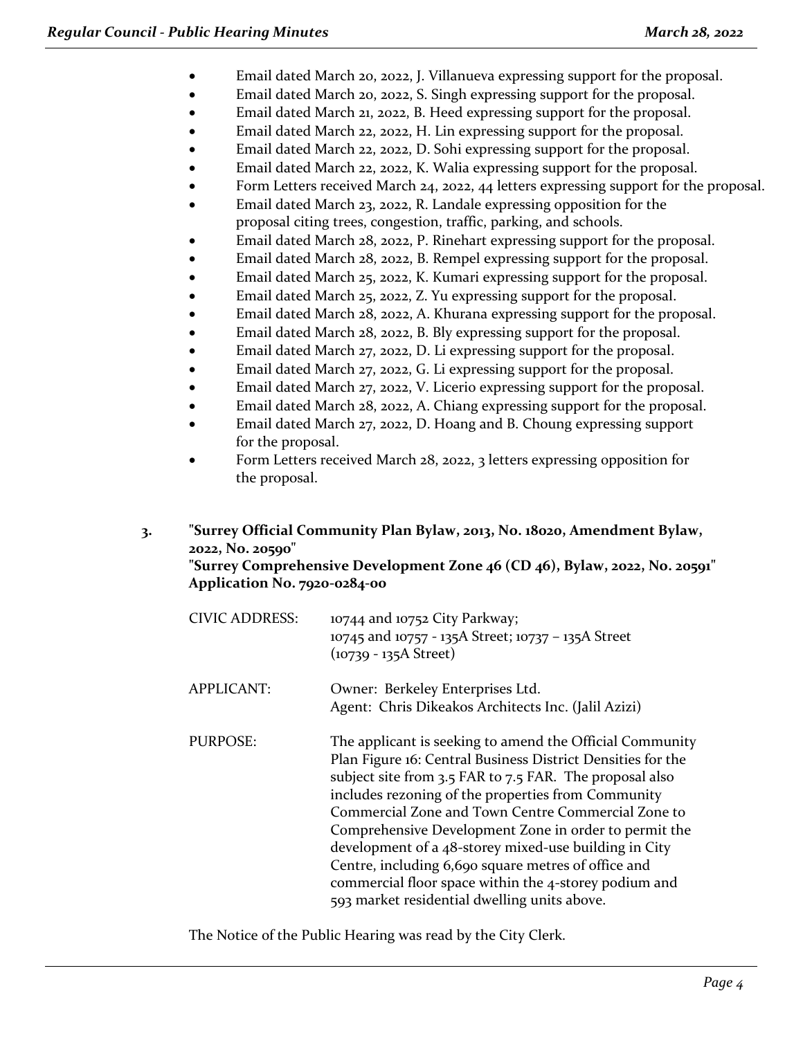- Email dated March 20, 2022, J. Villanueva expressing support for the proposal.
- Email dated March 20, 2022, S. Singh expressing support for the proposal.
- Email dated March 21, 2022, B. Heed expressing support for the proposal.
- Email dated March 22, 2022, H. Lin expressing support for the proposal.
- Email dated March 22, 2022, D. Sohi expressing support for the proposal.
- Email dated March 22, 2022, K. Walia expressing support for the proposal.
- Form Letters received March 24, 2022, 44 letters expressing support for the proposal.
- Email dated March 23, 2022, R. Landale expressing opposition for the proposal citing trees, congestion, traffic, parking, and schools.
- Email dated March 28, 2022, P. Rinehart expressing support for the proposal.
- Email dated March 28, 2022, B. Rempel expressing support for the proposal.
- Email dated March 25, 2022, K. Kumari expressing support for the proposal.
- Email dated March 25, 2022, Z. Yu expressing support for the proposal.
- Email dated March 28, 2022, A. Khurana expressing support for the proposal.
- Email dated March 28, 2022, B. Bly expressing support for the proposal.
- Email dated March 27, 2022, D. Li expressing support for the proposal.
- Email dated March 27, 2022, G. Li expressing support for the proposal.
- Email dated March 27, 2022, V. Licerio expressing support for the proposal.
- Email dated March 28, 2022, A. Chiang expressing support for the proposal.
- Email dated March 27, 2022, D. Hoang and B. Choung expressing support for the proposal.
- Form Letters received March 28, 2022, 3 letters expressing opposition for the proposal.

**3. "Surrey Official Community Plan Bylaw, 2013, No. 18020, Amendment Bylaw, 2022, No. 20590"**
**"Surrey Comprehensive Development Zone 46 (CD 46), Bylaw, 2022, No. 20591"**
**Application No. 7920-0284-00**

CIVIC ADDRESS: 10744 and 10752 City Parkway;
10745 and 10757 - 135A Street; 10737 – 135A Street
(10739 - 135A Street)

APPLICANT: Owner: Berkeley Enterprises Ltd.
Agent: Chris Dikeakos Architects Inc. (Jalil Azizi)

PURPOSE: The applicant is seeking to amend the Official Community Plan Figure 16: Central Business District Densities for the subject site from 3.5 FAR to 7.5 FAR. The proposal also includes rezoning of the properties from Community Commercial Zone and Town Centre Commercial Zone to Comprehensive Development Zone in order to permit the development of a 48-storey mixed-use building in City Centre, including 6,690 square metres of office and commercial floor space within the 4-storey podium and 593 market residential dwelling units above.

The Notice of the Public Hearing was read by the City Clerk.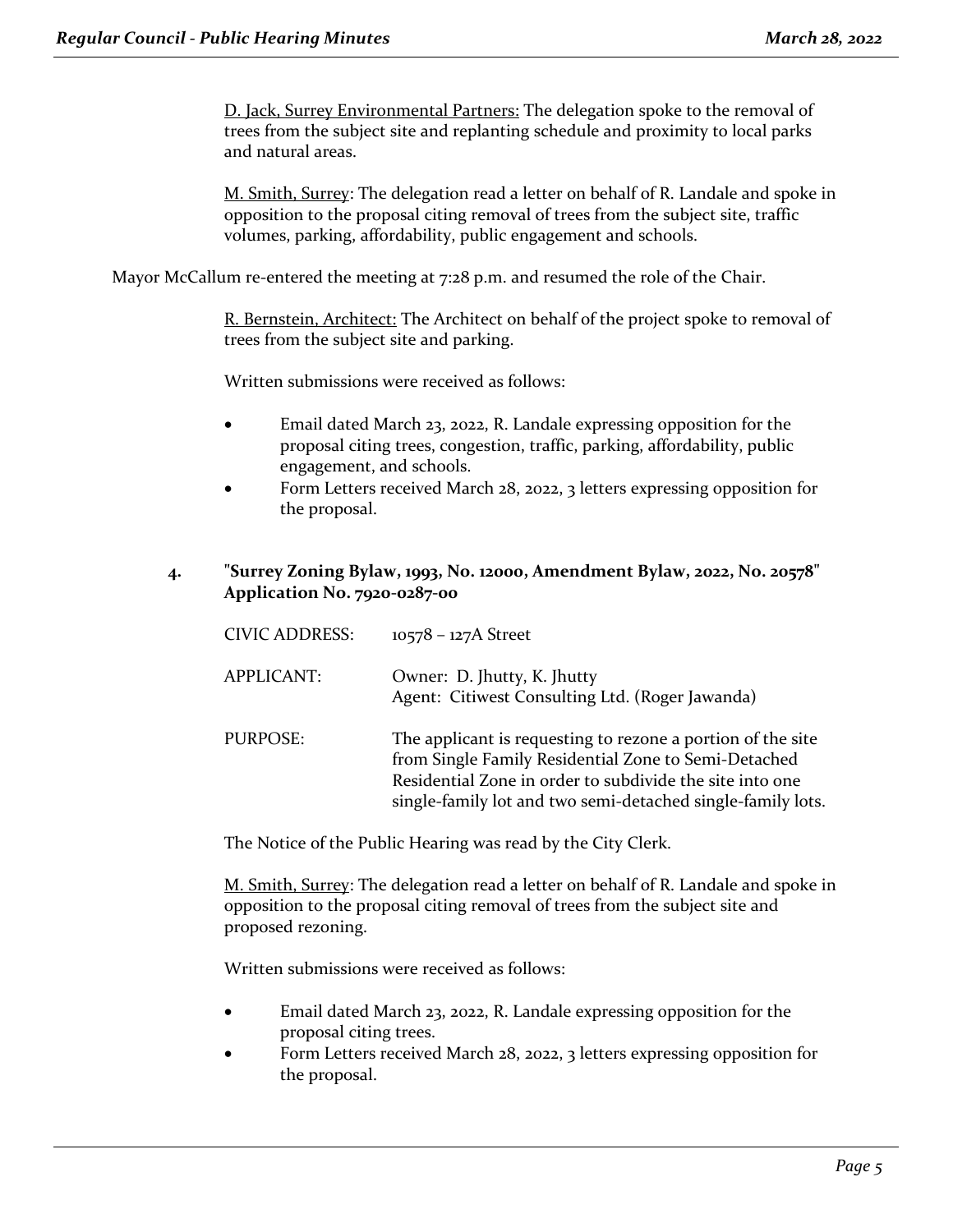<u>D. Jack, Surrey Environmental Partners:</u> The delegation spoke to the removal of trees from the subject site and replanting schedule and proximity to local parks and natural areas.

<u>M. Smith, Surrey</u>: The delegation read a letter on behalf of R. Landale and spoke in opposition to the proposal citing removal of trees from the subject site, traffic volumes, parking, affordability, public engagement and schools.

Mayor McCallum re-entered the meeting at 7:28 p.m. and resumed the role of the Chair.

<u>R. Bernstein, Architect:</u> The Architect on behalf of the project spoke to removal of trees from the subject site and parking.

Written submissions were received as follows:

- Email dated March 23, 2022, R. Landale expressing opposition for the proposal citing trees, congestion, traffic, parking, affordability, public engagement, and schools.
- Form Letters received March 28, 2022, 3 letters expressing opposition for the proposal.

**4. "Surrey Zoning Bylaw, 1993, No. 12000, Amendment Bylaw, 2022, No. 20578" Application No. 7920-0287-00**

CIVIC ADDRESS: 10578 – 127A Street

APPLICANT: Owner: D. Jhutty, K. Jhutty
Agent: Citiwest Consulting Ltd. (Roger Jawanda)

PURPOSE: The applicant is requesting to rezone a portion of the site from Single Family Residential Zone to Semi-Detached Residential Zone in order to subdivide the site into one single-family lot and two semi-detached single-family lots.

The Notice of the Public Hearing was read by the City Clerk.

<u>M. Smith, Surrey</u>: The delegation read a letter on behalf of R. Landale and spoke in opposition to the proposal citing removal of trees from the subject site and proposed rezoning.

Written submissions were received as follows:

- Email dated March 23, 2022, R. Landale expressing opposition for the proposal citing trees.
- Form Letters received March 28, 2022, 3 letters expressing opposition for the proposal.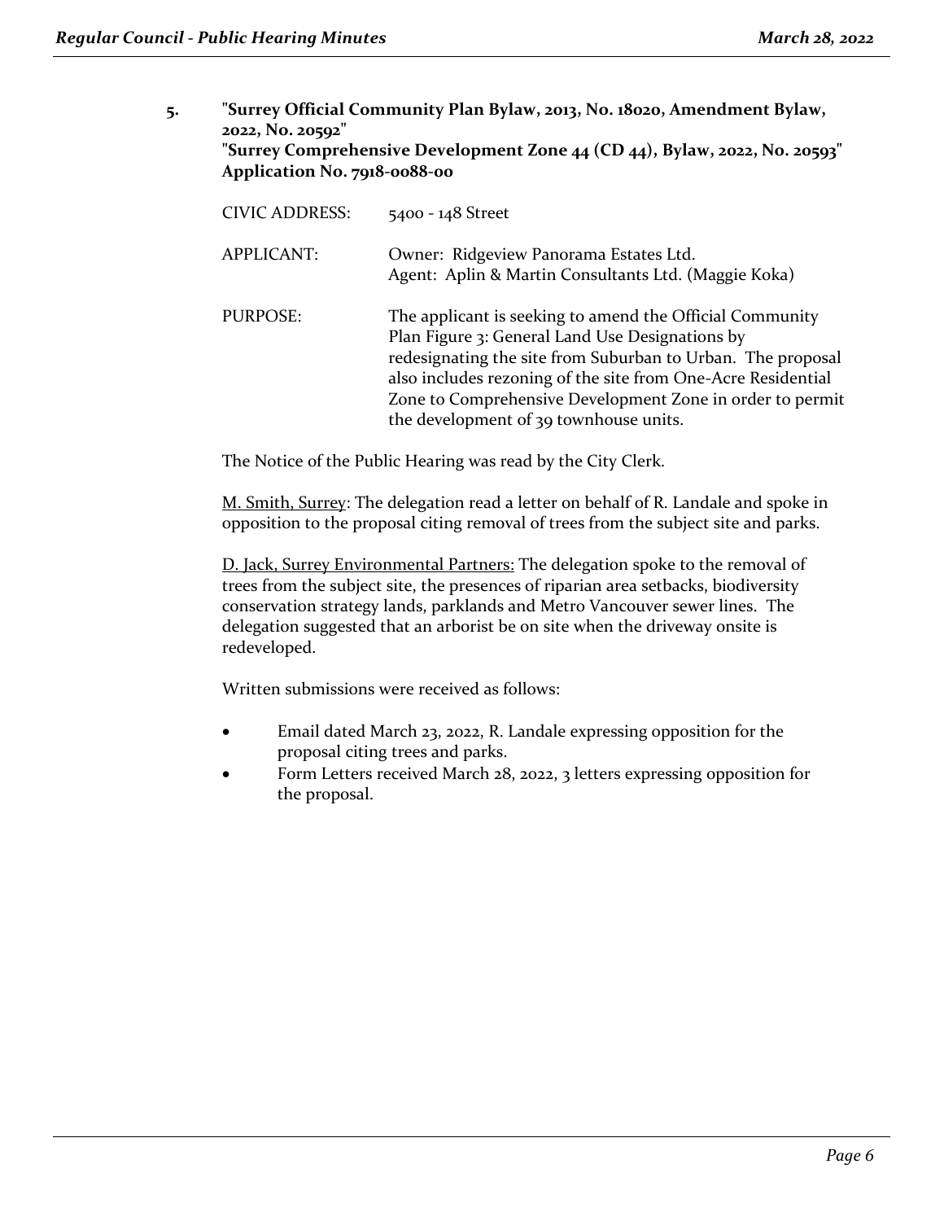**5. "Surrey Official Community Plan Bylaw, 2013, No. 18020, Amendment Bylaw, 2022, No. 20592"**
**"Surrey Comprehensive Development Zone 44 (CD 44), Bylaw, 2022, No. 20593"**
**Application No. 7918-0088-00**

CIVIC ADDRESS: 5400 - 148 Street

APPLICANT: Owner: Ridgeview Panorama Estates Ltd.
Agent: Aplin & Martin Consultants Ltd. (Maggie Koka)

PURPOSE: The applicant is seeking to amend the Official Community Plan Figure 3: General Land Use Designations by redesignating the site from Suburban to Urban. The proposal also includes rezoning of the site from One-Acre Residential Zone to Comprehensive Development Zone in order to permit the development of 39 townhouse units.

The Notice of the Public Hearing was read by the City Clerk.

M. Smith, Surrey: The delegation read a letter on behalf of R. Landale and spoke in opposition to the proposal citing removal of trees from the subject site and parks.

D. Jack, Surrey Environmental Partners: The delegation spoke to the removal of trees from the subject site, the presences of riparian area setbacks, biodiversity conservation strategy lands, parklands and Metro Vancouver sewer lines. The delegation suggested that an arborist be on site when the driveway onsite is redeveloped.

Written submissions were received as follows:

- Email dated March 23, 2022, R. Landale expressing opposition for the proposal citing trees and parks.
- Form Letters received March 28, 2022, 3 letters expressing opposition for the proposal.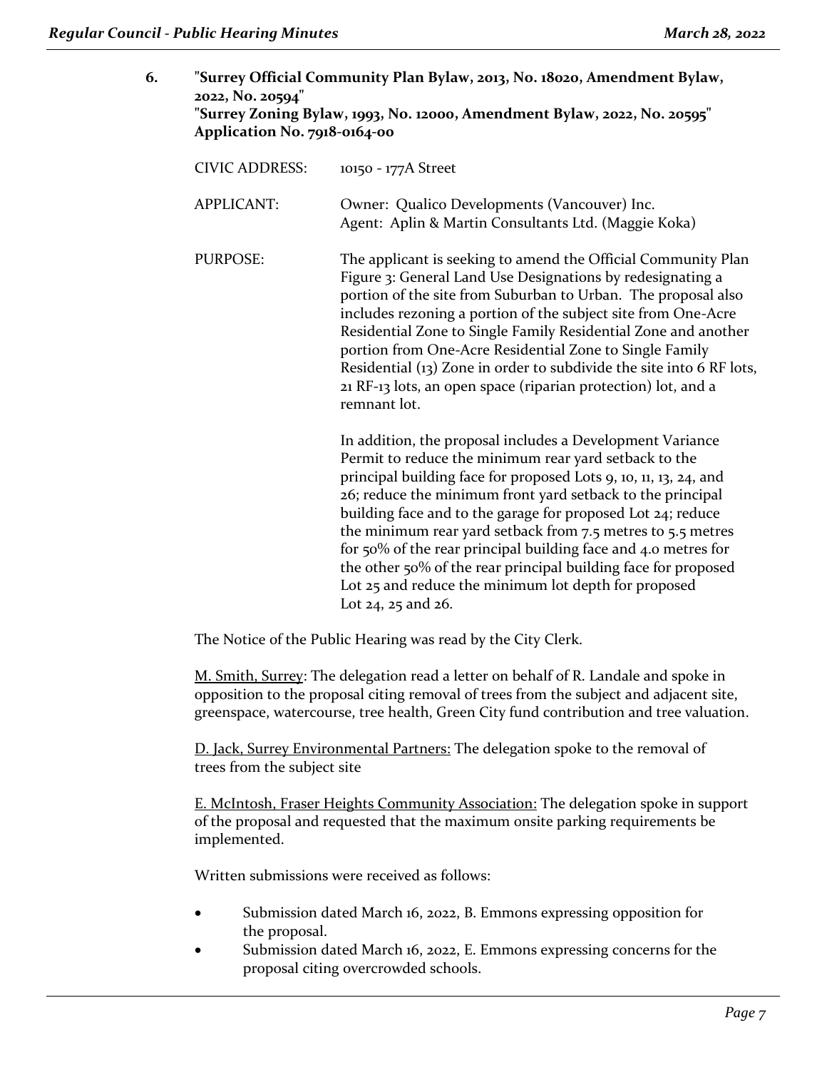**6. "Surrey Official Community Plan Bylaw, 2013, No. 18020, Amendment Bylaw, 2022, No. 20594"**
**"Surrey Zoning Bylaw, 1993, No. 12000, Amendment Bylaw, 2022, No. 20595"**
**Application No. 7918-0164-00**

CIVIC ADDRESS: 10150 - 177A Street

APPLICANT: Owner: Qualico Developments (Vancouver) Inc.
Agent: Aplin & Martin Consultants Ltd. (Maggie Koka)

PURPOSE: The applicant is seeking to amend the Official Community Plan Figure 3: General Land Use Designations by redesignating a portion of the site from Suburban to Urban. The proposal also includes rezoning a portion of the subject site from One-Acre Residential Zone to Single Family Residential Zone and another portion from One-Acre Residential Zone to Single Family Residential (13) Zone in order to subdivide the site into 6 RF lots, 21 RF-13 lots, an open space (riparian protection) lot, and a remnant lot.

In addition, the proposal includes a Development Variance Permit to reduce the minimum rear yard setback to the principal building face for proposed Lots 9, 10, 11, 13, 24, and 26; reduce the minimum front yard setback to the principal building face and to the garage for proposed Lot 24; reduce the minimum rear yard setback from 7.5 metres to 5.5 metres for 50% of the rear principal building face and 4.0 metres for the other 50% of the rear principal building face for proposed Lot 25 and reduce the minimum lot depth for proposed Lot 24, 25 and 26.

The Notice of the Public Hearing was read by the City Clerk.

M. Smith, Surrey: The delegation read a letter on behalf of R. Landale and spoke in opposition to the proposal citing removal of trees from the subject and adjacent site, greenspace, watercourse, tree health, Green City fund contribution and tree valuation.

D. Jack, Surrey Environmental Partners: The delegation spoke to the removal of trees from the subject site

E. McIntosh, Fraser Heights Community Association: The delegation spoke in support of the proposal and requested that the maximum onsite parking requirements be implemented.

Written submissions were received as follows:

- Submission dated March 16, 2022, B. Emmons expressing opposition for the proposal.
- Submission dated March 16, 2022, E. Emmons expressing concerns for the proposal citing overcrowded schools.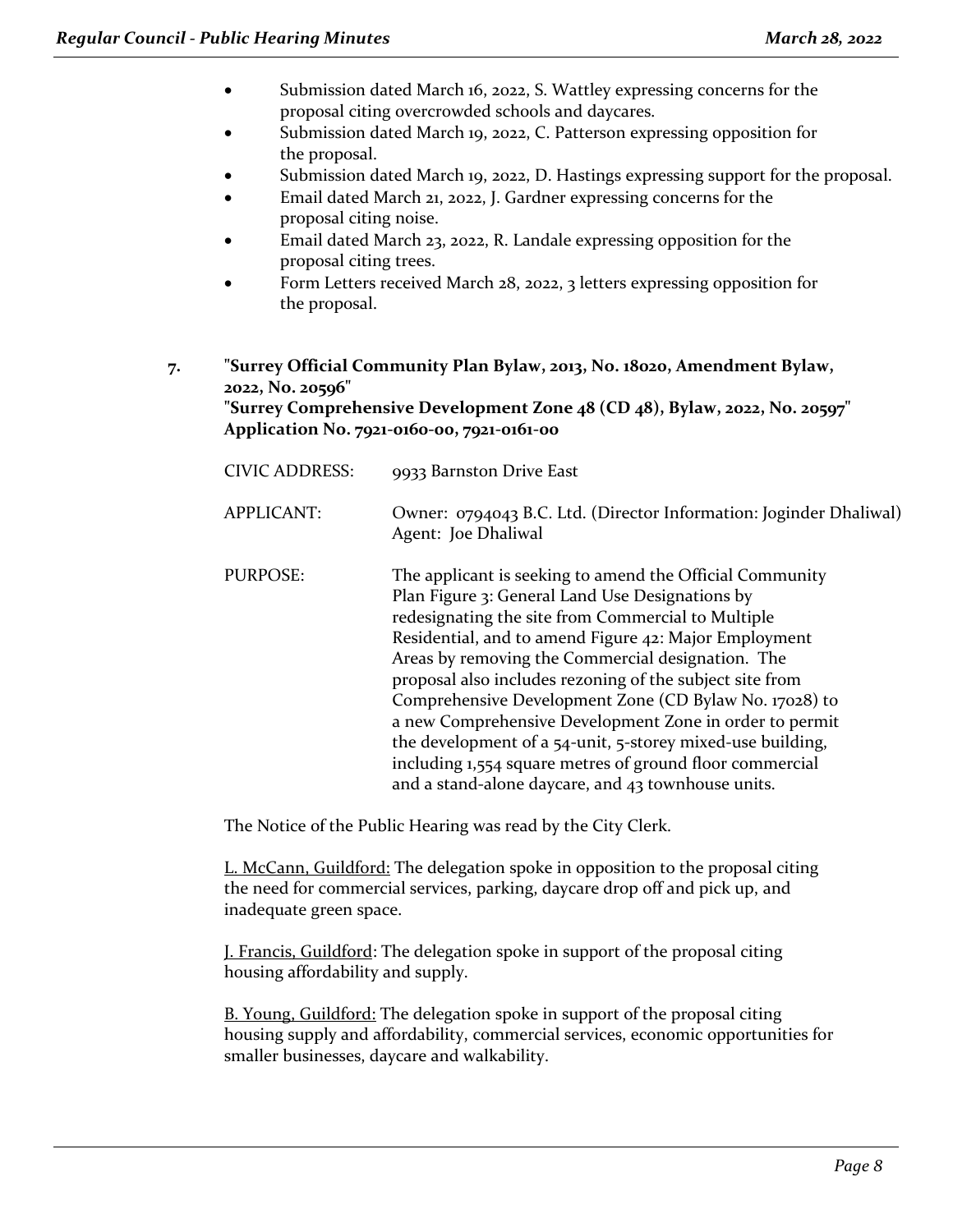- Submission dated March 16, 2022, S. Wattley expressing concerns for the proposal citing overcrowded schools and daycares.
- Submission dated March 19, 2022, C. Patterson expressing opposition for the proposal.
- Submission dated March 19, 2022, D. Hastings expressing support for the proposal.
- Email dated March 21, 2022, J. Gardner expressing concerns for the proposal citing noise.
- Email dated March 23, 2022, R. Landale expressing opposition for the proposal citing trees.
- Form Letters received March 28, 2022, 3 letters expressing opposition for the proposal.

**7. "Surrey Official Community Plan Bylaw, 2013, No. 18020, Amendment Bylaw, 2022, No. 20596"**
**"Surrey Comprehensive Development Zone 48 (CD 48), Bylaw, 2022, No. 20597"**
**Application No. 7921-0160-00, 7921-0161-00**

| | |
|---|---|
| CIVIC ADDRESS: | 9933 Barnston Drive East |
| APPLICANT: | Owner: 0794043 B.C. Ltd. (Director Information: Joginder Dhaliwal)<br>Agent: Joe Dhaliwal |
| PURPOSE: | The applicant is seeking to amend the Official Community Plan Figure 3: General Land Use Designations by redesignating the site from Commercial to Multiple Residential, and to amend Figure 42: Major Employment Areas by removing the Commercial designation. The proposal also includes rezoning of the subject site from Comprehensive Development Zone (CD Bylaw No. 17028) to a new Comprehensive Development Zone in order to permit the development of a 54-unit, 5-storey mixed-use building, including 1,554 square metres of ground floor commercial and a stand-alone daycare, and 43 townhouse units. |

The Notice of the Public Hearing was read by the City Clerk.

L. McCann, Guildford: The delegation spoke in opposition to the proposal citing the need for commercial services, parking, daycare drop off and pick up, and inadequate green space.

J. Francis, Guildford: The delegation spoke in support of the proposal citing housing affordability and supply.

B. Young, Guildford: The delegation spoke in support of the proposal citing housing supply and affordability, commercial services, economic opportunities for smaller businesses, daycare and walkability.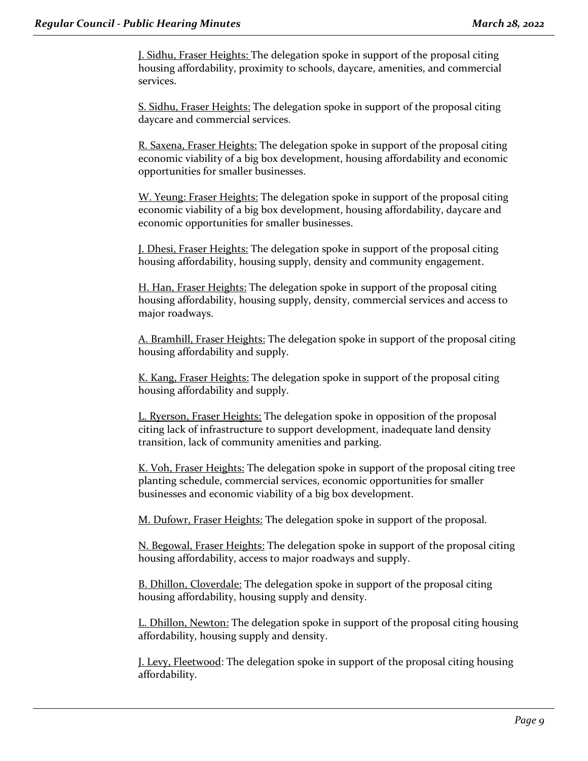J. Sidhu, Fraser Heights: The delegation spoke in support of the proposal citing housing affordability, proximity to schools, daycare, amenities, and commercial services.

S. Sidhu, Fraser Heights: The delegation spoke in support of the proposal citing daycare and commercial services.

R. Saxena, Fraser Heights: The delegation spoke in support of the proposal citing economic viability of a big box development, housing affordability and economic opportunities for smaller businesses.

W. Yeung: Fraser Heights: The delegation spoke in support of the proposal citing economic viability of a big box development, housing affordability, daycare and economic opportunities for smaller businesses.

J. Dhesi, Fraser Heights: The delegation spoke in support of the proposal citing housing affordability, housing supply, density and community engagement.

H. Han, Fraser Heights: The delegation spoke in support of the proposal citing housing affordability, housing supply, density, commercial services and access to major roadways.

A. Bramhill, Fraser Heights: The delegation spoke in support of the proposal citing housing affordability and supply.

K. Kang, Fraser Heights: The delegation spoke in support of the proposal citing housing affordability and supply.

L. Ryerson, Fraser Heights: The delegation spoke in opposition of the proposal citing lack of infrastructure to support development, inadequate land density transition, lack of community amenities and parking.

K. Voh, Fraser Heights: The delegation spoke in support of the proposal citing tree planting schedule, commercial services, economic opportunities for smaller businesses and economic viability of a big box development.

M. Dufowr, Fraser Heights: The delegation spoke in support of the proposal.

N. Begowal, Fraser Heights: The delegation spoke in support of the proposal citing housing affordability, access to major roadways and supply.

B. Dhillon, Cloverdale: The delegation spoke in support of the proposal citing housing affordability, housing supply and density.

L. Dhillon, Newton: The delegation spoke in support of the proposal citing housing affordability, housing supply and density.

J. Levy, Fleetwood: The delegation spoke in support of the proposal citing housing affordability.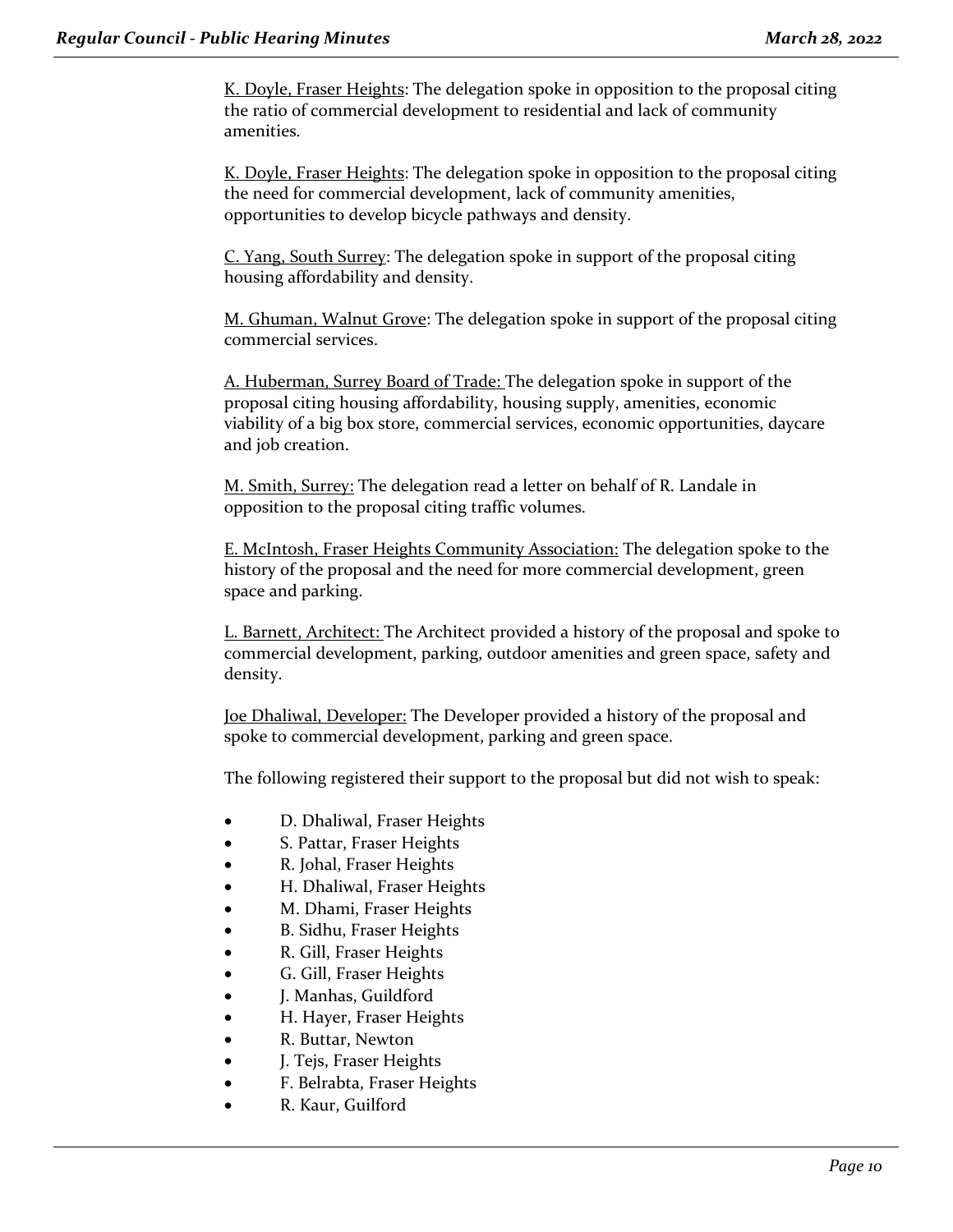K. Doyle, Fraser Heights: The delegation spoke in opposition to the proposal citing the ratio of commercial development to residential and lack of community amenities.

K. Doyle, Fraser Heights: The delegation spoke in opposition to the proposal citing the need for commercial development, lack of community amenities, opportunities to develop bicycle pathways and density.

C. Yang, South Surrey: The delegation spoke in support of the proposal citing housing affordability and density.

M. Ghuman, Walnut Grove: The delegation spoke in support of the proposal citing commercial services.

A. Huberman, Surrey Board of Trade: The delegation spoke in support of the proposal citing housing affordability, housing supply, amenities, economic viability of a big box store, commercial services, economic opportunities, daycare and job creation.

M. Smith, Surrey: The delegation read a letter on behalf of R. Landale in opposition to the proposal citing traffic volumes.

E. McIntosh, Fraser Heights Community Association: The delegation spoke to the history of the proposal and the need for more commercial development, green space and parking.

L. Barnett, Architect: The Architect provided a history of the proposal and spoke to commercial development, parking, outdoor amenities and green space, safety and density.

Joe Dhaliwal, Developer: The Developer provided a history of the proposal and spoke to commercial development, parking and green space.

The following registered their support to the proposal but did not wish to speak:

- D. Dhaliwal, Fraser Heights
- S. Pattar, Fraser Heights
- R. Johal, Fraser Heights
- H. Dhaliwal, Fraser Heights
- M. Dhami, Fraser Heights
- B. Sidhu, Fraser Heights
- R. Gill, Fraser Heights
- G. Gill, Fraser Heights
- J. Manhas, Guildford
- H. Hayer, Fraser Heights
- R. Buttar, Newton
- J. Tejs, Fraser Heights
- F. Belrabta, Fraser Heights
- R. Kaur, Guilford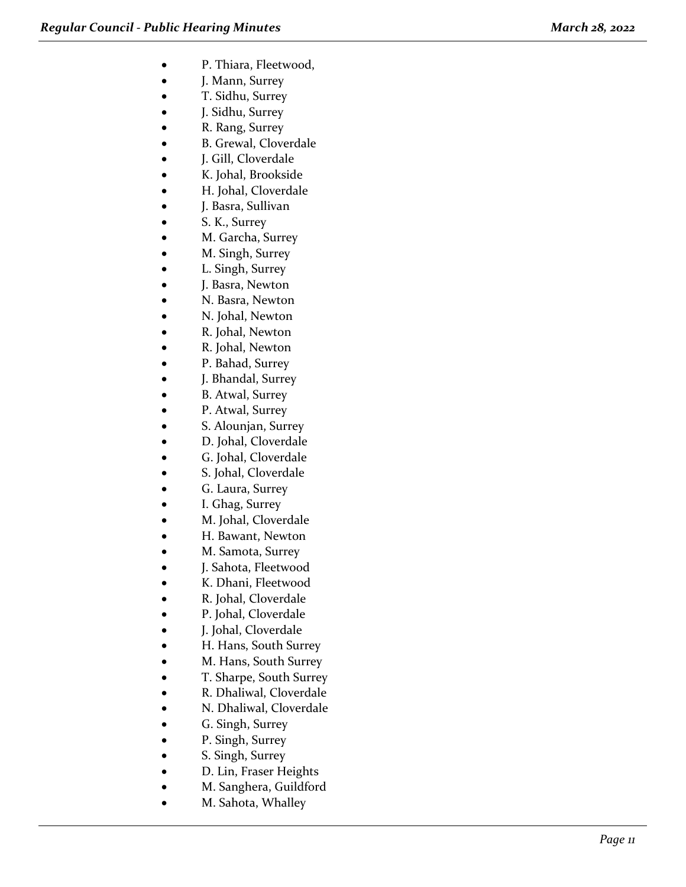- P. Thiara, Fleetwood,
- J. Mann, Surrey
- T. Sidhu, Surrey
- J. Sidhu, Surrey
- R. Rang, Surrey
- B. Grewal, Cloverdale
- J. Gill, Cloverdale
- K. Johal, Brookside
- H. Johal, Cloverdale
- J. Basra, Sullivan
- S. K., Surrey
- M. Garcha, Surrey
- M. Singh, Surrey
- L. Singh, Surrey
- J. Basra, Newton
- N. Basra, Newton
- N. Johal, Newton
- R. Johal, Newton
- R. Johal, Newton
- P. Bahad, Surrey
- J. Bhandal, Surrey
- B. Atwal, Surrey
- P. Atwal, Surrey
- S. Alounjan, Surrey
- D. Johal, Cloverdale
- G. Johal, Cloverdale
- S. Johal, Cloverdale
- G. Laura, Surrey
- I. Ghag, Surrey
- M. Johal, Cloverdale
- H. Bawant, Newton
- M. Samota, Surrey
- J. Sahota, Fleetwood
- K. Dhani, Fleetwood
- R. Johal, Cloverdale
- P. Johal, Cloverdale
- J. Johal, Cloverdale
- H. Hans, South Surrey
- M. Hans, South Surrey
- T. Sharpe, South Surrey
- R. Dhaliwal, Cloverdale
- N. Dhaliwal, Cloverdale
- G. Singh, Surrey
- P. Singh, Surrey
- S. Singh, Surrey
- D. Lin, Fraser Heights
- M. Sanghera, Guildford
- M. Sahota, Whalley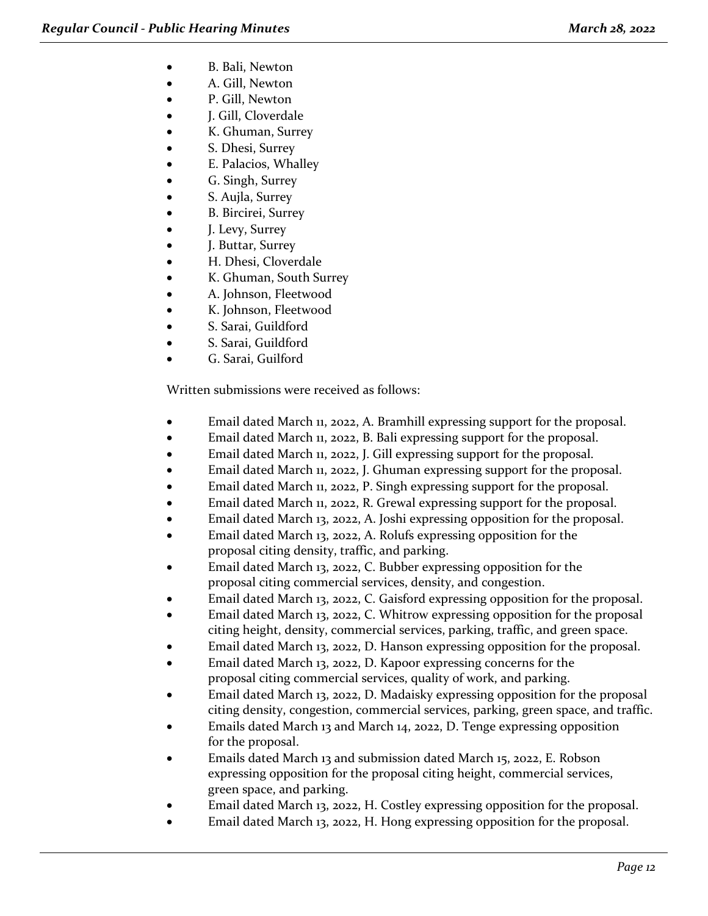- B. Bali, Newton
- A. Gill, Newton
- P. Gill, Newton
- J. Gill, Cloverdale
- K. Ghuman, Surrey
- S. Dhesi, Surrey
- E. Palacios, Whalley
- G. Singh, Surrey
- S. Aujla, Surrey
- B. Bircirei, Surrey
- J. Levy, Surrey
- J. Buttar, Surrey
- H. Dhesi, Cloverdale
- K. Ghuman, South Surrey
- A. Johnson, Fleetwood
- K. Johnson, Fleetwood
- S. Sarai, Guildford
- S. Sarai, Guildford
- G. Sarai, Guilford

Written submissions were received as follows:

- Email dated March 11, 2022, A. Bramhill expressing support for the proposal.
- Email dated March 11, 2022, B. Bali expressing support for the proposal.
- Email dated March 11, 2022, J. Gill expressing support for the proposal.
- Email dated March 11, 2022, J. Ghuman expressing support for the proposal.
- Email dated March 11, 2022, P. Singh expressing support for the proposal.
- Email dated March 11, 2022, R. Grewal expressing support for the proposal.
- Email dated March 13, 2022, A. Joshi expressing opposition for the proposal.
- Email dated March 13, 2022, A. Rolufs expressing opposition for the proposal citing density, traffic, and parking.
- Email dated March 13, 2022, C. Bubber expressing opposition for the proposal citing commercial services, density, and congestion.
- Email dated March 13, 2022, C. Gaisford expressing opposition for the proposal.
- Email dated March 13, 2022, C. Whitrow expressing opposition for the proposal citing height, density, commercial services, parking, traffic, and green space.
- Email dated March 13, 2022, D. Hanson expressing opposition for the proposal.
- Email dated March 13, 2022, D. Kapoor expressing concerns for the proposal citing commercial services, quality of work, and parking.
- Email dated March 13, 2022, D. Madaisky expressing opposition for the proposal citing density, congestion, commercial services, parking, green space, and traffic.
- Emails dated March 13 and March 14, 2022, D. Tenge expressing opposition for the proposal.
- Emails dated March 13 and submission dated March 15, 2022, E. Robson expressing opposition for the proposal citing height, commercial services, green space, and parking.
- Email dated March 13, 2022, H. Costley expressing opposition for the proposal.
- Email dated March 13, 2022, H. Hong expressing opposition for the proposal.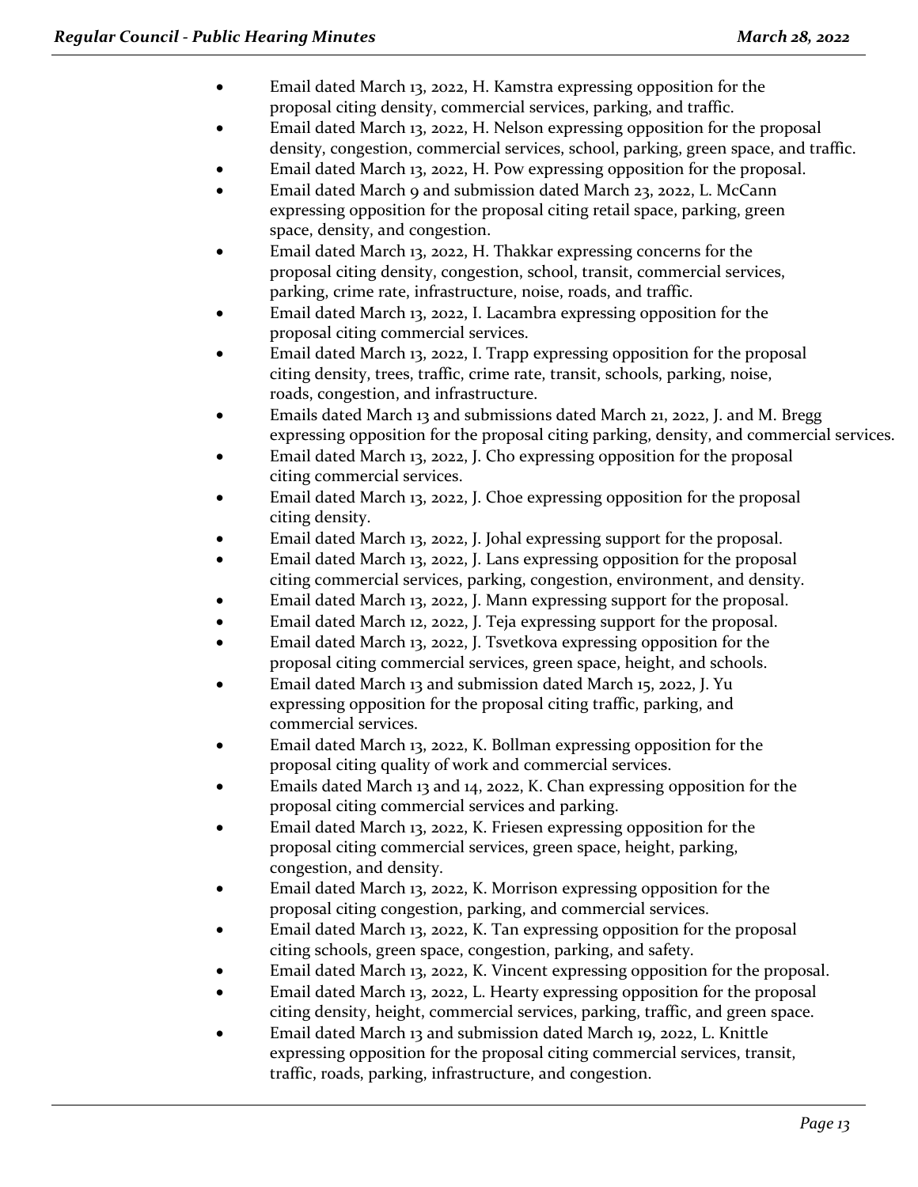- Email dated March 13, 2022, H. Kamstra expressing opposition for the proposal citing density, commercial services, parking, and traffic.
- Email dated March 13, 2022, H. Nelson expressing opposition for the proposal density, congestion, commercial services, school, parking, green space, and traffic.
- Email dated March 13, 2022, H. Pow expressing opposition for the proposal.
- Email dated March 9 and submission dated March 23, 2022, L. McCann expressing opposition for the proposal citing retail space, parking, green space, density, and congestion.
- Email dated March 13, 2022, H. Thakkar expressing concerns for the proposal citing density, congestion, school, transit, commercial services, parking, crime rate, infrastructure, noise, roads, and traffic.
- Email dated March 13, 2022, I. Lacambra expressing opposition for the proposal citing commercial services.
- Email dated March 13, 2022, I. Trapp expressing opposition for the proposal citing density, trees, traffic, crime rate, transit, schools, parking, noise, roads, congestion, and infrastructure.
- Emails dated March 13 and submissions dated March 21, 2022, J. and M. Bregg expressing opposition for the proposal citing parking, density, and commercial services.
- Email dated March 13, 2022, J. Cho expressing opposition for the proposal citing commercial services.
- Email dated March 13, 2022, J. Choe expressing opposition for the proposal citing density.
- Email dated March 13, 2022, J. Johal expressing support for the proposal.
- Email dated March 13, 2022, J. Lans expressing opposition for the proposal citing commercial services, parking, congestion, environment, and density.
- Email dated March 13, 2022, J. Mann expressing support for the proposal.
- Email dated March 12, 2022, J. Teja expressing support for the proposal.
- Email dated March 13, 2022, J. Tsvetkova expressing opposition for the proposal citing commercial services, green space, height, and schools.
- Email dated March 13 and submission dated March 15, 2022, J. Yu expressing opposition for the proposal citing traffic, parking, and commercial services.
- Email dated March 13, 2022, K. Bollman expressing opposition for the proposal citing quality of work and commercial services.
- Emails dated March 13 and 14, 2022, K. Chan expressing opposition for the proposal citing commercial services and parking.
- Email dated March 13, 2022, K. Friesen expressing opposition for the proposal citing commercial services, green space, height, parking, congestion, and density.
- Email dated March 13, 2022, K. Morrison expressing opposition for the proposal citing congestion, parking, and commercial services.
- Email dated March 13, 2022, K. Tan expressing opposition for the proposal citing schools, green space, congestion, parking, and safety.
- Email dated March 13, 2022, K. Vincent expressing opposition for the proposal.
- Email dated March 13, 2022, L. Hearty expressing opposition for the proposal citing density, height, commercial services, parking, traffic, and green space.
- Email dated March 13 and submission dated March 19, 2022, L. Knittle expressing opposition for the proposal citing commercial services, transit, traffic, roads, parking, infrastructure, and congestion.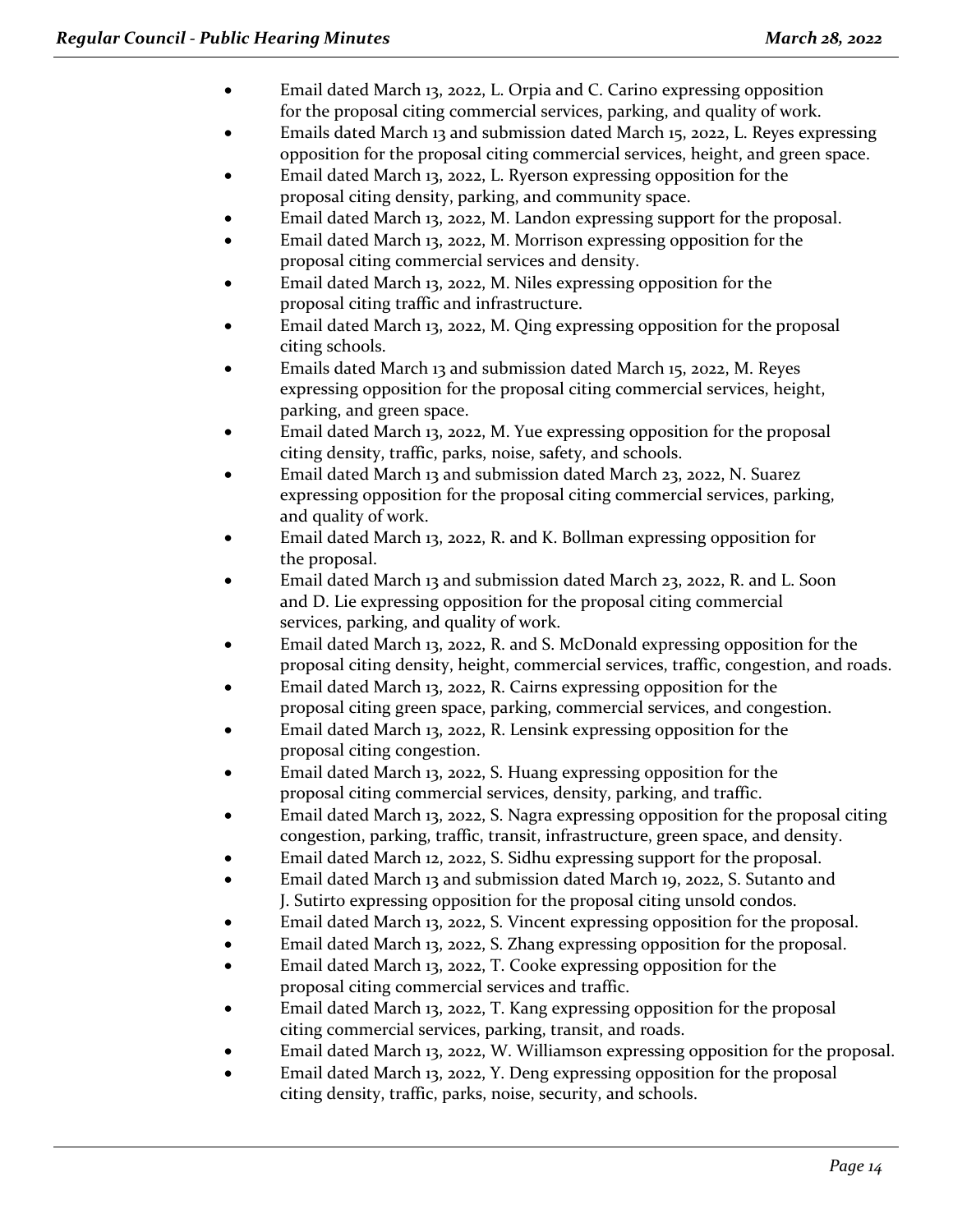- Email dated March 13, 2022, L. Orpia and C. Carino expressing opposition for the proposal citing commercial services, parking, and quality of work.
- Emails dated March 13 and submission dated March 15, 2022, L. Reyes expressing opposition for the proposal citing commercial services, height, and green space.
- Email dated March 13, 2022, L. Ryerson expressing opposition for the proposal citing density, parking, and community space.
- Email dated March 13, 2022, M. Landon expressing support for the proposal.
- Email dated March 13, 2022, M. Morrison expressing opposition for the proposal citing commercial services and density.
- Email dated March 13, 2022, M. Niles expressing opposition for the proposal citing traffic and infrastructure.
- Email dated March 13, 2022, M. Qing expressing opposition for the proposal citing schools.
- Emails dated March 13 and submission dated March 15, 2022, M. Reyes expressing opposition for the proposal citing commercial services, height, parking, and green space.
- Email dated March 13, 2022, M. Yue expressing opposition for the proposal citing density, traffic, parks, noise, safety, and schools.
- Email dated March 13 and submission dated March 23, 2022, N. Suarez expressing opposition for the proposal citing commercial services, parking, and quality of work.
- Email dated March 13, 2022, R. and K. Bollman expressing opposition for the proposal.
- Email dated March 13 and submission dated March 23, 2022, R. and L. Soon and D. Lie expressing opposition for the proposal citing commercial services, parking, and quality of work.
- Email dated March 13, 2022, R. and S. McDonald expressing opposition for the proposal citing density, height, commercial services, traffic, congestion, and roads.
- Email dated March 13, 2022, R. Cairns expressing opposition for the proposal citing green space, parking, commercial services, and congestion.
- Email dated March 13, 2022, R. Lensink expressing opposition for the proposal citing congestion.
- Email dated March 13, 2022, S. Huang expressing opposition for the proposal citing commercial services, density, parking, and traffic.
- Email dated March 13, 2022, S. Nagra expressing opposition for the proposal citing congestion, parking, traffic, transit, infrastructure, green space, and density.
- Email dated March 12, 2022, S. Sidhu expressing support for the proposal.
- Email dated March 13 and submission dated March 19, 2022, S. Sutanto and J. Sutirto expressing opposition for the proposal citing unsold condos.
- Email dated March 13, 2022, S. Vincent expressing opposition for the proposal.
- Email dated March 13, 2022, S. Zhang expressing opposition for the proposal.
- Email dated March 13, 2022, T. Cooke expressing opposition for the proposal citing commercial services and traffic.
- Email dated March 13, 2022, T. Kang expressing opposition for the proposal citing commercial services, parking, transit, and roads.
- Email dated March 13, 2022, W. Williamson expressing opposition for the proposal.
- Email dated March 13, 2022, Y. Deng expressing opposition for the proposal citing density, traffic, parks, noise, security, and schools.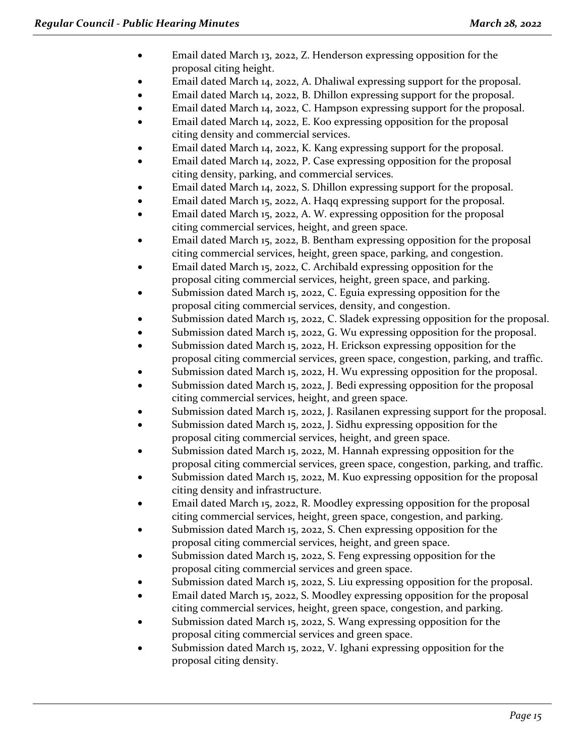- Email dated March 13, 2022, Z. Henderson expressing opposition for the proposal citing height.
- Email dated March 14, 2022, A. Dhaliwal expressing support for the proposal.
- Email dated March 14, 2022, B. Dhillon expressing support for the proposal.
- Email dated March 14, 2022, C. Hampson expressing support for the proposal.
- Email dated March 14, 2022, E. Koo expressing opposition for the proposal citing density and commercial services.
- Email dated March 14, 2022, K. Kang expressing support for the proposal.
- Email dated March 14, 2022, P. Case expressing opposition for the proposal citing density, parking, and commercial services.
- Email dated March 14, 2022, S. Dhillon expressing support for the proposal.
- Email dated March 15, 2022, A. Haqq expressing support for the proposal.
- Email dated March 15, 2022, A. W. expressing opposition for the proposal citing commercial services, height, and green space.
- Email dated March 15, 2022, B. Bentham expressing opposition for the proposal citing commercial services, height, green space, parking, and congestion.
- Email dated March 15, 2022, C. Archibald expressing opposition for the proposal citing commercial services, height, green space, and parking.
- Submission dated March 15, 2022, C. Eguia expressing opposition for the proposal citing commercial services, density, and congestion.
- Submission dated March 15, 2022, C. Sladek expressing opposition for the proposal.
- Submission dated March 15, 2022, G. Wu expressing opposition for the proposal.
- Submission dated March 15, 2022, H. Erickson expressing opposition for the proposal citing commercial services, green space, congestion, parking, and traffic.
- Submission dated March 15, 2022, H. Wu expressing opposition for the proposal.
- Submission dated March 15, 2022, J. Bedi expressing opposition for the proposal citing commercial services, height, and green space.
- Submission dated March 15, 2022, J. Rasilanen expressing support for the proposal.
- Submission dated March 15, 2022, J. Sidhu expressing opposition for the proposal citing commercial services, height, and green space.
- Submission dated March 15, 2022, M. Hannah expressing opposition for the proposal citing commercial services, green space, congestion, parking, and traffic.
- Submission dated March 15, 2022, M. Kuo expressing opposition for the proposal citing density and infrastructure.
- Email dated March 15, 2022, R. Moodley expressing opposition for the proposal citing commercial services, height, green space, congestion, and parking.
- Submission dated March 15, 2022, S. Chen expressing opposition for the proposal citing commercial services, height, and green space.
- Submission dated March 15, 2022, S. Feng expressing opposition for the proposal citing commercial services and green space.
- Submission dated March 15, 2022, S. Liu expressing opposition for the proposal.
- Email dated March 15, 2022, S. Moodley expressing opposition for the proposal citing commercial services, height, green space, congestion, and parking.
- Submission dated March 15, 2022, S. Wang expressing opposition for the proposal citing commercial services and green space.
- Submission dated March 15, 2022, V. Ighani expressing opposition for the proposal citing density.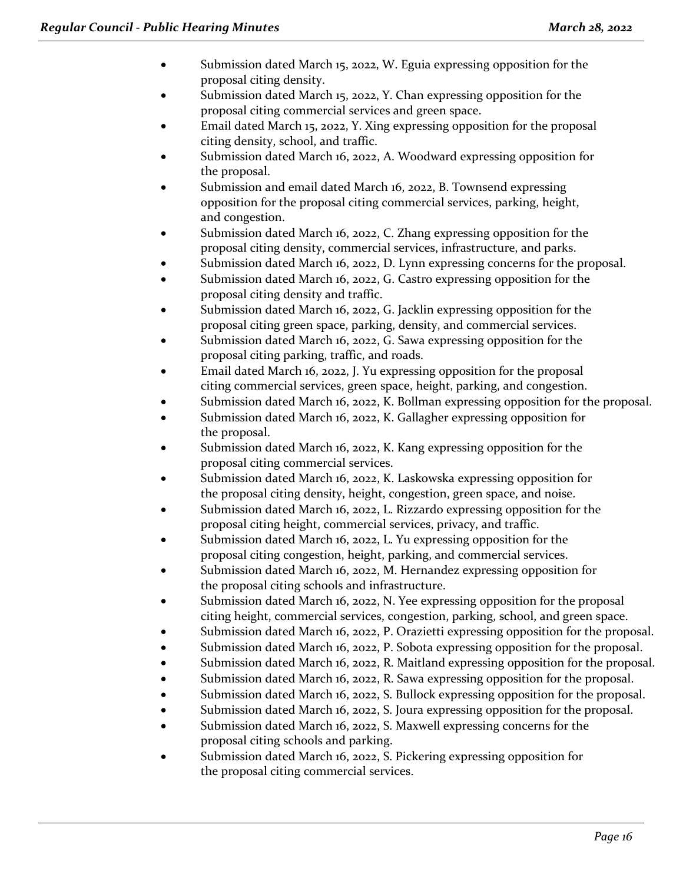- Submission dated March 15, 2022, W. Eguia expressing opposition for the proposal citing density.
- Submission dated March 15, 2022, Y. Chan expressing opposition for the proposal citing commercial services and green space.
- Email dated March 15, 2022, Y. Xing expressing opposition for the proposal citing density, school, and traffic.
- Submission dated March 16, 2022, A. Woodward expressing opposition for the proposal.
- Submission and email dated March 16, 2022, B. Townsend expressing opposition for the proposal citing commercial services, parking, height, and congestion.
- Submission dated March 16, 2022, C. Zhang expressing opposition for the proposal citing density, commercial services, infrastructure, and parks.
- Submission dated March 16, 2022, D. Lynn expressing concerns for the proposal.
- Submission dated March 16, 2022, G. Castro expressing opposition for the proposal citing density and traffic.
- Submission dated March 16, 2022, G. Jacklin expressing opposition for the proposal citing green space, parking, density, and commercial services.
- Submission dated March 16, 2022, G. Sawa expressing opposition for the proposal citing parking, traffic, and roads.
- Email dated March 16, 2022, J. Yu expressing opposition for the proposal citing commercial services, green space, height, parking, and congestion.
- Submission dated March 16, 2022, K. Bollman expressing opposition for the proposal.
- Submission dated March 16, 2022, K. Gallagher expressing opposition for the proposal.
- Submission dated March 16, 2022, K. Kang expressing opposition for the proposal citing commercial services.
- Submission dated March 16, 2022, K. Laskowska expressing opposition for the proposal citing density, height, congestion, green space, and noise.
- Submission dated March 16, 2022, L. Rizzardo expressing opposition for the proposal citing height, commercial services, privacy, and traffic.
- Submission dated March 16, 2022, L. Yu expressing opposition for the proposal citing congestion, height, parking, and commercial services.
- Submission dated March 16, 2022, M. Hernandez expressing opposition for the proposal citing schools and infrastructure.
- Submission dated March 16, 2022, N. Yee expressing opposition for the proposal citing height, commercial services, congestion, parking, school, and green space.
- Submission dated March 16, 2022, P. Orazietti expressing opposition for the proposal.
- Submission dated March 16, 2022, P. Sobota expressing opposition for the proposal.
- Submission dated March 16, 2022, R. Maitland expressing opposition for the proposal.
- Submission dated March 16, 2022, R. Sawa expressing opposition for the proposal.
- Submission dated March 16, 2022, S. Bullock expressing opposition for the proposal.
- Submission dated March 16, 2022, S. Joura expressing opposition for the proposal.
- Submission dated March 16, 2022, S. Maxwell expressing concerns for the proposal citing schools and parking.
- Submission dated March 16, 2022, S. Pickering expressing opposition for the proposal citing commercial services.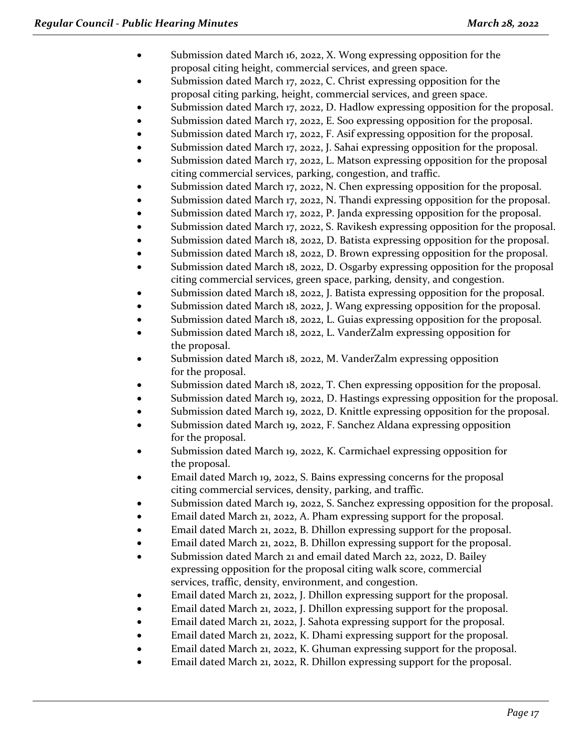- Submission dated March 16, 2022, X. Wong expressing opposition for the proposal citing height, commercial services, and green space.
- Submission dated March 17, 2022, C. Christ expressing opposition for the proposal citing parking, height, commercial services, and green space.
- Submission dated March 17, 2022, D. Hadlow expressing opposition for the proposal.
- Submission dated March 17, 2022, E. Soo expressing opposition for the proposal.
- Submission dated March 17, 2022, F. Asif expressing opposition for the proposal.
- Submission dated March 17, 2022, J. Sahai expressing opposition for the proposal.
- Submission dated March 17, 2022, L. Matson expressing opposition for the proposal citing commercial services, parking, congestion, and traffic.
- Submission dated March 17, 2022, N. Chen expressing opposition for the proposal.
- Submission dated March 17, 2022, N. Thandi expressing opposition for the proposal.
- Submission dated March 17, 2022, P. Janda expressing opposition for the proposal.
- Submission dated March 17, 2022, S. Ravikesh expressing opposition for the proposal.
- Submission dated March 18, 2022, D. Batista expressing opposition for the proposal.
- Submission dated March 18, 2022, D. Brown expressing opposition for the proposal.
- Submission dated March 18, 2022, D. Osgarby expressing opposition for the proposal citing commercial services, green space, parking, density, and congestion.
- Submission dated March 18, 2022, J. Batista expressing opposition for the proposal.
- Submission dated March 18, 2022, J. Wang expressing opposition for the proposal.
- Submission dated March 18, 2022, L. Guias expressing opposition for the proposal.
- Submission dated March 18, 2022, L. VanderZalm expressing opposition for the proposal.
- Submission dated March 18, 2022, M. VanderZalm expressing opposition for the proposal.
- Submission dated March 18, 2022, T. Chen expressing opposition for the proposal.
- Submission dated March 19, 2022, D. Hastings expressing opposition for the proposal.
- Submission dated March 19, 2022, D. Knittle expressing opposition for the proposal.
- Submission dated March 19, 2022, F. Sanchez Aldana expressing opposition for the proposal.
- Submission dated March 19, 2022, K. Carmichael expressing opposition for the proposal.
- Email dated March 19, 2022, S. Bains expressing concerns for the proposal citing commercial services, density, parking, and traffic.
- Submission dated March 19, 2022, S. Sanchez expressing opposition for the proposal.
- Email dated March 21, 2022, A. Pham expressing support for the proposal.
- Email dated March 21, 2022, B. Dhillon expressing support for the proposal.
- Email dated March 21, 2022, B. Dhillon expressing support for the proposal.
- Submission dated March 21 and email dated March 22, 2022, D. Bailey expressing opposition for the proposal citing walk score, commercial services, traffic, density, environment, and congestion.
- Email dated March 21, 2022, J. Dhillon expressing support for the proposal.
- Email dated March 21, 2022, J. Dhillon expressing support for the proposal.
- Email dated March 21, 2022, J. Sahota expressing support for the proposal.
- Email dated March 21, 2022, K. Dhami expressing support for the proposal.
- Email dated March 21, 2022, K. Ghuman expressing support for the proposal.
- Email dated March 21, 2022, R. Dhillon expressing support for the proposal.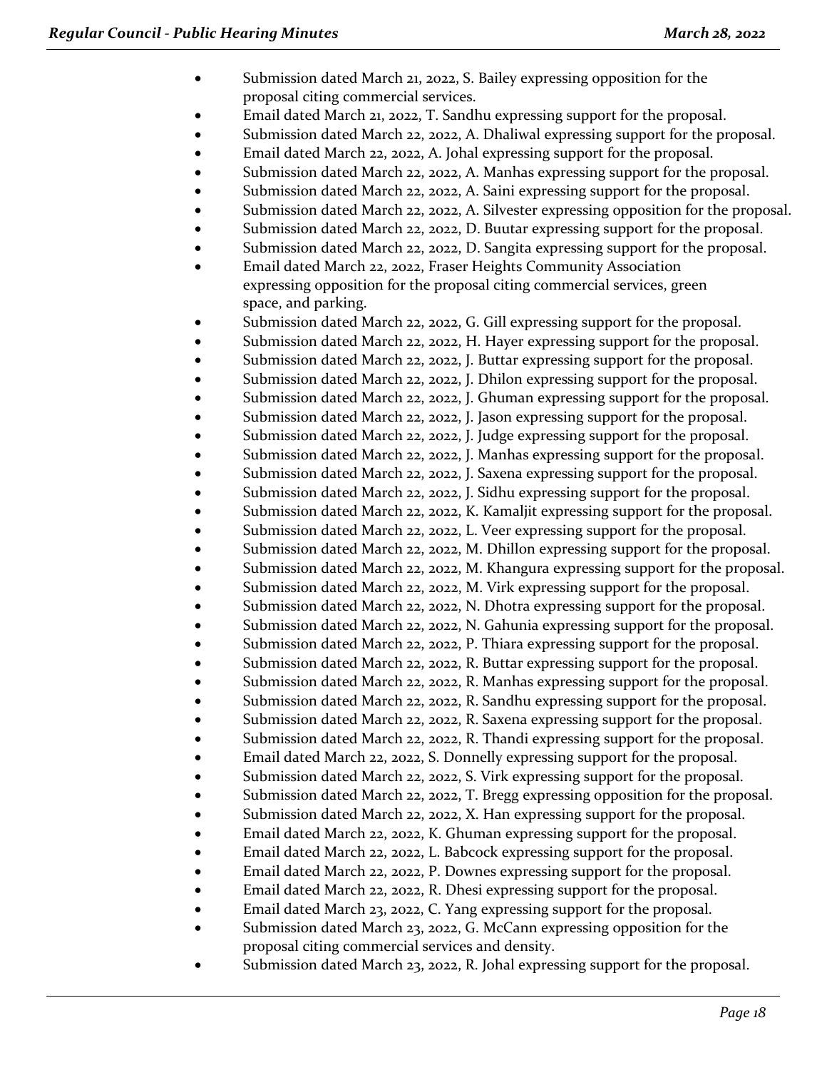- Submission dated March 21, 2022, S. Bailey expressing opposition for the proposal citing commercial services.
- Email dated March 21, 2022, T. Sandhu expressing support for the proposal.
- Submission dated March 22, 2022, A. Dhaliwal expressing support for the proposal.
- Email dated March 22, 2022, A. Johal expressing support for the proposal.
- Submission dated March 22, 2022, A. Manhas expressing support for the proposal.
- Submission dated March 22, 2022, A. Saini expressing support for the proposal.
- Submission dated March 22, 2022, A. Silvester expressing opposition for the proposal.
- Submission dated March 22, 2022, D. Buutar expressing support for the proposal.
- Submission dated March 22, 2022, D. Sangita expressing support for the proposal.
- Email dated March 22, 2022, Fraser Heights Community Association expressing opposition for the proposal citing commercial services, green space, and parking.
- Submission dated March 22, 2022, G. Gill expressing support for the proposal.
- Submission dated March 22, 2022, H. Hayer expressing support for the proposal.
- Submission dated March 22, 2022, J. Buttar expressing support for the proposal.
- Submission dated March 22, 2022, J. Dhilon expressing support for the proposal.
- Submission dated March 22, 2022, J. Ghuman expressing support for the proposal.
- Submission dated March 22, 2022, J. Jason expressing support for the proposal.
- Submission dated March 22, 2022, J. Judge expressing support for the proposal.
- Submission dated March 22, 2022, J. Manhas expressing support for the proposal.
- Submission dated March 22, 2022, J. Saxena expressing support for the proposal.
- Submission dated March 22, 2022, J. Sidhu expressing support for the proposal.
- Submission dated March 22, 2022, K. Kamaljit expressing support for the proposal.
- Submission dated March 22, 2022, L. Veer expressing support for the proposal.
- Submission dated March 22, 2022, M. Dhillon expressing support for the proposal.
- Submission dated March 22, 2022, M. Khangura expressing support for the proposal.
- Submission dated March 22, 2022, M. Virk expressing support for the proposal.
- Submission dated March 22, 2022, N. Dhotra expressing support for the proposal.
- Submission dated March 22, 2022, N. Gahunia expressing support for the proposal.
- Submission dated March 22, 2022, P. Thiara expressing support for the proposal.
- Submission dated March 22, 2022, R. Buttar expressing support for the proposal.
- Submission dated March 22, 2022, R. Manhas expressing support for the proposal.
- Submission dated March 22, 2022, R. Sandhu expressing support for the proposal.
- Submission dated March 22, 2022, R. Saxena expressing support for the proposal.
- Submission dated March 22, 2022, R. Thandi expressing support for the proposal.
- Email dated March 22, 2022, S. Donnelly expressing support for the proposal.
- Submission dated March 22, 2022, S. Virk expressing support for the proposal.
- Submission dated March 22, 2022, T. Bregg expressing opposition for the proposal.
- Submission dated March 22, 2022, X. Han expressing support for the proposal.
- Email dated March 22, 2022, K. Ghuman expressing support for the proposal.
- Email dated March 22, 2022, L. Babcock expressing support for the proposal.
- Email dated March 22, 2022, P. Downes expressing support for the proposal.
- Email dated March 22, 2022, R. Dhesi expressing support for the proposal.
- Email dated March 23, 2022, C. Yang expressing support for the proposal.
- Submission dated March 23, 2022, G. McCann expressing opposition for the proposal citing commercial services and density.
- Submission dated March 23, 2022, R. Johal expressing support for the proposal.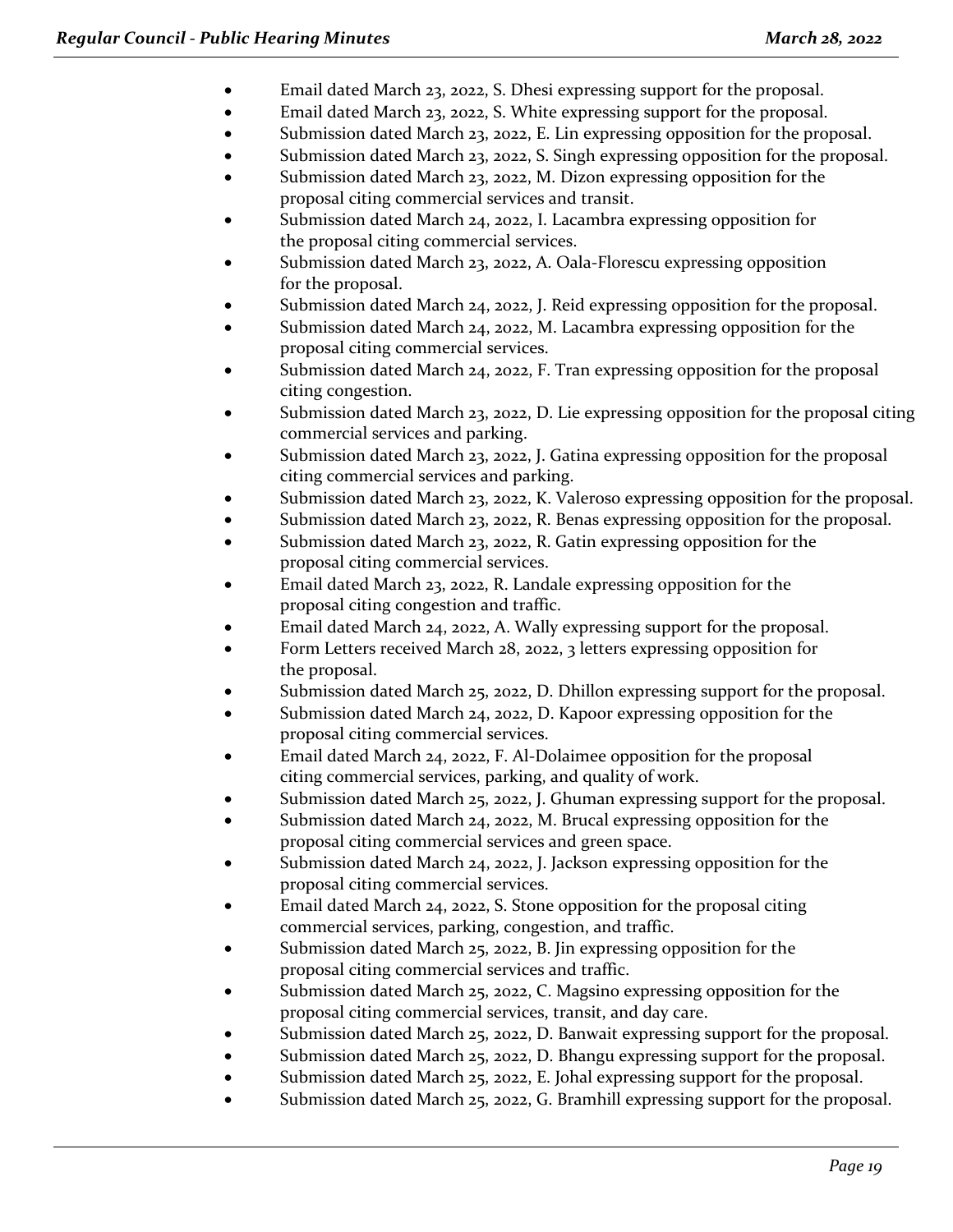- Email dated March 23, 2022, S. Dhesi expressing support for the proposal.
- Email dated March 23, 2022, S. White expressing support for the proposal.
- Submission dated March 23, 2022, E. Lin expressing opposition for the proposal.
- Submission dated March 23, 2022, S. Singh expressing opposition for the proposal.
- Submission dated March 23, 2022, M. Dizon expressing opposition for the proposal citing commercial services and transit.
- Submission dated March 24, 2022, I. Lacambra expressing opposition for the proposal citing commercial services.
- Submission dated March 23, 2022, A. Oala-Florescu expressing opposition for the proposal.
- Submission dated March 24, 2022, J. Reid expressing opposition for the proposal.
- Submission dated March 24, 2022, M. Lacambra expressing opposition for the proposal citing commercial services.
- Submission dated March 24, 2022, F. Tran expressing opposition for the proposal citing congestion.
- Submission dated March 23, 2022, D. Lie expressing opposition for the proposal citing commercial services and parking.
- Submission dated March 23, 2022, J. Gatina expressing opposition for the proposal citing commercial services and parking.
- Submission dated March 23, 2022, K. Valeroso expressing opposition for the proposal.
- Submission dated March 23, 2022, R. Benas expressing opposition for the proposal.
- Submission dated March 23, 2022, R. Gatin expressing opposition for the proposal citing commercial services.
- Email dated March 23, 2022, R. Landale expressing opposition for the proposal citing congestion and traffic.
- Email dated March 24, 2022, A. Wally expressing support for the proposal.
- Form Letters received March 28, 2022, 3 letters expressing opposition for the proposal.
- Submission dated March 25, 2022, D. Dhillon expressing support for the proposal.
- Submission dated March 24, 2022, D. Kapoor expressing opposition for the proposal citing commercial services.
- Email dated March 24, 2022, F. Al-Dolaimee opposition for the proposal citing commercial services, parking, and quality of work.
- Submission dated March 25, 2022, J. Ghuman expressing support for the proposal.
- Submission dated March 24, 2022, M. Brucal expressing opposition for the proposal citing commercial services and green space.
- Submission dated March 24, 2022, J. Jackson expressing opposition for the proposal citing commercial services.
- Email dated March 24, 2022, S. Stone opposition for the proposal citing commercial services, parking, congestion, and traffic.
- Submission dated March 25, 2022, B. Jin expressing opposition for the proposal citing commercial services and traffic.
- Submission dated March 25, 2022, C. Magsino expressing opposition for the proposal citing commercial services, transit, and day care.
- Submission dated March 25, 2022, D. Banwait expressing support for the proposal.
- Submission dated March 25, 2022, D. Bhangu expressing support for the proposal.
- Submission dated March 25, 2022, E. Johal expressing support for the proposal.
- Submission dated March 25, 2022, G. Bramhill expressing support for the proposal.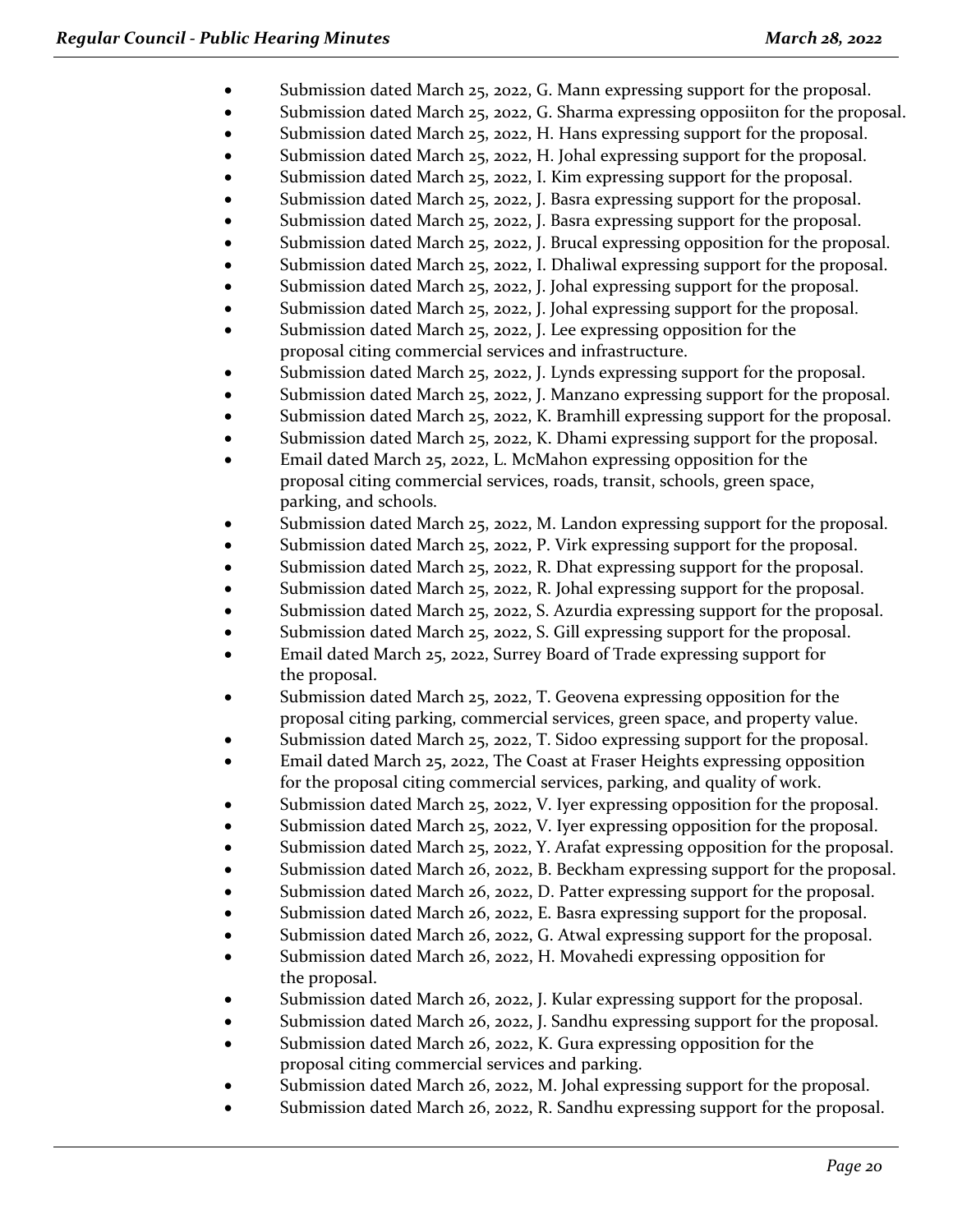- Submission dated March 25, 2022, G. Mann expressing support for the proposal.
- Submission dated March 25, 2022, G. Sharma expressing oppostiton for the proposal.
- Submission dated March 25, 2022, H. Hans expressing support for the proposal.
- Submission dated March 25, 2022, H. Johal expressing support for the proposal.
- Submission dated March 25, 2022, I. Kim expressing support for the proposal.
- Submission dated March 25, 2022, J. Basra expressing support for the proposal.
- Submission dated March 25, 2022, J. Basra expressing support for the proposal.
- Submission dated March 25, 2022, J. Brucal expressing opposition for the proposal.
- Submission dated March 25, 2022, I. Dhaliwal expressing support for the proposal.
- Submission dated March 25, 2022, J. Johal expressing support for the proposal.
- Submission dated March 25, 2022, J. Johal expressing support for the proposal.
- Submission dated March 25, 2022, J. Lee expressing opposition for the proposal citing commercial services and infrastructure.
- Submission dated March 25, 2022, J. Lynds expressing support for the proposal.
- Submission dated March 25, 2022, J. Manzano expressing support for the proposal.
- Submission dated March 25, 2022, K. Bramhill expressing support for the proposal.
- Submission dated March 25, 2022, K. Dhami expressing support for the proposal.
- Email dated March 25, 2022, L. McMahon expressing opposition for the proposal citing commercial services, roads, transit, schools, green space, parking, and schools.
- Submission dated March 25, 2022, M. Landon expressing support for the proposal.
- Submission dated March 25, 2022, P. Virk expressing support for the proposal.
- Submission dated March 25, 2022, R. Dhat expressing support for the proposal.
- Submission dated March 25, 2022, R. Johal expressing support for the proposal.
- Submission dated March 25, 2022, S. Azurdia expressing support for the proposal.
- Submission dated March 25, 2022, S. Gill expressing support for the proposal.
- Email dated March 25, 2022, Surrey Board of Trade expressing support for the proposal.
- Submission dated March 25, 2022, T. Geovena expressing opposition for the proposal citing parking, commercial services, green space, and property value.
- Submission dated March 25, 2022, T. Sidoo expressing support for the proposal.
- Email dated March 25, 2022, The Coast at Fraser Heights expressing opposition for the proposal citing commercial services, parking, and quality of work.
- Submission dated March 25, 2022, V. Iyer expressing opposition for the proposal.
- Submission dated March 25, 2022, V. Iyer expressing opposition for the proposal.
- Submission dated March 25, 2022, Y. Arafat expressing opposition for the proposal.
- Submission dated March 26, 2022, B. Beckham expressing support for the proposal.
- Submission dated March 26, 2022, D. Patter expressing support for the proposal.
- Submission dated March 26, 2022, E. Basra expressing support for the proposal.
- Submission dated March 26, 2022, G. Atwal expressing support for the proposal.
- Submission dated March 26, 2022, H. Movahedi expressing opposition for the proposal.
- Submission dated March 26, 2022, J. Kular expressing support for the proposal.
- Submission dated March 26, 2022, J. Sandhu expressing support for the proposal.
- Submission dated March 26, 2022, K. Gura expressing opposition for the proposal citing commercial services and parking.
- Submission dated March 26, 2022, M. Johal expressing support for the proposal.
- Submission dated March 26, 2022, R. Sandhu expressing support for the proposal.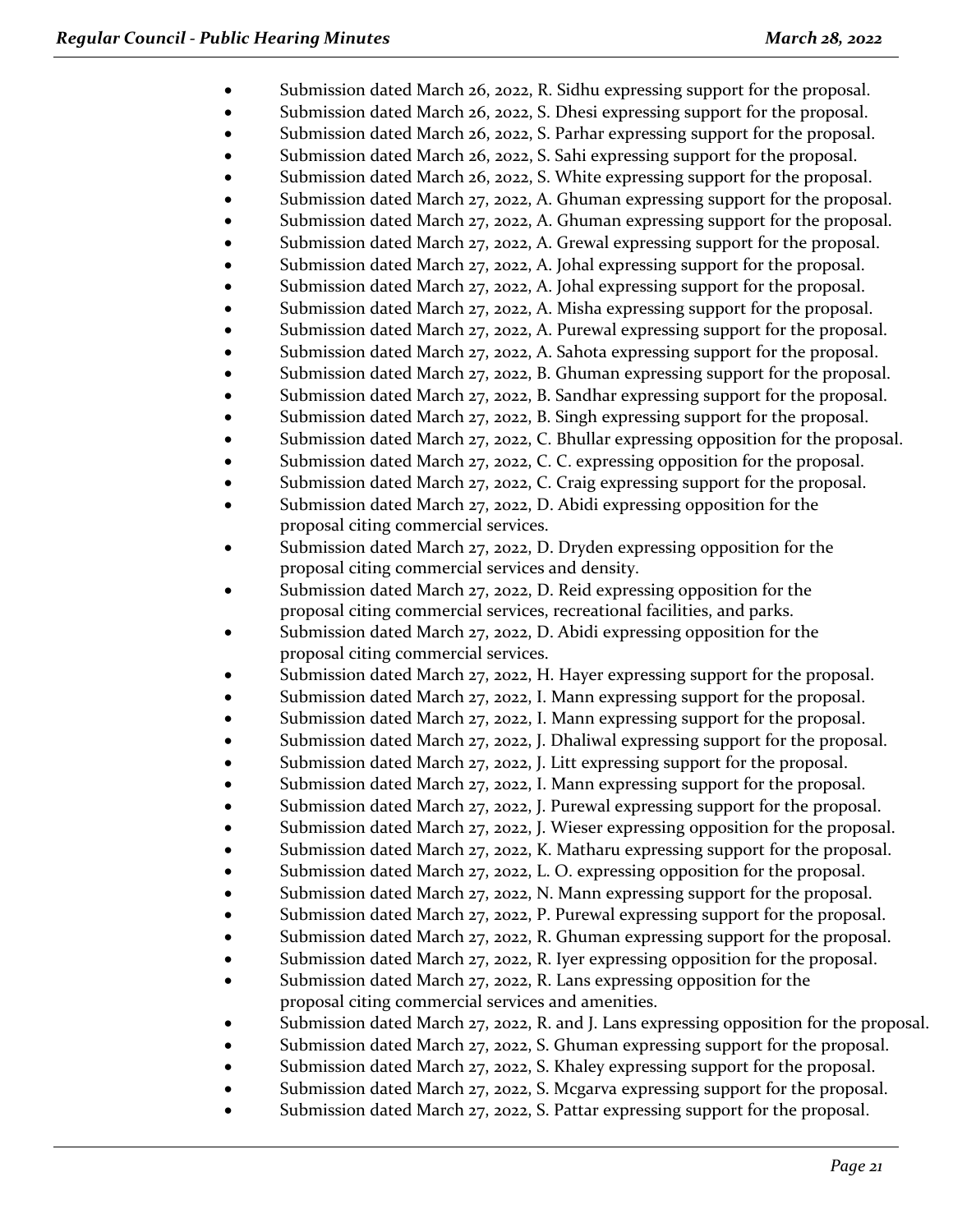- Submission dated March 26, 2022, R. Sidhu expressing support for the proposal.
- Submission dated March 26, 2022, S. Dhesi expressing support for the proposal.
- Submission dated March 26, 2022, S. Parhar expressing support for the proposal.
- Submission dated March 26, 2022, S. Sahi expressing support for the proposal.
- Submission dated March 26, 2022, S. White expressing support for the proposal.
- Submission dated March 27, 2022, A. Ghuman expressing support for the proposal.
- Submission dated March 27, 2022, A. Ghuman expressing support for the proposal.
- Submission dated March 27, 2022, A. Grewal expressing support for the proposal.
- Submission dated March 27, 2022, A. Johal expressing support for the proposal.
- Submission dated March 27, 2022, A. Johal expressing support for the proposal.
- Submission dated March 27, 2022, A. Misha expressing support for the proposal.
- Submission dated March 27, 2022, A. Purewal expressing support for the proposal.
- Submission dated March 27, 2022, A. Sahota expressing support for the proposal.
- Submission dated March 27, 2022, B. Ghuman expressing support for the proposal.
- Submission dated March 27, 2022, B. Sandhar expressing support for the proposal.
- Submission dated March 27, 2022, B. Singh expressing support for the proposal.
- Submission dated March 27, 2022, C. Bhullar expressing opposition for the proposal.
- Submission dated March 27, 2022, C. C. expressing opposition for the proposal.
- Submission dated March 27, 2022, C. Craig expressing support for the proposal.
- Submission dated March 27, 2022, D. Abidi expressing opposition for the proposal citing commercial services.
- Submission dated March 27, 2022, D. Dryden expressing opposition for the proposal citing commercial services and density.
- Submission dated March 27, 2022, D. Reid expressing opposition for the proposal citing commercial services, recreational facilities, and parks.
- Submission dated March 27, 2022, D. Abidi expressing opposition for the proposal citing commercial services.
- Submission dated March 27, 2022, H. Hayer expressing support for the proposal.
- Submission dated March 27, 2022, I. Mann expressing support for the proposal.
- Submission dated March 27, 2022, I. Mann expressing support for the proposal.
- Submission dated March 27, 2022, J. Dhaliwal expressing support for the proposal.
- Submission dated March 27, 2022, J. Litt expressing support for the proposal.
- Submission dated March 27, 2022, I. Mann expressing support for the proposal.
- Submission dated March 27, 2022, J. Purewal expressing support for the proposal.
- Submission dated March 27, 2022, J. Wieser expressing opposition for the proposal.
- Submission dated March 27, 2022, K. Matharu expressing support for the proposal.
- Submission dated March 27, 2022, L. O. expressing opposition for the proposal.
- Submission dated March 27, 2022, N. Mann expressing support for the proposal.
- Submission dated March 27, 2022, P. Purewal expressing support for the proposal.
- Submission dated March 27, 2022, R. Ghuman expressing support for the proposal.
- Submission dated March 27, 2022, R. Iyer expressing opposition for the proposal.
- Submission dated March 27, 2022, R. Lans expressing opposition for the proposal citing commercial services and amenities.
- Submission dated March 27, 2022, R. and J. Lans expressing opposition for the proposal.
- Submission dated March 27, 2022, S. Ghuman expressing support for the proposal.
- Submission dated March 27, 2022, S. Khaley expressing support for the proposal.
- Submission dated March 27, 2022, S. Mcgarva expressing support for the proposal.
- Submission dated March 27, 2022, S. Pattar expressing support for the proposal.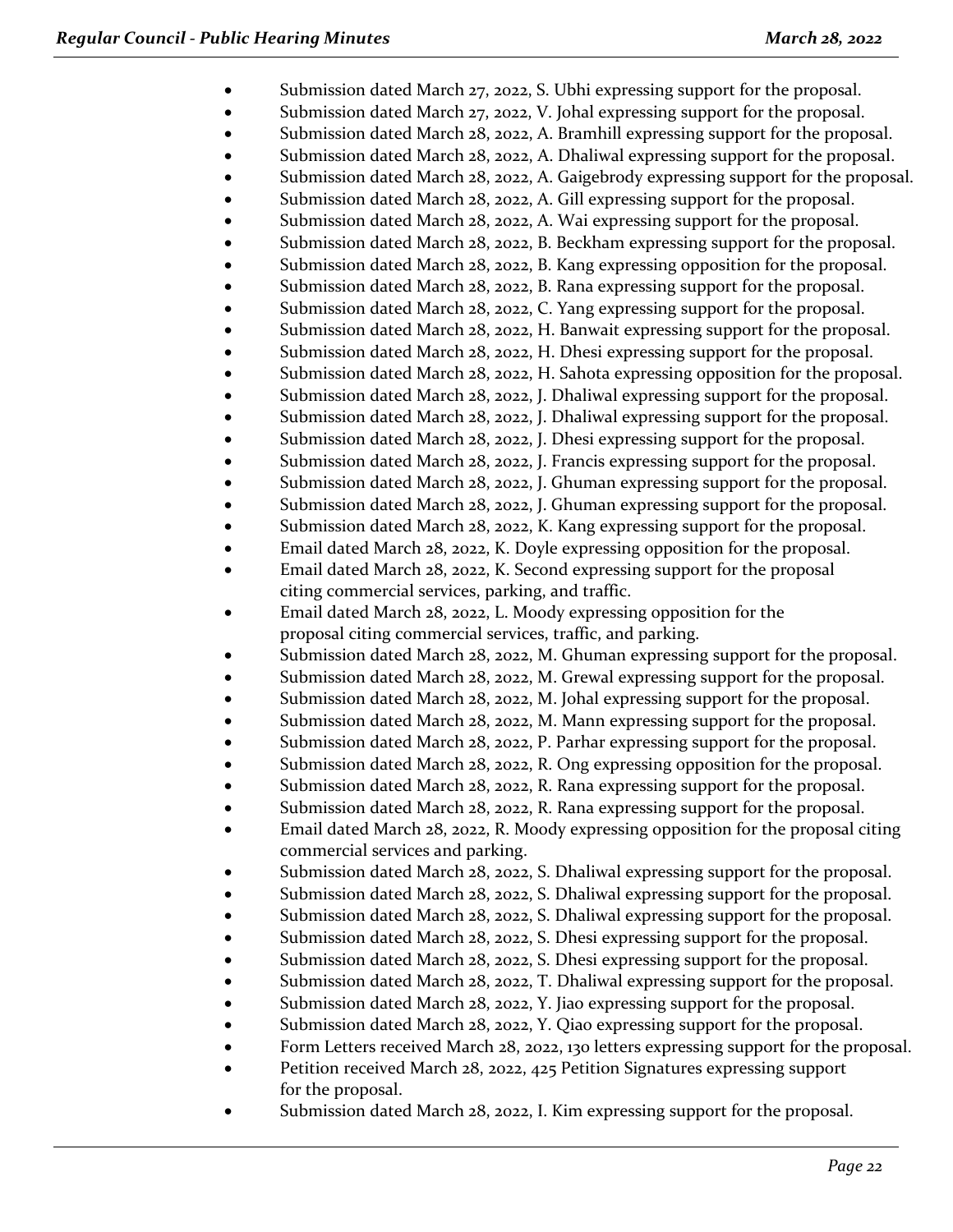- Submission dated March 27, 2022, S. Ubhi expressing support for the proposal.
- Submission dated March 27, 2022, V. Johal expressing support for the proposal.
- Submission dated March 28, 2022, A. Bramhill expressing support for the proposal.
- Submission dated March 28, 2022, A. Dhaliwal expressing support for the proposal.
- Submission dated March 28, 2022, A. Gaigebrody expressing support for the proposal.
- Submission dated March 28, 2022, A. Gill expressing support for the proposal.
- Submission dated March 28, 2022, A. Wai expressing support for the proposal.
- Submission dated March 28, 2022, B. Beckham expressing support for the proposal.
- Submission dated March 28, 2022, B. Kang expressing opposition for the proposal.
- Submission dated March 28, 2022, B. Rana expressing support for the proposal.
- Submission dated March 28, 2022, C. Yang expressing support for the proposal.
- Submission dated March 28, 2022, H. Banwait expressing support for the proposal.
- Submission dated March 28, 2022, H. Dhesi expressing support for the proposal.
- Submission dated March 28, 2022, H. Sahota expressing opposition for the proposal.
- Submission dated March 28, 2022, J. Dhaliwal expressing support for the proposal.
- Submission dated March 28, 2022, J. Dhaliwal expressing support for the proposal.
- Submission dated March 28, 2022, J. Dhesi expressing support for the proposal.
- Submission dated March 28, 2022, J. Francis expressing support for the proposal.
- Submission dated March 28, 2022, J. Ghuman expressing support for the proposal.
- Submission dated March 28, 2022, J. Ghuman expressing support for the proposal.
- Submission dated March 28, 2022, K. Kang expressing support for the proposal.
- Email dated March 28, 2022, K. Doyle expressing opposition for the proposal.
- Email dated March 28, 2022, K. Second expressing support for the proposal citing commercial services, parking, and traffic.
- Email dated March 28, 2022, L. Moody expressing opposition for the proposal citing commercial services, traffic, and parking.
- Submission dated March 28, 2022, M. Ghuman expressing support for the proposal.
- Submission dated March 28, 2022, M. Grewal expressing support for the proposal.
- Submission dated March 28, 2022, M. Johal expressing support for the proposal.
- Submission dated March 28, 2022, M. Mann expressing support for the proposal.
- Submission dated March 28, 2022, P. Parhar expressing support for the proposal.
- Submission dated March 28, 2022, R. Ong expressing opposition for the proposal.
- Submission dated March 28, 2022, R. Rana expressing support for the proposal.
- Submission dated March 28, 2022, R. Rana expressing support for the proposal.
- Email dated March 28, 2022, R. Moody expressing opposition for the proposal citing commercial services and parking.
- Submission dated March 28, 2022, S. Dhaliwal expressing support for the proposal.
- Submission dated March 28, 2022, S. Dhaliwal expressing support for the proposal.
- Submission dated March 28, 2022, S. Dhaliwal expressing support for the proposal.
- Submission dated March 28, 2022, S. Dhesi expressing support for the proposal.
- Submission dated March 28, 2022, S. Dhesi expressing support for the proposal.
- Submission dated March 28, 2022, T. Dhaliwal expressing support for the proposal.
- Submission dated March 28, 2022, Y. Jiao expressing support for the proposal.
- Submission dated March 28, 2022, Y. Qiao expressing support for the proposal.
- Form Letters received March 28, 2022, 130 letters expressing support for the proposal.
- Petition received March 28, 2022, 425 Petition Signatures expressing support for the proposal.
- Submission dated March 28, 2022, I. Kim expressing support for the proposal.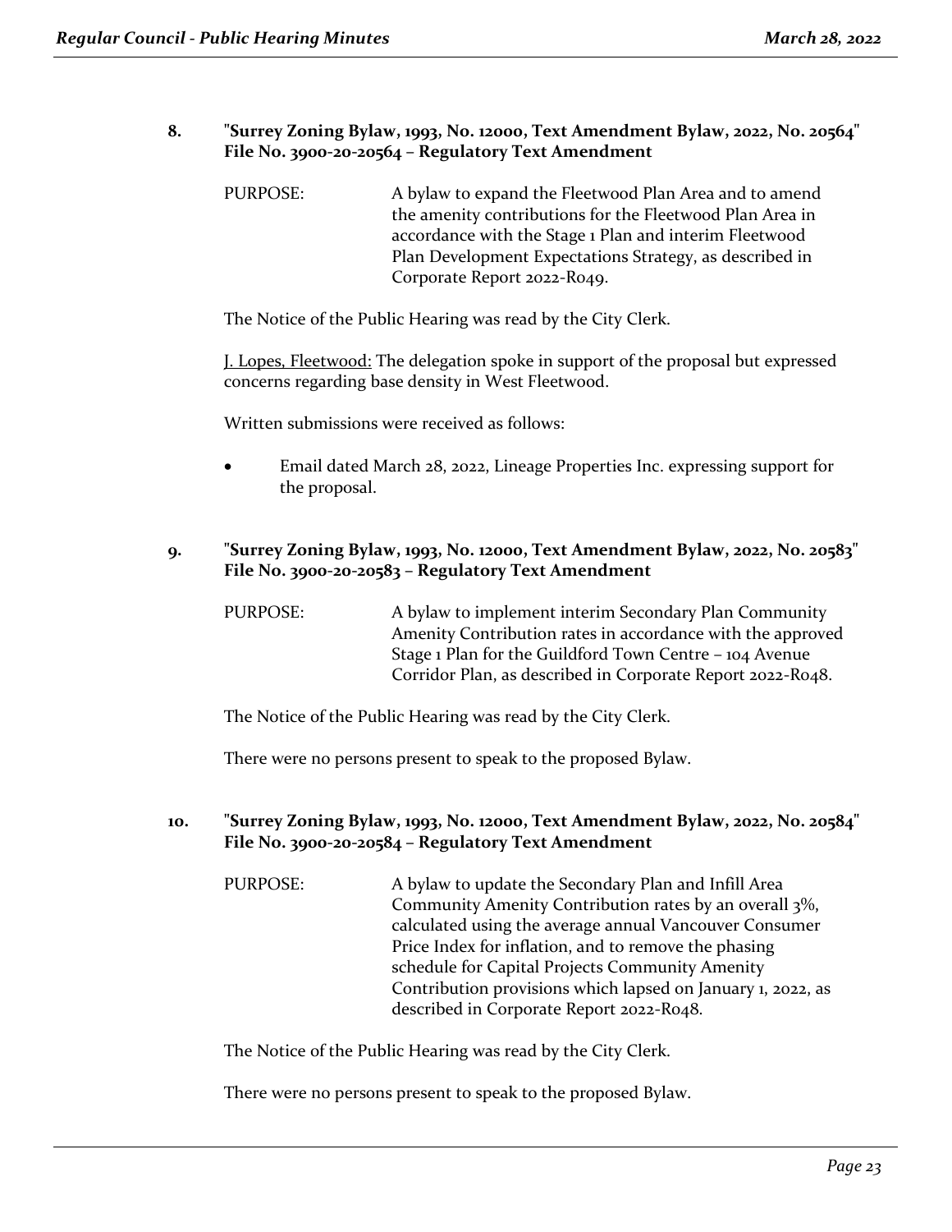**8. "Surrey Zoning Bylaw, 1993, No. 12000, Text Amendment Bylaw, 2022, No. 20564" File No. 3900-20-20564 – Regulatory Text Amendment**

PURPOSE: A bylaw to expand the Fleetwood Plan Area and to amend the amenity contributions for the Fleetwood Plan Area in accordance with the Stage 1 Plan and interim Fleetwood Plan Development Expectations Strategy, as described in Corporate Report 2022-R049.

The Notice of the Public Hearing was read by the City Clerk.

J. Lopes, Fleetwood: The delegation spoke in support of the proposal but expressed concerns regarding base density in West Fleetwood.

Written submissions were received as follows:

- Email dated March 28, 2022, Lineage Properties Inc. expressing support for the proposal.

**9. "Surrey Zoning Bylaw, 1993, No. 12000, Text Amendment Bylaw, 2022, No. 20583" File No. 3900-20-20583 – Regulatory Text Amendment**

PURPOSE: A bylaw to implement interim Secondary Plan Community Amenity Contribution rates in accordance with the approved Stage 1 Plan for the Guildford Town Centre – 104 Avenue Corridor Plan, as described in Corporate Report 2022-R048.

The Notice of the Public Hearing was read by the City Clerk.

There were no persons present to speak to the proposed Bylaw.

**10. "Surrey Zoning Bylaw, 1993, No. 12000, Text Amendment Bylaw, 2022, No. 20584" File No. 3900-20-20584 – Regulatory Text Amendment**

PURPOSE: A bylaw to update the Secondary Plan and Infill Area Community Amenity Contribution rates by an overall 3%, calculated using the average annual Vancouver Consumer Price Index for inflation, and to remove the phasing schedule for Capital Projects Community Amenity Contribution provisions which lapsed on January 1, 2022, as described in Corporate Report 2022-R048.

The Notice of the Public Hearing was read by the City Clerk.

There were no persons present to speak to the proposed Bylaw.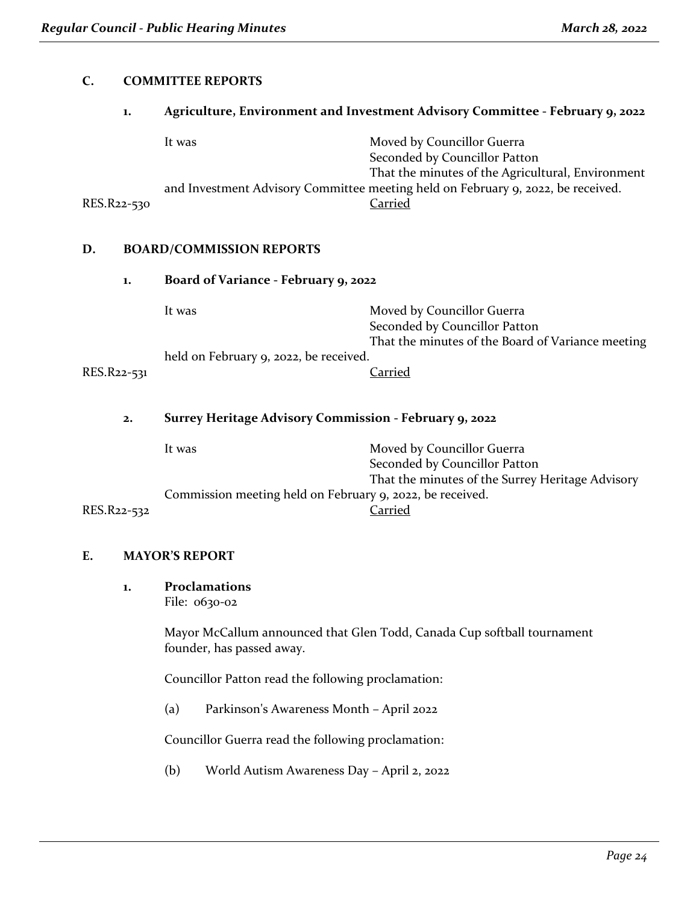## C. COMMITTEE REPORTS

### 1. Agriculture, Environment and Investment Advisory Committee - February 9, 2022

It was Moved by Councillor Guerra
Seconded by Councillor Patton
That the minutes of the Agricultural, Environment and Investment Advisory Committee meeting held on February 9, 2022, be received.

RES.R22-530 Carried

## D. BOARD/COMMISSION REPORTS

### 1. Board of Variance - February 9, 2022

It was Moved by Councillor Guerra
Seconded by Councillor Patton
That the minutes of the Board of Variance meeting held on February 9, 2022, be received.

RES.R22-531 Carried

### 2. Surrey Heritage Advisory Commission - February 9, 2022

It was Moved by Councillor Guerra
Seconded by Councillor Patton
That the minutes of the Surrey Heritage Advisory Commission meeting held on February 9, 2022, be received.

RES.R22-532 Carried

## E. MAYOR'S REPORT

### 1. Proclamations

File: 0630-02

Mayor McCallum announced that Glen Todd, Canada Cup softball tournament founder, has passed away.

Councillor Patton read the following proclamation:

(a) Parkinson's Awareness Month – April 2022

Councillor Guerra read the following proclamation:

(b) World Autism Awareness Day – April 2, 2022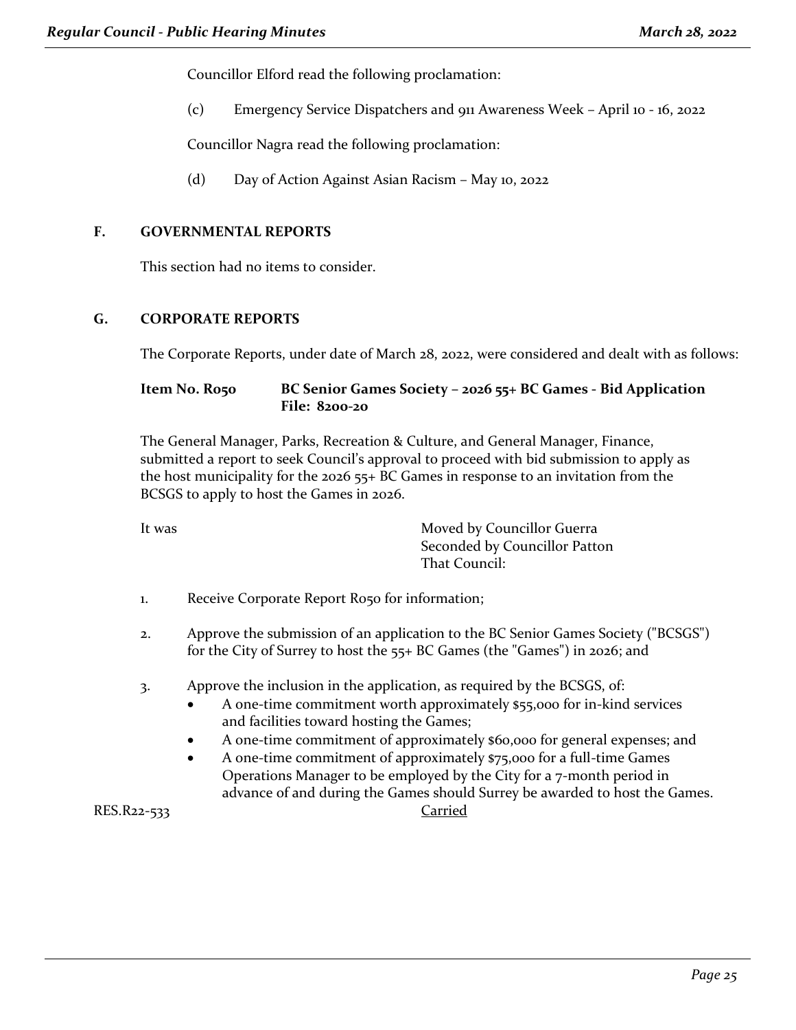Councillor Elford read the following proclamation:

(c) Emergency Service Dispatchers and 911 Awareness Week – April 10 - 16, 2022

Councillor Nagra read the following proclamation:

(d) Day of Action Against Asian Racism – May 10, 2022

## F. GOVERNMENTAL REPORTS

This section had no items to consider.

## G. CORPORATE REPORTS

The Corporate Reports, under date of March 28, 2022, were considered and dealt with as follows:

**Item No. R050 BC Senior Games Society – 2026 55+ BC Games - Bid Application**
**File: 8200-20**

The General Manager, Parks, Recreation & Culture, and General Manager, Finance, submitted a report to seek Council's approval to proceed with bid submission to apply as the host municipality for the 2026 55+ BC Games in response to an invitation from the BCSGS to apply to host the Games in 2026.

It was

Moved by Councillor Guerra
Seconded by Councillor Patton
That Council:

1. Receive Corporate Report R050 for information;

2. Approve the submission of an application to the BC Senior Games Society ("BCSGS") for the City of Surrey to host the 55+ BC Games (the "Games") in 2026; and

3. Approve the inclusion in the application, as required by the BCSGS, of:
   - A one-time commitment worth approximately $55,000 for in-kind services and facilities toward hosting the Games;
   - A one-time commitment of approximately $60,000 for general expenses; and
   - A one-time commitment of approximately $75,000 for a full-time Games Operations Manager to be employed by the City for a 7-month period in advance of and during the Games should Surrey be awarded to host the Games.

RES.R22-533 Carried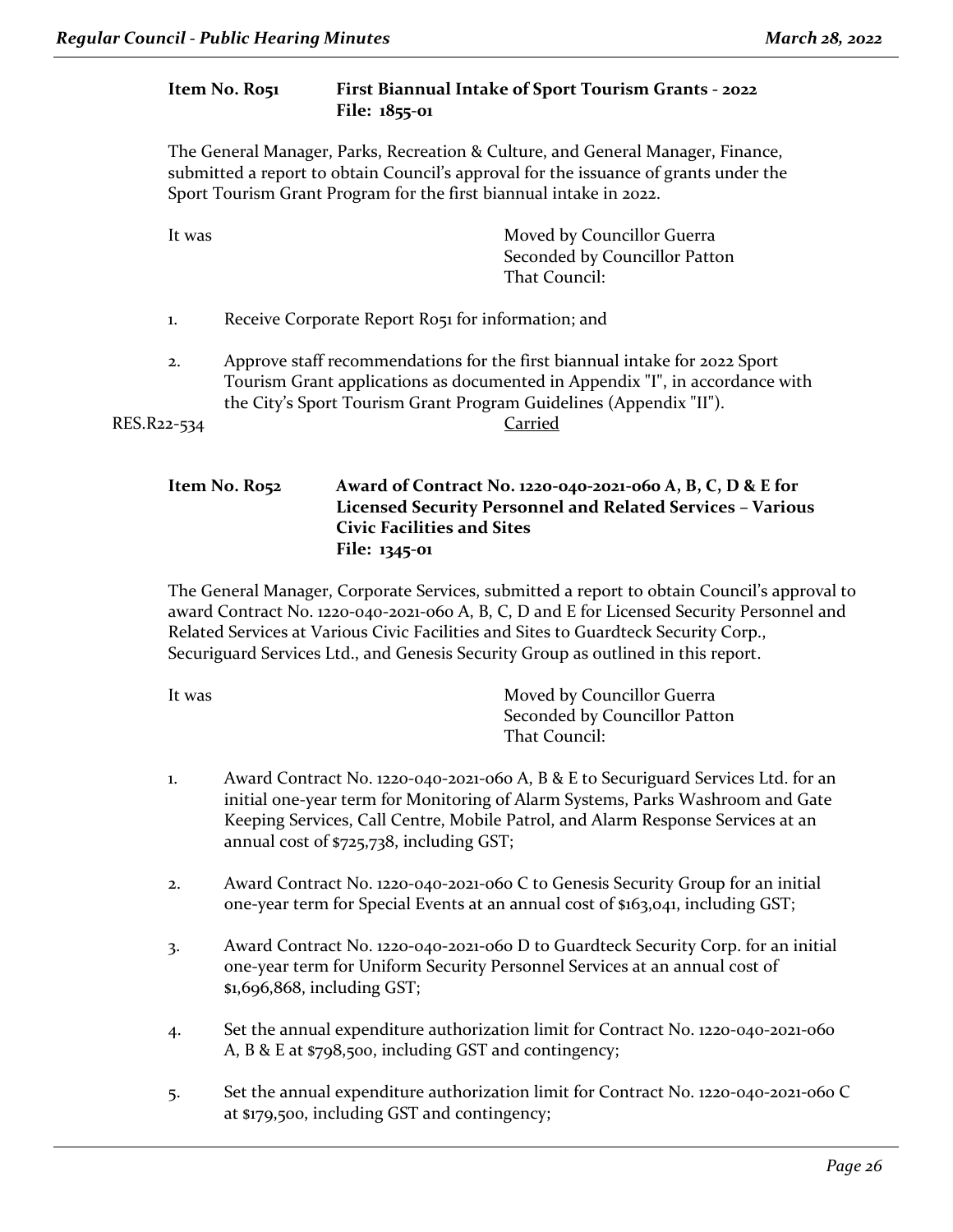**Item No. R051 First Biannual Intake of Sport Tourism Grants - 2022**
**File: 1855-01**

The General Manager, Parks, Recreation & Culture, and General Manager, Finance, submitted a report to obtain Council's approval for the issuance of grants under the Sport Tourism Grant Program for the first biannual intake in 2022.

It was Moved by Councillor Guerra
Seconded by Councillor Patton
That Council:

1. Receive Corporate Report R051 for information; and

2. Approve staff recommendations for the first biannual intake for 2022 Sport Tourism Grant applications as documented in Appendix "I", in accordance with the City's Sport Tourism Grant Program Guidelines (Appendix "II").

RES.R22-534 Carried

**Item No. R052 Award of Contract No. 1220-040-2021-060 A, B, C, D & E for Licensed Security Personnel and Related Services – Various Civic Facilities and Sites**
**File: 1345-01**

The General Manager, Corporate Services, submitted a report to obtain Council's approval to award Contract No. 1220-040-2021-060 A, B, C, D and E for Licensed Security Personnel and Related Services at Various Civic Facilities and Sites to Guardteck Security Corp., Securiguard Services Ltd., and Genesis Security Group as outlined in this report.

It was Moved by Councillor Guerra
Seconded by Councillor Patton
That Council:

1. Award Contract No. 1220-040-2021-060 A, B & E to Securiguard Services Ltd. for an initial one-year term for Monitoring of Alarm Systems, Parks Washroom and Gate Keeping Services, Call Centre, Mobile Patrol, and Alarm Response Services at an annual cost of $725,738, including GST;

2. Award Contract No. 1220-040-2021-060 C to Genesis Security Group for an initial one-year term for Special Events at an annual cost of $163,041, including GST;

3. Award Contract No. 1220-040-2021-060 D to Guardteck Security Corp. for an initial one-year term for Uniform Security Personnel Services at an annual cost of $1,696,868, including GST;

4. Set the annual expenditure authorization limit for Contract No. 1220-040-2021-060 A, B & E at $798,500, including GST and contingency;

5. Set the annual expenditure authorization limit for Contract No. 1220-040-2021-060 C at $179,500, including GST and contingency;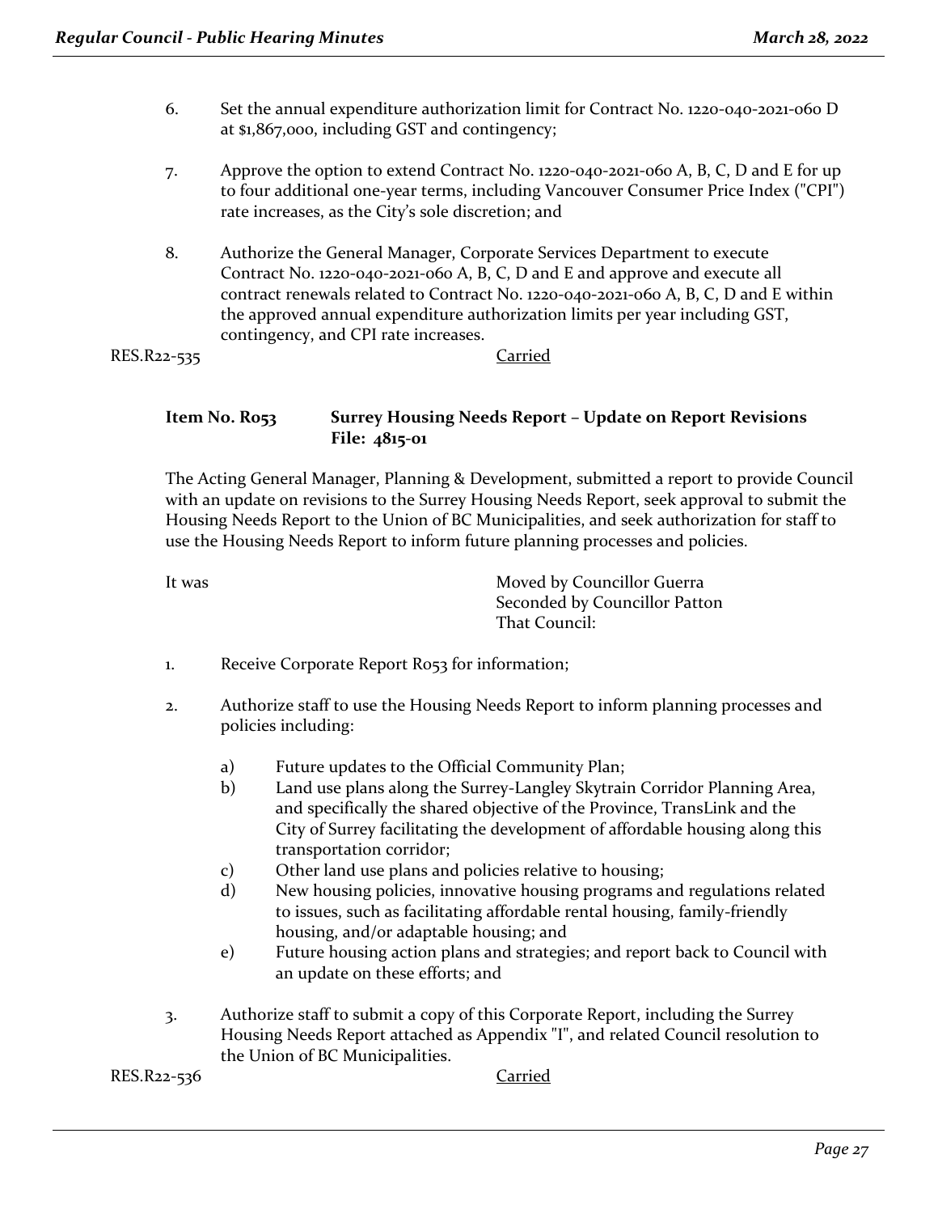6. Set the annual expenditure authorization limit for Contract No. 1220-040-2021-060 D at $1,867,000, including GST and contingency;

7. Approve the option to extend Contract No. 1220-040-2021-060 A, B, C, D and E for up to four additional one-year terms, including Vancouver Consumer Price Index ("CPI") rate increases, as the City's sole discretion; and

8. Authorize the General Manager, Corporate Services Department to execute Contract No. 1220-040-2021-060 A, B, C, D and E and approve and execute all contract renewals related to Contract No. 1220-040-2021-060 A, B, C, D and E within the approved annual expenditure authorization limits per year including GST, contingency, and CPI rate increases.

RES.R22-535 Carried

**Item No. R053 Surrey Housing Needs Report – Update on Report Revisions**
**File: 4815-01**

The Acting General Manager, Planning & Development, submitted a report to provide Council with an update on revisions to the Surrey Housing Needs Report, seek approval to submit the Housing Needs Report to the Union of BC Municipalities, and seek authorization for staff to use the Housing Needs Report to inform future planning processes and policies.

It was Moved by Councillor Guerra
Seconded by Councillor Patton
That Council:

1. Receive Corporate Report R053 for information;

2. Authorize staff to use the Housing Needs Report to inform planning processes and policies including:

   a) Future updates to the Official Community Plan;
   b) Land use plans along the Surrey-Langley Skytrain Corridor Planning Area, and specifically the shared objective of the Province, TransLink and the City of Surrey facilitating the development of affordable housing along this transportation corridor;
   c) Other land use plans and policies relative to housing;
   d) New housing policies, innovative housing programs and regulations related to issues, such as facilitating affordable rental housing, family-friendly housing, and/or adaptable housing; and
   e) Future housing action plans and strategies; and report back to Council with an update on these efforts; and

3. Authorize staff to submit a copy of this Corporate Report, including the Surrey Housing Needs Report attached as Appendix "I", and related Council resolution to the Union of BC Municipalities.

RES.R22-536 Carried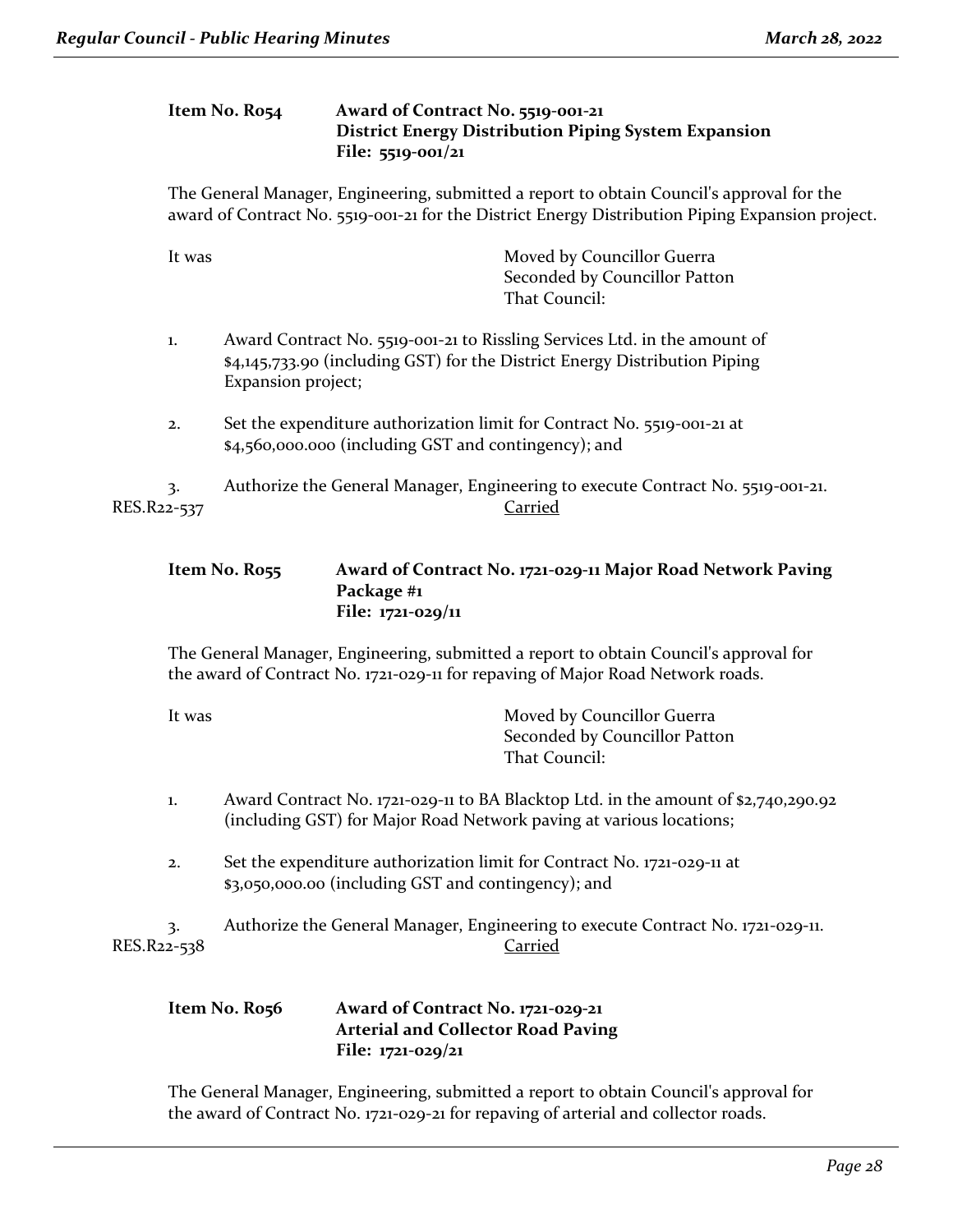**Item No. R054** **Award of Contract No. 5519-001-21**
**District Energy Distribution Piping System Expansion**
**File: 5519-001/21**

The General Manager, Engineering, submitted a report to obtain Council's approval for the award of Contract No. 5519-001-21 for the District Energy Distribution Piping Expansion project.

It was

Moved by Councillor Guerra
Seconded by Councillor Patton
That Council:

1. Award Contract No. 5519-001-21 to Rissling Services Ltd. in the amount of $4,145,733.90 (including GST) for the District Energy Distribution Piping Expansion project;

2. Set the expenditure authorization limit for Contract No. 5519-001-21 at $4,560,000.000 (including GST and contingency); and

3. Authorize the General Manager, Engineering to execute Contract No. 5519-001-21.

RES.R22-537 Carried

**Item No. R055** **Award of Contract No. 1721-029-11 Major Road Network Paving Package #1**
**File: 1721-029/11**

The General Manager, Engineering, submitted a report to obtain Council's approval for the award of Contract No. 1721-029-11 for repaving of Major Road Network roads.

It was

Moved by Councillor Guerra
Seconded by Councillor Patton
That Council:

1. Award Contract No. 1721-029-11 to BA Blacktop Ltd. in the amount of $2,740,290.92 (including GST) for Major Road Network paving at various locations;

2. Set the expenditure authorization limit for Contract No. 1721-029-11 at $3,050,000.00 (including GST and contingency); and

3. Authorize the General Manager, Engineering to execute Contract No. 1721-029-11.

RES.R22-538 Carried

**Item No. R056** **Award of Contract No. 1721-029-21**
**Arterial and Collector Road Paving**
**File: 1721-029/21**

The General Manager, Engineering, submitted a report to obtain Council's approval for the award of Contract No. 1721-029-21 for repaving of arterial and collector roads.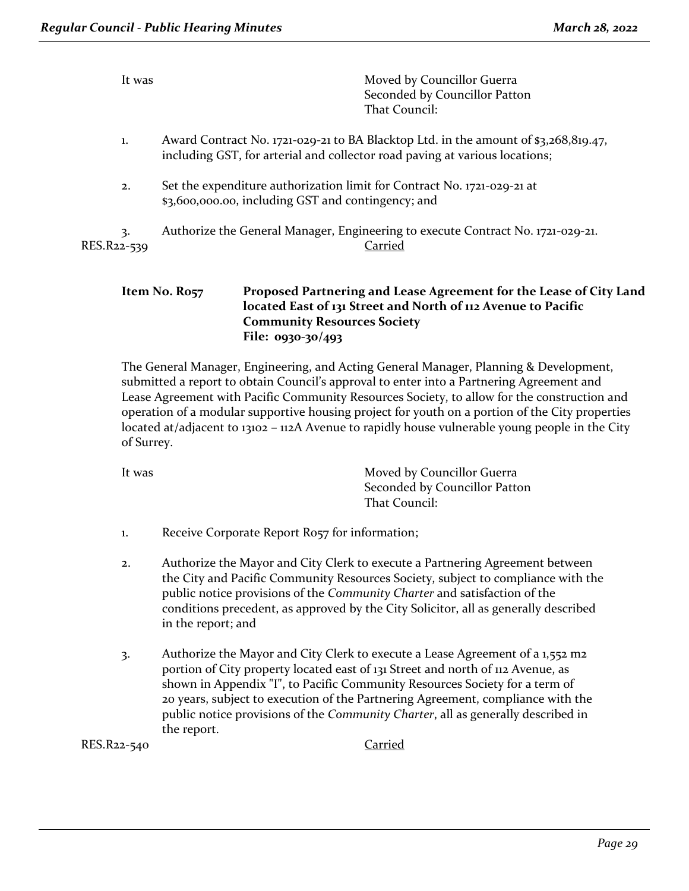It was Moved by Councillor Guerra
Seconded by Councillor Patton
That Council:

1. Award Contract No. 1721-029-21 to BA Blacktop Ltd. in the amount of $3,268,819.47, including GST, for arterial and collector road paving at various locations;

2. Set the expenditure authorization limit for Contract No. 1721-029-21 at $3,600,000.00, including GST and contingency; and

3. Authorize the General Manager, Engineering to execute Contract No. 1721-029-21.

RES.R22-539 Carried

**Item No. R057 Proposed Partnering and Lease Agreement for the Lease of City Land located East of 131 Street and North of 112 Avenue to Pacific Community Resources Society**
**File: 0930-30/493**

The General Manager, Engineering, and Acting General Manager, Planning & Development, submitted a report to obtain Council's approval to enter into a Partnering Agreement and Lease Agreement with Pacific Community Resources Society, to allow for the construction and operation of a modular supportive housing project for youth on a portion of the City properties located at/adjacent to 13102 – 112A Avenue to rapidly house vulnerable young people in the City of Surrey.

It was Moved by Councillor Guerra
Seconded by Councillor Patton
That Council:

1. Receive Corporate Report R057 for information;

2. Authorize the Mayor and City Clerk to execute a Partnering Agreement between the City and Pacific Community Resources Society, subject to compliance with the public notice provisions of the *Community Charter* and satisfaction of the conditions precedent, as approved by the City Solicitor, all as generally described in the report; and

3. Authorize the Mayor and City Clerk to execute a Lease Agreement of a 1,552 m2 portion of City property located east of 131 Street and north of 112 Avenue, as shown in Appendix "I", to Pacific Community Resources Society for a term of 20 years, subject to execution of the Partnering Agreement, compliance with the public notice provisions of the *Community Charter*, all as generally described in the report.

RES.R22-540 Carried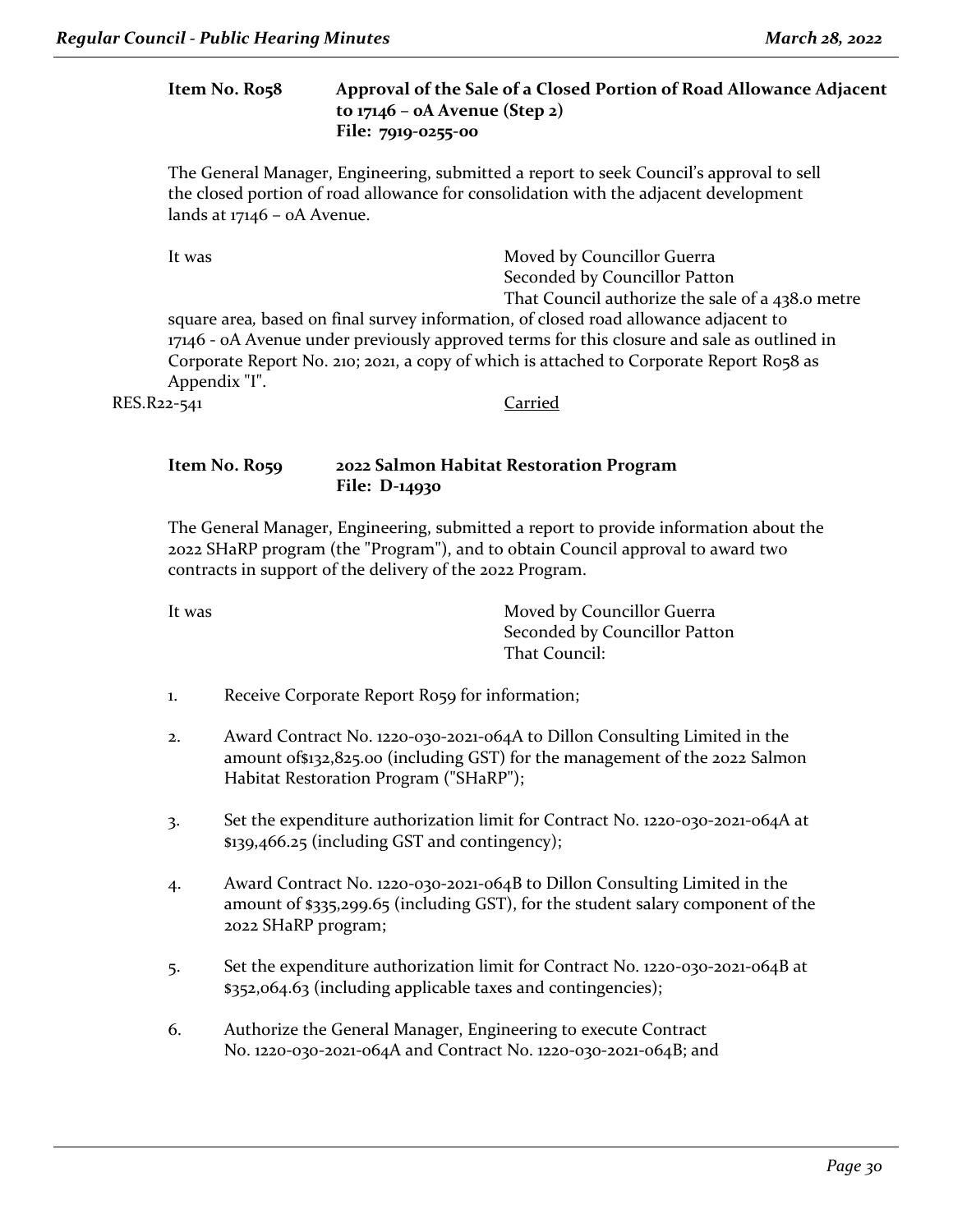### Item No. R058 Approval of the Sale of a Closed Portion of Road Allowance Adjacent to 17146 – 0A Avenue (Step 2)
**File: 7919-0255-00**

The General Manager, Engineering, submitted a report to seek Council's approval to sell the closed portion of road allowance for consolidation with the adjacent development lands at 17146 – 0A Avenue.

It was

Moved by Councillor Guerra
Seconded by Councillor Patton
That Council authorize the sale of a 438.0 metre square area, based on final survey information, of closed road allowance adjacent to 17146 - 0A Avenue under previously approved terms for this closure and sale as outlined in Corporate Report No. 210; 2021, a copy of which is attached to Corporate Report R058 as Appendix "I".

RES.R22-541 Carried

### Item No. R059 2022 Salmon Habitat Restoration Program
**File: D-14930**

The General Manager, Engineering, submitted a report to provide information about the 2022 SHaRP program (the "Program"), and to obtain Council approval to award two contracts in support of the delivery of the 2022 Program.

It was

Moved by Councillor Guerra
Seconded by Councillor Patton
That Council:

1. Receive Corporate Report R059 for information;
2. Award Contract No. 1220-030-2021-064A to Dillon Consulting Limited in the amount of$132,825.00 (including GST) for the management of the 2022 Salmon Habitat Restoration Program ("SHaRP");
3. Set the expenditure authorization limit for Contract No. 1220-030-2021-064A at $139,466.25 (including GST and contingency);
4. Award Contract No. 1220-030-2021-064B to Dillon Consulting Limited in the amount of $335,299.65 (including GST), for the student salary component of the 2022 SHaRP program;
5. Set the expenditure authorization limit for Contract No. 1220-030-2021-064B at $352,064.63 (including applicable taxes and contingencies);
6. Authorize the General Manager, Engineering to execute Contract No. 1220-030-2021-064A and Contract No. 1220-030-2021-064B; and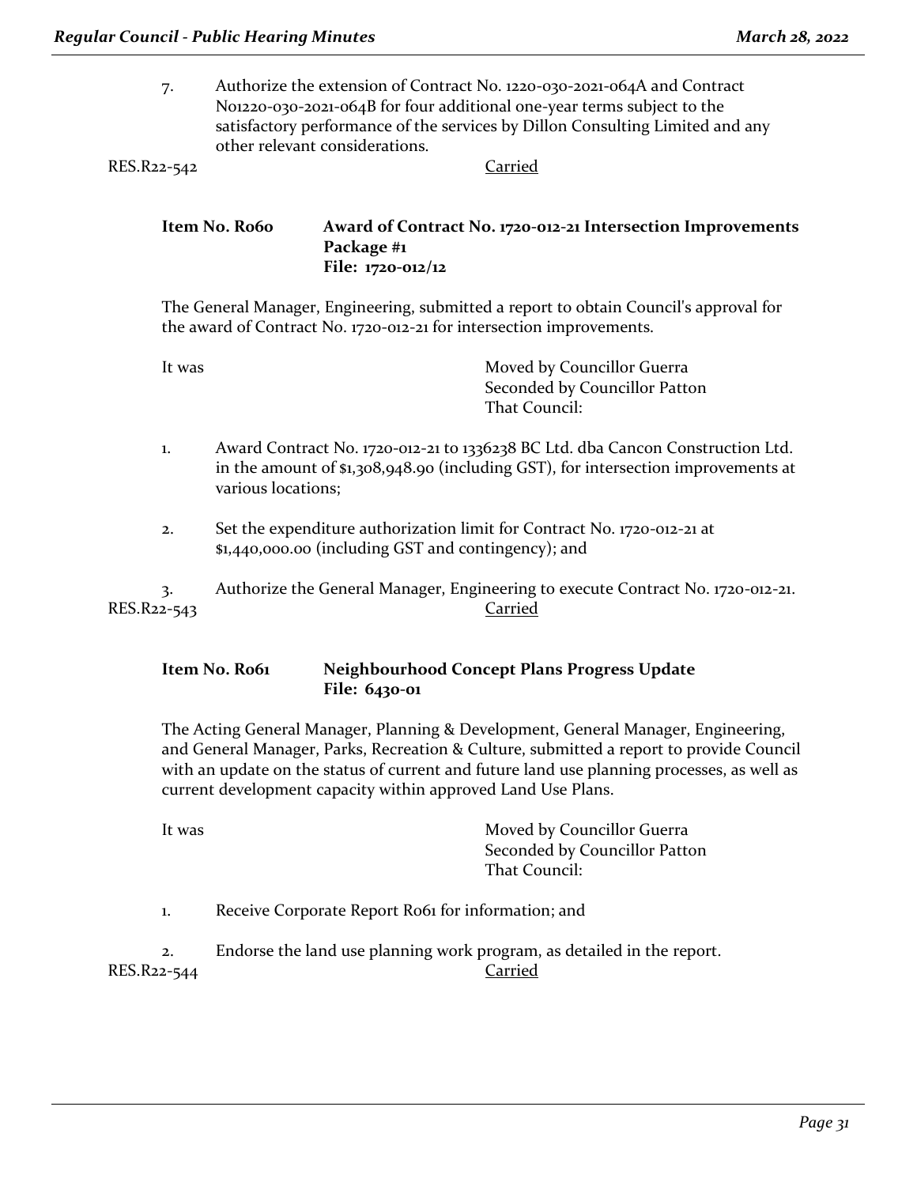7. Authorize the extension of Contract No. 1220-030-2021-064A and Contract No1220-030-2021-064B for four additional one-year terms subject to the satisfactory performance of the services by Dillon Consulting Limited and any other relevant considerations.

RES.R22-542 Carried

**Item No. R060 Award of Contract No. 1720-012-21 Intersection Improvements Package #1**
**File: 1720-012/12**

The General Manager, Engineering, submitted a report to obtain Council's approval for the award of Contract No. 1720-012-21 for intersection improvements.

It was Moved by Councillor Guerra
Seconded by Councillor Patton
That Council:

1. Award Contract No. 1720-012-21 to 1336238 BC Ltd. dba Cancon Construction Ltd. in the amount of $1,308,948.90 (including GST), for intersection improvements at various locations;

2. Set the expenditure authorization limit for Contract No. 1720-012-21 at $1,440,000.00 (including GST and contingency); and

3. Authorize the General Manager, Engineering to execute Contract No. 1720-012-21.

RES.R22-543 Carried

**Item No. R061 Neighbourhood Concept Plans Progress Update**
**File: 6430-01**

The Acting General Manager, Planning & Development, General Manager, Engineering, and General Manager, Parks, Recreation & Culture, submitted a report to provide Council with an update on the status of current and future land use planning processes, as well as current development capacity within approved Land Use Plans.

It was Moved by Councillor Guerra
Seconded by Councillor Patton
That Council:

1. Receive Corporate Report R061 for information; and

2. Endorse the land use planning work program, as detailed in the report.

RES.R22-544 Carried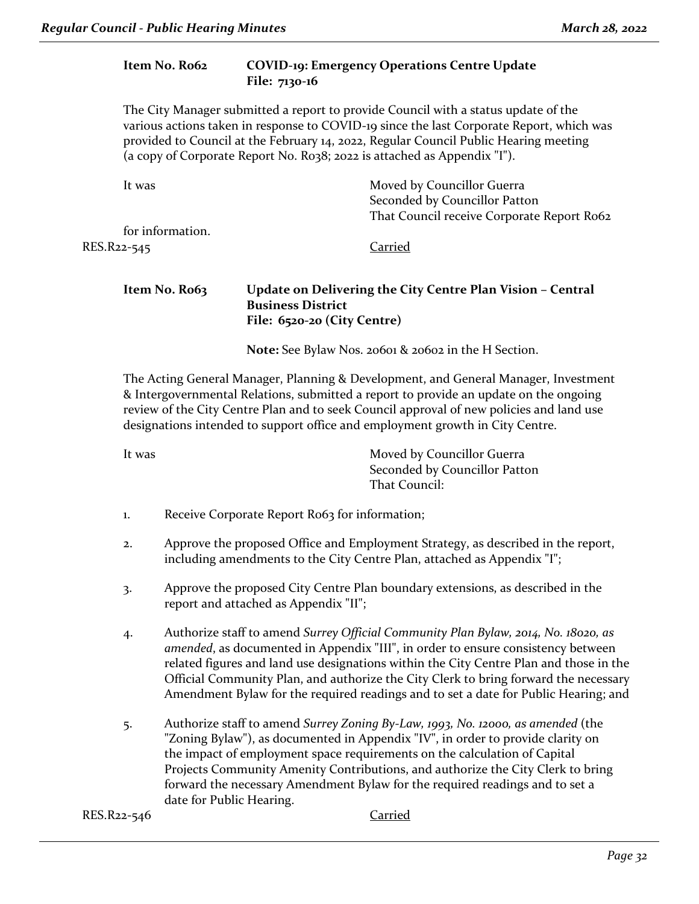**Item No. R062 COVID-19: Emergency Operations Centre Update**
**File: 7130-16**

The City Manager submitted a report to provide Council with a status update of the various actions taken in response to COVID-19 since the last Corporate Report, which was provided to Council at the February 14, 2022, Regular Council Public Hearing meeting (a copy of Corporate Report No. R038; 2022 is attached as Appendix "I").

It was Moved by Councillor Guerra
Seconded by Councillor Patton
That Council receive Corporate Report R062 for information.

RES.R22-545 Carried

**Item No. R063 Update on Delivering the City Centre Plan Vision – Central Business District**
**File: 6520-20 (City Centre)**

**Note:** See Bylaw Nos. 20601 & 20602 in the H Section.

The Acting General Manager, Planning & Development, and General Manager, Investment & Intergovernmental Relations, submitted a report to provide an update on the ongoing review of the City Centre Plan and to seek Council approval of new policies and land use designations intended to support office and employment growth in City Centre.

It was Moved by Councillor Guerra
Seconded by Councillor Patton
That Council:

1. Receive Corporate Report R063 for information;
2. Approve the proposed Office and Employment Strategy, as described in the report, including amendments to the City Centre Plan, attached as Appendix "I";
3. Approve the proposed City Centre Plan boundary extensions, as described in the report and attached as Appendix "II";
4. Authorize staff to amend *Surrey Official Community Plan Bylaw, 2014, No. 18020, as amended*, as documented in Appendix "III", in order to ensure consistency between related figures and land use designations within the City Centre Plan and those in the Official Community Plan, and authorize the City Clerk to bring forward the necessary Amendment Bylaw for the required readings and to set a date for Public Hearing; and
5. Authorize staff to amend *Surrey Zoning By-Law, 1993, No. 12000, as amended* (the "Zoning Bylaw"), as documented in Appendix "IV", in order to provide clarity on the impact of employment space requirements on the calculation of Capital Projects Community Amenity Contributions, and authorize the City Clerk to bring forward the necessary Amendment Bylaw for the required readings and to set a date for Public Hearing.

RES.R22-546 Carried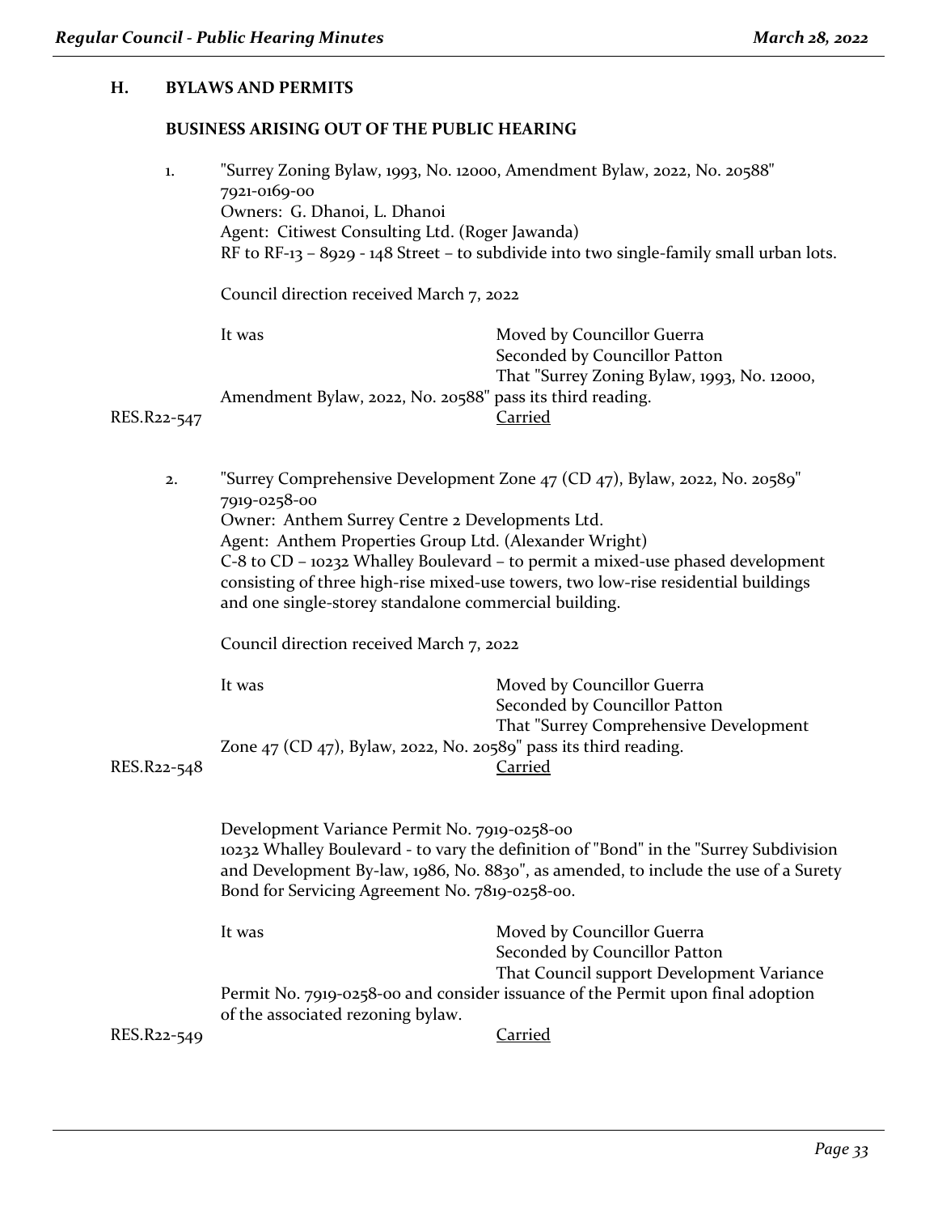## H. BYLAWS AND PERMITS

### BUSINESS ARISING OUT OF THE PUBLIC HEARING

1. "Surrey Zoning Bylaw, 1993, No. 12000, Amendment Bylaw, 2022, No. 20588"
   7921-0169-00
   Owners: G. Dhanoi, L. Dhanoi
   Agent: Citiwest Consulting Ltd. (Roger Jawanda)
   RF to RF-13 – 8929 - 148 Street – to subdivide into two single-family small urban lots.

   Council direction received March 7, 2022

   It was Moved by Councillor Guerra
   Seconded by Councillor Patton
   That "Surrey Zoning Bylaw, 1993, No. 12000, Amendment Bylaw, 2022, No. 20588" pass its third reading.

   RES.R22-547 Carried

2. "Surrey Comprehensive Development Zone 47 (CD 47), Bylaw, 2022, No. 20589"
   7919-0258-00
   Owner: Anthem Surrey Centre 2 Developments Ltd.
   Agent: Anthem Properties Group Ltd. (Alexander Wright)
   C-8 to CD – 10232 Whalley Boulevard – to permit a mixed-use phased development consisting of three high-rise mixed-use towers, two low-rise residential buildings and one single-storey standalone commercial building.

   Council direction received March 7, 2022

   It was Moved by Councillor Guerra
   Seconded by Councillor Patton
   That "Surrey Comprehensive Development Zone 47 (CD 47), Bylaw, 2022, No. 20589" pass its third reading.

   RES.R22-548 Carried

   Development Variance Permit No. 7919-0258-00
   10232 Whalley Boulevard - to vary the definition of "Bond" in the "Surrey Subdivision and Development By-law, 1986, No. 8830", as amended, to include the use of a Surety Bond for Servicing Agreement No. 7819-0258-00.

   It was Moved by Councillor Guerra
   Seconded by Councillor Patton
   That Council support Development Variance Permit No. 7919-0258-00 and consider issuance of the Permit upon final adoption of the associated rezoning bylaw.

   RES.R22-549 Carried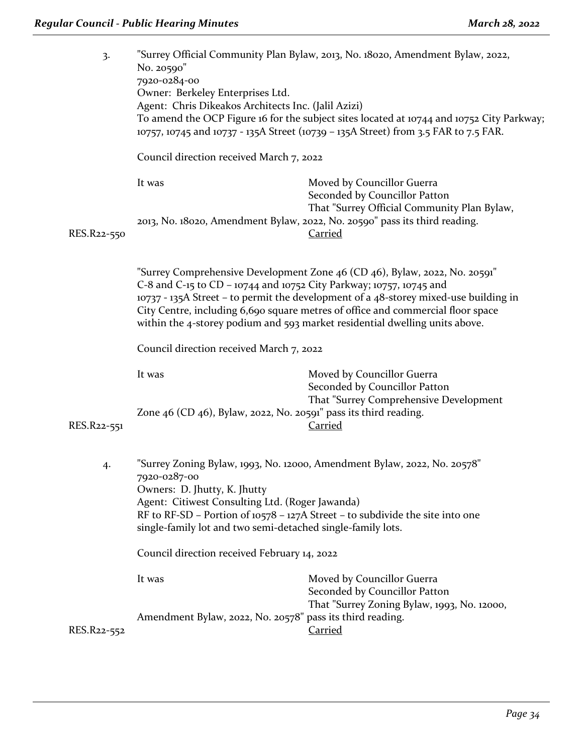3. "Surrey Official Community Plan Bylaw, 2013, No. 18020, Amendment Bylaw, 2022, No. 20590"
7920-0284-00
Owner: Berkeley Enterprises Ltd.
Agent: Chris Dikeakos Architects Inc. (Jalil Azizi)
To amend the OCP Figure 16 for the subject sites located at 10744 and 10752 City Parkway; 10757, 10745 and 10737 - 135A Street (10739 – 135A Street) from 3.5 FAR to 7.5 FAR.

Council direction received March 7, 2022

It was Moved by Councillor Guerra
Seconded by Councillor Patton
That "Surrey Official Community Plan Bylaw, 2013, No. 18020, Amendment Bylaw, 2022, No. 20590" pass its third reading.

RES.R22-550 Carried

"Surrey Comprehensive Development Zone 46 (CD 46), Bylaw, 2022, No. 20591"
C-8 and C-15 to CD – 10744 and 10752 City Parkway; 10757, 10745 and 10737 - 135A Street – to permit the development of a 48-storey mixed-use building in City Centre, including 6,690 square metres of office and commercial floor space within the 4-storey podium and 593 market residential dwelling units above.

Council direction received March 7, 2022

It was Moved by Councillor Guerra
Seconded by Councillor Patton
That "Surrey Comprehensive Development Zone 46 (CD 46), Bylaw, 2022, No. 20591" pass its third reading.

RES.R22-551 Carried

4. "Surrey Zoning Bylaw, 1993, No. 12000, Amendment Bylaw, 2022, No. 20578"
7920-0287-00
Owners: D. Jhutty, K. Jhutty
Agent: Citiwest Consulting Ltd. (Roger Jawanda)
RF to RF-SD – Portion of 10578 – 127A Street – to subdivide the site into one single-family lot and two semi-detached single-family lots.

Council direction received February 14, 2022

It was Moved by Councillor Guerra
Seconded by Councillor Patton
That "Surrey Zoning Bylaw, 1993, No. 12000, Amendment Bylaw, 2022, No. 20578" pass its third reading.

RES.R22-552 Carried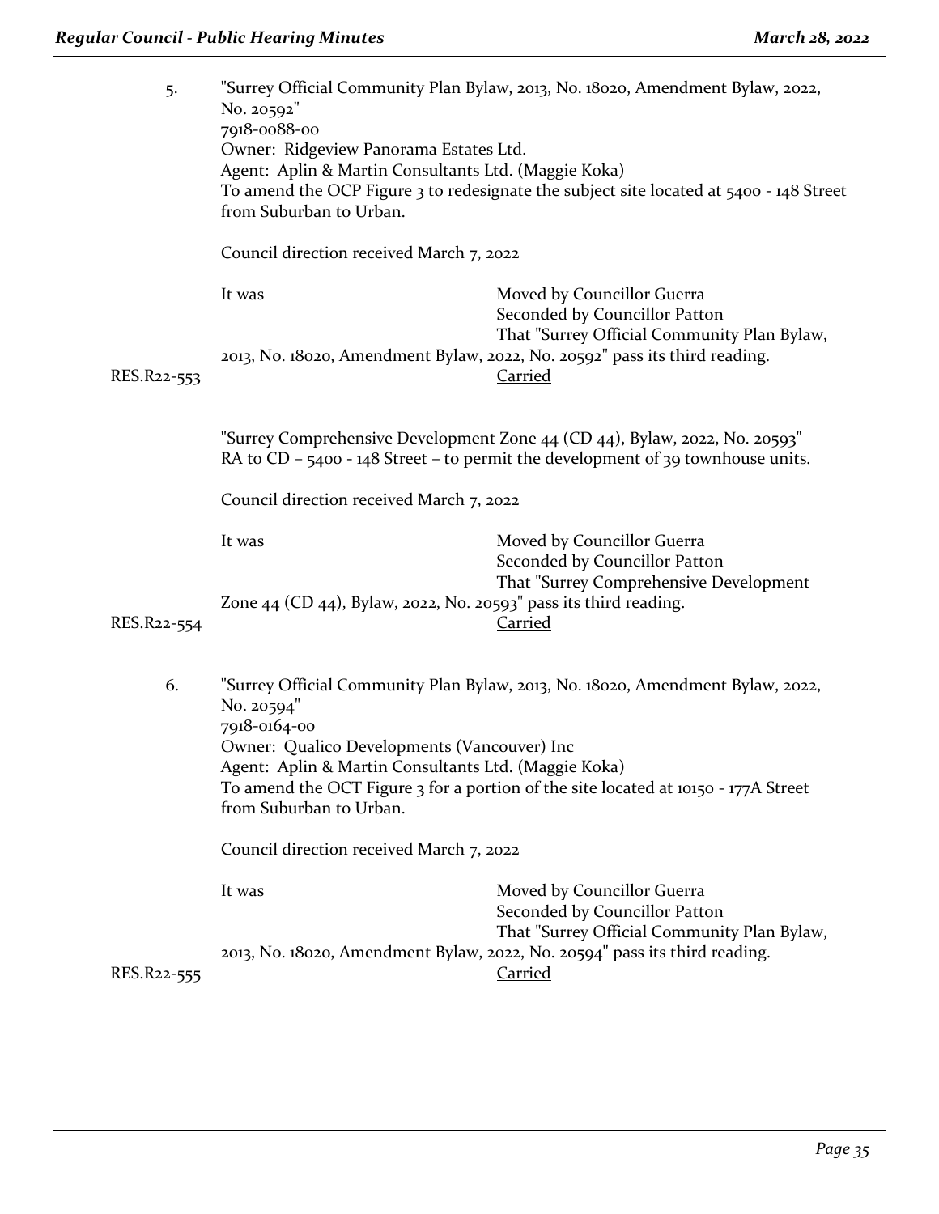5. "Surrey Official Community Plan Bylaw, 2013, No. 18020, Amendment Bylaw, 2022, No. 20592"
7918-0088-00
Owner: Ridgeview Panorama Estates Ltd.
Agent: Aplin & Martin Consultants Ltd. (Maggie Koka)
To amend the OCP Figure 3 to redesignate the subject site located at 5400 - 148 Street from Suburban to Urban.

Council direction received March 7, 2022

It was Moved by Councillor Guerra
Seconded by Councillor Patton
That "Surrey Official Community Plan Bylaw, 2013, No. 18020, Amendment Bylaw, 2022, No. 20592" pass its third reading.

RES.R22-553 <u>Carried</u>

"Surrey Comprehensive Development Zone 44 (CD 44), Bylaw, 2022, No. 20593"
RA to CD – 5400 - 148 Street – to permit the development of 39 townhouse units.

Council direction received March 7, 2022

It was Moved by Councillor Guerra
Seconded by Councillor Patton
That "Surrey Comprehensive Development Zone 44 (CD 44), Bylaw, 2022, No. 20593" pass its third reading.

RES.R22-554 <u>Carried</u>

6. "Surrey Official Community Plan Bylaw, 2013, No. 18020, Amendment Bylaw, 2022, No. 20594"
7918-0164-00
Owner: Qualico Developments (Vancouver) Inc
Agent: Aplin & Martin Consultants Ltd. (Maggie Koka)
To amend the OCT Figure 3 for a portion of the site located at 10150 - 177A Street from Suburban to Urban.

Council direction received March 7, 2022

It was Moved by Councillor Guerra
Seconded by Councillor Patton
That "Surrey Official Community Plan Bylaw, 2013, No. 18020, Amendment Bylaw, 2022, No. 20594" pass its third reading.

RES.R22-555 <u>Carried</u>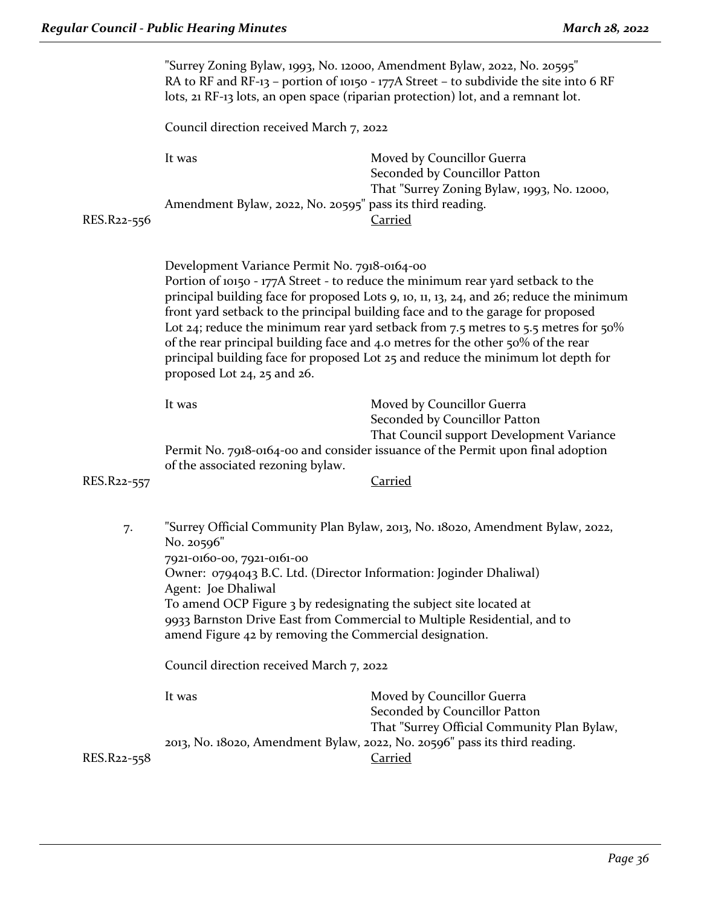"Surrey Zoning Bylaw, 1993, No. 12000, Amendment Bylaw, 2022, No. 20595"
RA to RF and RF-13 – portion of 10150 - 177A Street – to subdivide the site into 6 RF lots, 21 RF-13 lots, an open space (riparian protection) lot, and a remnant lot.

Council direction received March 7, 2022

It was Moved by Councillor Guerra
Seconded by Councillor Patton
That "Surrey Zoning Bylaw, 1993, No. 12000, Amendment Bylaw, 2022, No. 20595" pass its third reading.

RES.R22-556 Carried

Development Variance Permit No. 7918-0164-00
Portion of 10150 - 177A Street - to reduce the minimum rear yard setback to the principal building face for proposed Lots 9, 10, 11, 13, 24, and 26; reduce the minimum front yard setback to the principal building face and to the garage for proposed Lot 24; reduce the minimum rear yard setback from 7.5 metres to 5.5 metres for 50% of the rear principal building face and 4.0 metres for the other 50% of the rear principal building face for proposed Lot 25 and reduce the minimum lot depth for proposed Lot 24, 25 and 26.

It was Moved by Councillor Guerra
Seconded by Councillor Patton
That Council support Development Variance Permit No. 7918-0164-00 and consider issuance of the Permit upon final adoption of the associated rezoning bylaw.

RES.R22-557 Carried

7. "Surrey Official Community Plan Bylaw, 2013, No. 18020, Amendment Bylaw, 2022, No. 20596"
7921-0160-00, 7921-0161-00
Owner: 0794043 B.C. Ltd. (Director Information: Joginder Dhaliwal)
Agent: Joe Dhaliwal
To amend OCP Figure 3 by redesignating the subject site located at 9933 Barnston Drive East from Commercial to Multiple Residential, and to amend Figure 42 by removing the Commercial designation.

Council direction received March 7, 2022

It was Moved by Councillor Guerra
Seconded by Councillor Patton
That "Surrey Official Community Plan Bylaw, 2013, No. 18020, Amendment Bylaw, 2022, No. 20596" pass its third reading.

RES.R22-558 Carried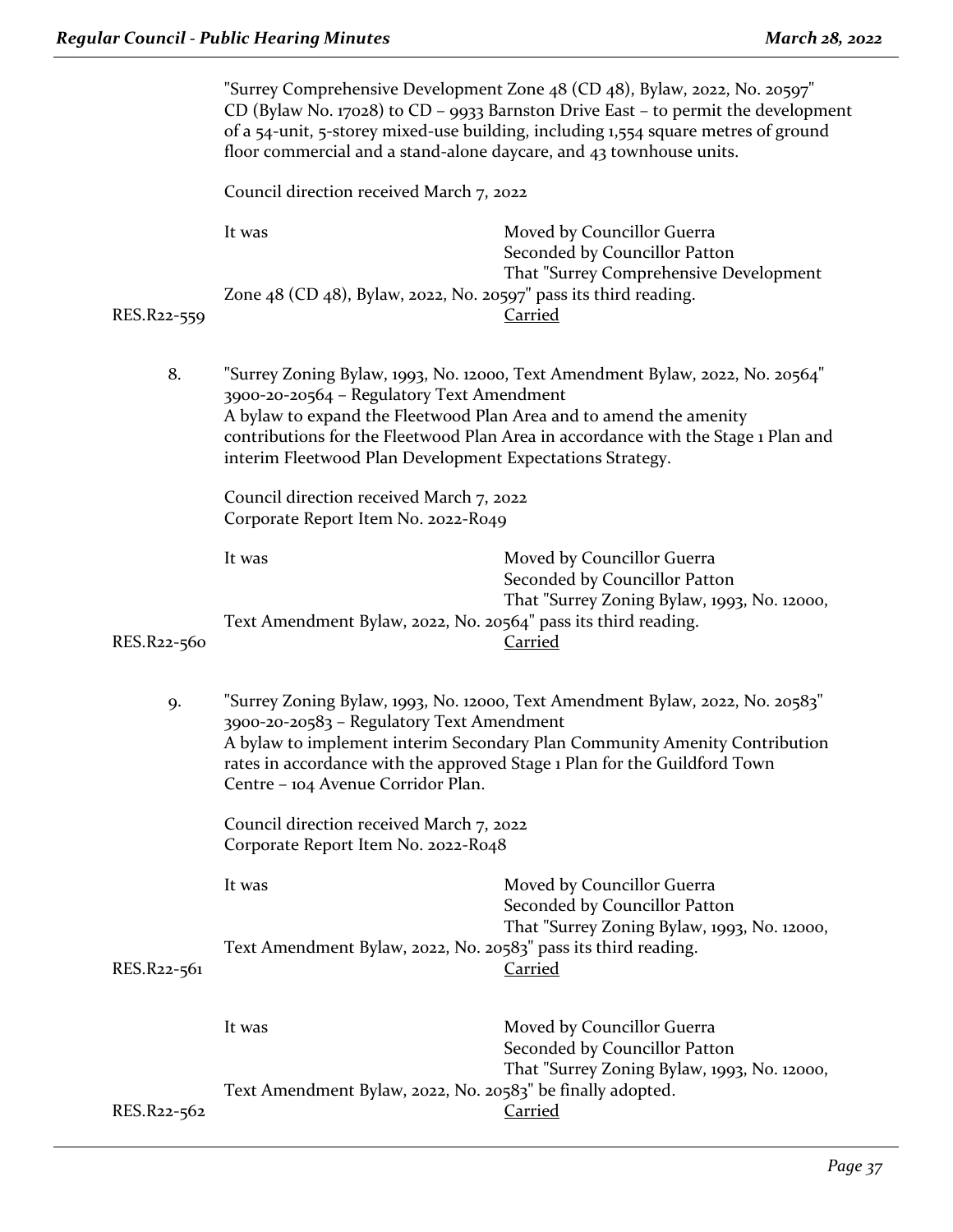"Surrey Comprehensive Development Zone 48 (CD 48), Bylaw, 2022, No. 20597"
CD (Bylaw No. 17028) to CD – 9933 Barnston Drive East – to permit the development of a 54-unit, 5-storey mixed-use building, including 1,554 square metres of ground floor commercial and a stand-alone daycare, and 43 townhouse units.

Council direction received March 7, 2022

It was Moved by Councillor Guerra
Seconded by Councillor Patton
That "Surrey Comprehensive Development Zone 48 (CD 48), Bylaw, 2022, No. 20597" pass its third reading.

RES.R22-559 Carried

8. "Surrey Zoning Bylaw, 1993, No. 12000, Text Amendment Bylaw, 2022, No. 20564"
3900-20-20564 – Regulatory Text Amendment
A bylaw to expand the Fleetwood Plan Area and to amend the amenity contributions for the Fleetwood Plan Area in accordance with the Stage 1 Plan and interim Fleetwood Plan Development Expectations Strategy.

Council direction received March 7, 2022
Corporate Report Item No. 2022-R049

It was Moved by Councillor Guerra
Seconded by Councillor Patton
That "Surrey Zoning Bylaw, 1993, No. 12000, Text Amendment Bylaw, 2022, No. 20564" pass its third reading.

RES.R22-560 Carried

9. "Surrey Zoning Bylaw, 1993, No. 12000, Text Amendment Bylaw, 2022, No. 20583"
3900-20-20583 – Regulatory Text Amendment
A bylaw to implement interim Secondary Plan Community Amenity Contribution rates in accordance with the approved Stage 1 Plan for the Guildford Town Centre – 104 Avenue Corridor Plan.

Council direction received March 7, 2022
Corporate Report Item No. 2022-R048

It was Moved by Councillor Guerra
Seconded by Councillor Patton
That "Surrey Zoning Bylaw, 1993, No. 12000, Text Amendment Bylaw, 2022, No. 20583" pass its third reading.

RES.R22-561 Carried

It was Moved by Councillor Guerra
Seconded by Councillor Patton
That "Surrey Zoning Bylaw, 1993, No. 12000, Text Amendment Bylaw, 2022, No. 20583" be finally adopted.

RES.R22-562 Carried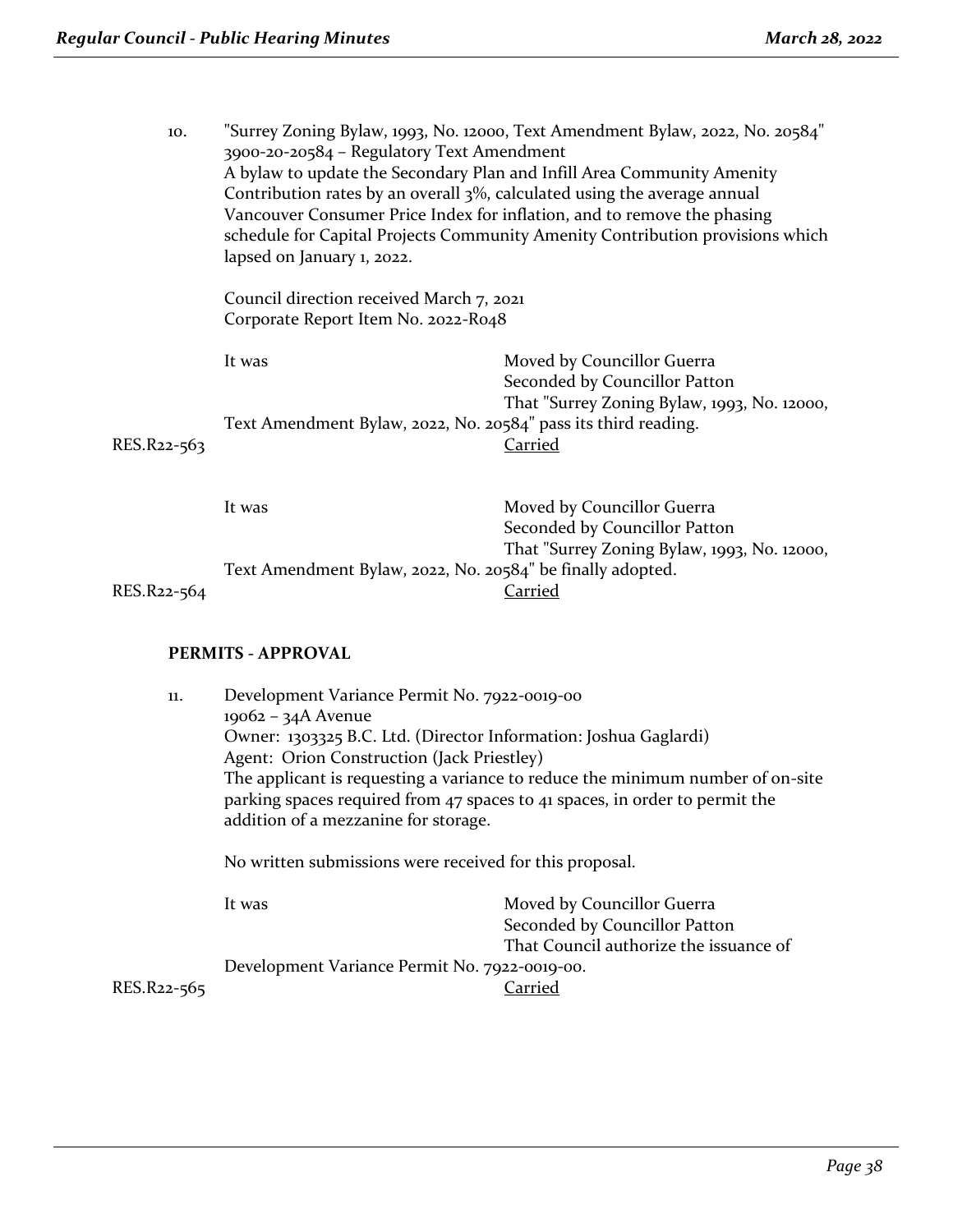10. "Surrey Zoning Bylaw, 1993, No. 12000, Text Amendment Bylaw, 2022, No. 20584"
    3900-20-20584 – Regulatory Text Amendment
    A bylaw to update the Secondary Plan and Infill Area Community Amenity Contribution rates by an overall 3%, calculated using the average annual Vancouver Consumer Price Index for inflation, and to remove the phasing schedule for Capital Projects Community Amenity Contribution provisions which lapsed on January 1, 2022.

    Council direction received March 7, 2021
    Corporate Report Item No. 2022-R048

    It was Moved by Councillor Guerra
    Seconded by Councillor Patton
    That "Surrey Zoning Bylaw, 1993, No. 12000, Text Amendment Bylaw, 2022, No. 20584" pass its third reading.

    RES.R22-563 Carried

    It was Moved by Councillor Guerra
    Seconded by Councillor Patton
    That "Surrey Zoning Bylaw, 1993, No. 12000, Text Amendment Bylaw, 2022, No. 20584" be finally adopted.

    RES.R22-564 Carried

**PERMITS - APPROVAL**

11. Development Variance Permit No. 7922-0019-00
    19062 – 34A Avenue
    Owner: 1303325 B.C. Ltd. (Director Information: Joshua Gaglardi)
    Agent: Orion Construction (Jack Priestley)
    The applicant is requesting a variance to reduce the minimum number of on-site parking spaces required from 47 spaces to 41 spaces, in order to permit the addition of a mezzanine for storage.

    No written submissions were received for this proposal.

    It was Moved by Councillor Guerra
    Seconded by Councillor Patton
    That Council authorize the issuance of Development Variance Permit No. 7922-0019-00.

    RES.R22-565 Carried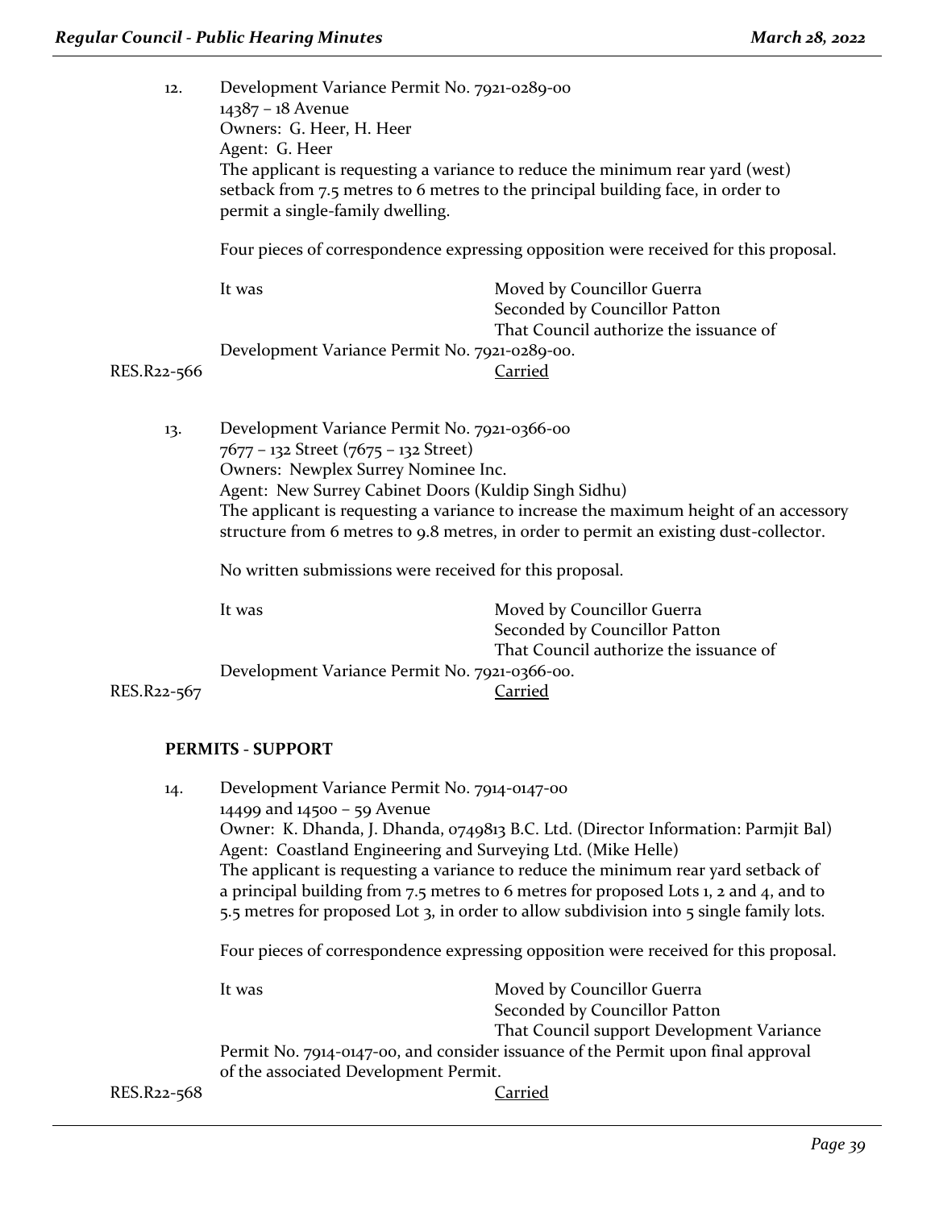12. Development Variance Permit No. 7921-0289-00
14387 – 18 Avenue
Owners: G. Heer, H. Heer
Agent: G. Heer
The applicant is requesting a variance to reduce the minimum rear yard (west) setback from 7.5 metres to 6 metres to the principal building face, in order to permit a single-family dwelling.

Four pieces of correspondence expressing opposition were received for this proposal.

It was Moved by Councillor Guerra
Seconded by Councillor Patton
That Council authorize the issuance of Development Variance Permit No. 7921-0289-00.

RES.R22-566 Carried

13. Development Variance Permit No. 7921-0366-00
7677 – 132 Street (7675 – 132 Street)
Owners: Newplex Surrey Nominee Inc.
Agent: New Surrey Cabinet Doors (Kuldip Singh Sidhu)
The applicant is requesting a variance to increase the maximum height of an accessory structure from 6 metres to 9.8 metres, in order to permit an existing dust-collector.

No written submissions were received for this proposal.

It was Moved by Councillor Guerra
Seconded by Councillor Patton
That Council authorize the issuance of Development Variance Permit No. 7921-0366-00.

RES.R22-567 Carried

**PERMITS - SUPPORT**

14. Development Variance Permit No. 7914-0147-00
14499 and 14500 – 59 Avenue
Owner: K. Dhanda, J. Dhanda, 0749813 B.C. Ltd. (Director Information: Parmjit Bal)
Agent: Coastland Engineering and Surveying Ltd. (Mike Helle)
The applicant is requesting a variance to reduce the minimum rear yard setback of a principal building from 7.5 metres to 6 metres for proposed Lots 1, 2 and 4, and to 5.5 metres for proposed Lot 3, in order to allow subdivision into 5 single family lots.

Four pieces of correspondence expressing opposition were received for this proposal.

It was Moved by Councillor Guerra
Seconded by Councillor Patton
That Council support Development Variance Permit No. 7914-0147-00, and consider issuance of the Permit upon final approval of the associated Development Permit.

RES.R22-568 Carried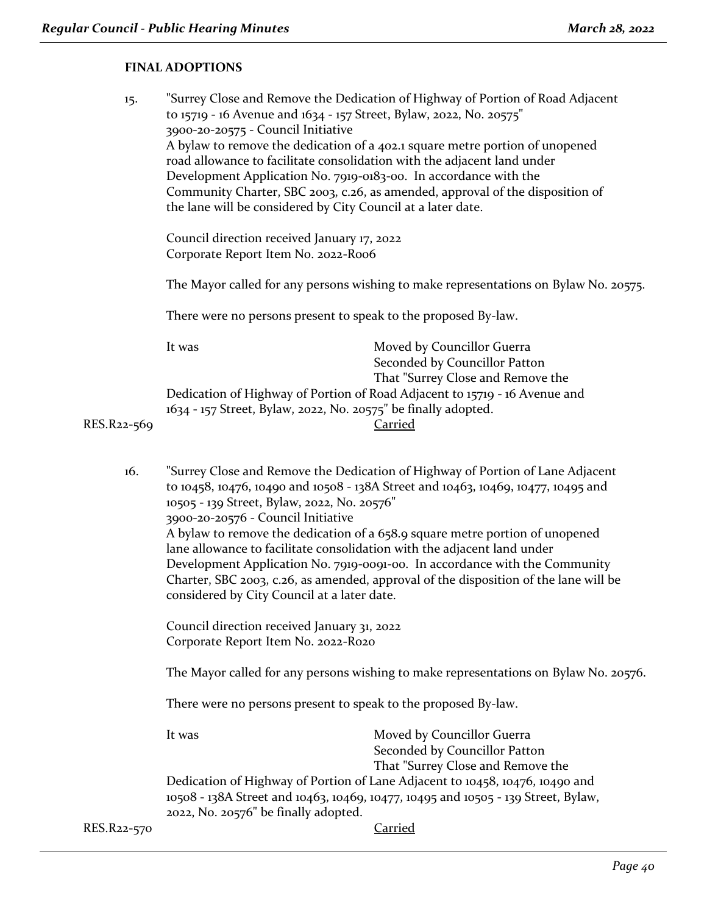## FINAL ADOPTIONS

15. "Surrey Close and Remove the Dedication of Highway of Portion of Road Adjacent to 15719 - 16 Avenue and 1634 - 157 Street, Bylaw, 2022, No. 20575"
3900-20-20575 - Council Initiative
A bylaw to remove the dedication of a 402.1 square metre portion of unopened road allowance to facilitate consolidation with the adjacent land under Development Application No. 7919-0183-00. In accordance with the Community Charter, SBC 2003, c.26, as amended, approval of the disposition of the lane will be considered by City Council at a later date.

Council direction received January 17, 2022
Corporate Report Item No. 2022-R006

The Mayor called for any persons wishing to make representations on Bylaw No. 20575.

There were no persons present to speak to the proposed By-law.

It was Moved by Councillor Guerra
Seconded by Councillor Patton
That "Surrey Close and Remove the Dedication of Highway of Portion of Road Adjacent to 15719 - 16 Avenue and 1634 - 157 Street, Bylaw, 2022, No. 20575" be finally adopted.

RES.R22-569 Carried

16. "Surrey Close and Remove the Dedication of Highway of Portion of Lane Adjacent to 10458, 10476, 10490 and 10508 - 138A Street and 10463, 10469, 10477, 10495 and 10505 - 139 Street, Bylaw, 2022, No. 20576"
3900-20-20576 - Council Initiative
A bylaw to remove the dedication of a 658.9 square metre portion of unopened lane allowance to facilitate consolidation with the adjacent land under Development Application No. 7919-0091-00. In accordance with the Community Charter, SBC 2003, c.26, as amended, approval of the disposition of the lane will be considered by City Council at a later date.

Council direction received January 31, 2022
Corporate Report Item No. 2022-R020

The Mayor called for any persons wishing to make representations on Bylaw No. 20576.

There were no persons present to speak to the proposed By-law.

It was Moved by Councillor Guerra
Seconded by Councillor Patton
That "Surrey Close and Remove the Dedication of Highway of Portion of Lane Adjacent to 10458, 10476, 10490 and 10508 - 138A Street and 10463, 10469, 10477, 10495 and 10505 - 139 Street, Bylaw, 2022, No. 20576" be finally adopted.

RES.R22-570 Carried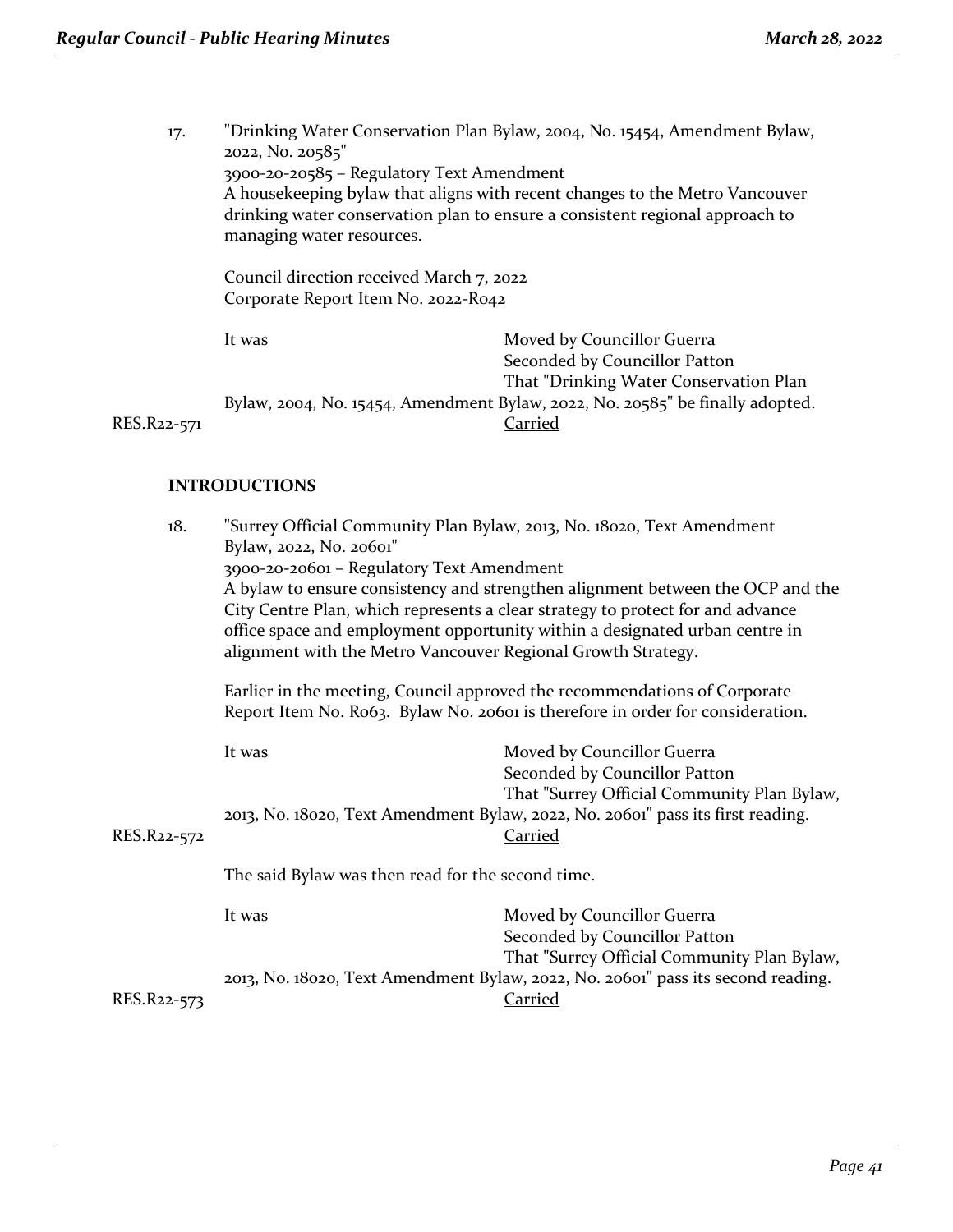17. "Drinking Water Conservation Plan Bylaw, 2004, No. 15454, Amendment Bylaw, 2022, No. 20585"
 3900-20-20585 – Regulatory Text Amendment
 A housekeeping bylaw that aligns with recent changes to the Metro Vancouver drinking water conservation plan to ensure a consistent regional approach to managing water resources.

 Council direction received March 7, 2022
 Corporate Report Item No. 2022-R042

 It was Moved by Councillor Guerra
 Seconded by Councillor Patton
 That "Drinking Water Conservation Plan Bylaw, 2004, No. 15454, Amendment Bylaw, 2022, No. 20585" be finally adopted.

RES.R22-571 Carried

## INTRODUCTIONS

18. "Surrey Official Community Plan Bylaw, 2013, No. 18020, Text Amendment Bylaw, 2022, No. 20601"
 3900-20-20601 – Regulatory Text Amendment
 A bylaw to ensure consistency and strengthen alignment between the OCP and the City Centre Plan, which represents a clear strategy to protect for and advance office space and employment opportunity within a designated urban centre in alignment with the Metro Vancouver Regional Growth Strategy.

 Earlier in the meeting, Council approved the recommendations of Corporate Report Item No. R063. Bylaw No. 20601 is therefore in order for consideration.

 It was Moved by Councillor Guerra
 Seconded by Councillor Patton
 That "Surrey Official Community Plan Bylaw, 2013, No. 18020, Text Amendment Bylaw, 2022, No. 20601" pass its first reading.

RES.R22-572 Carried

 The said Bylaw was then read for the second time.

 It was Moved by Councillor Guerra
 Seconded by Councillor Patton
 That "Surrey Official Community Plan Bylaw, 2013, No. 18020, Text Amendment Bylaw, 2022, No. 20601" pass its second reading.

RES.R22-573 Carried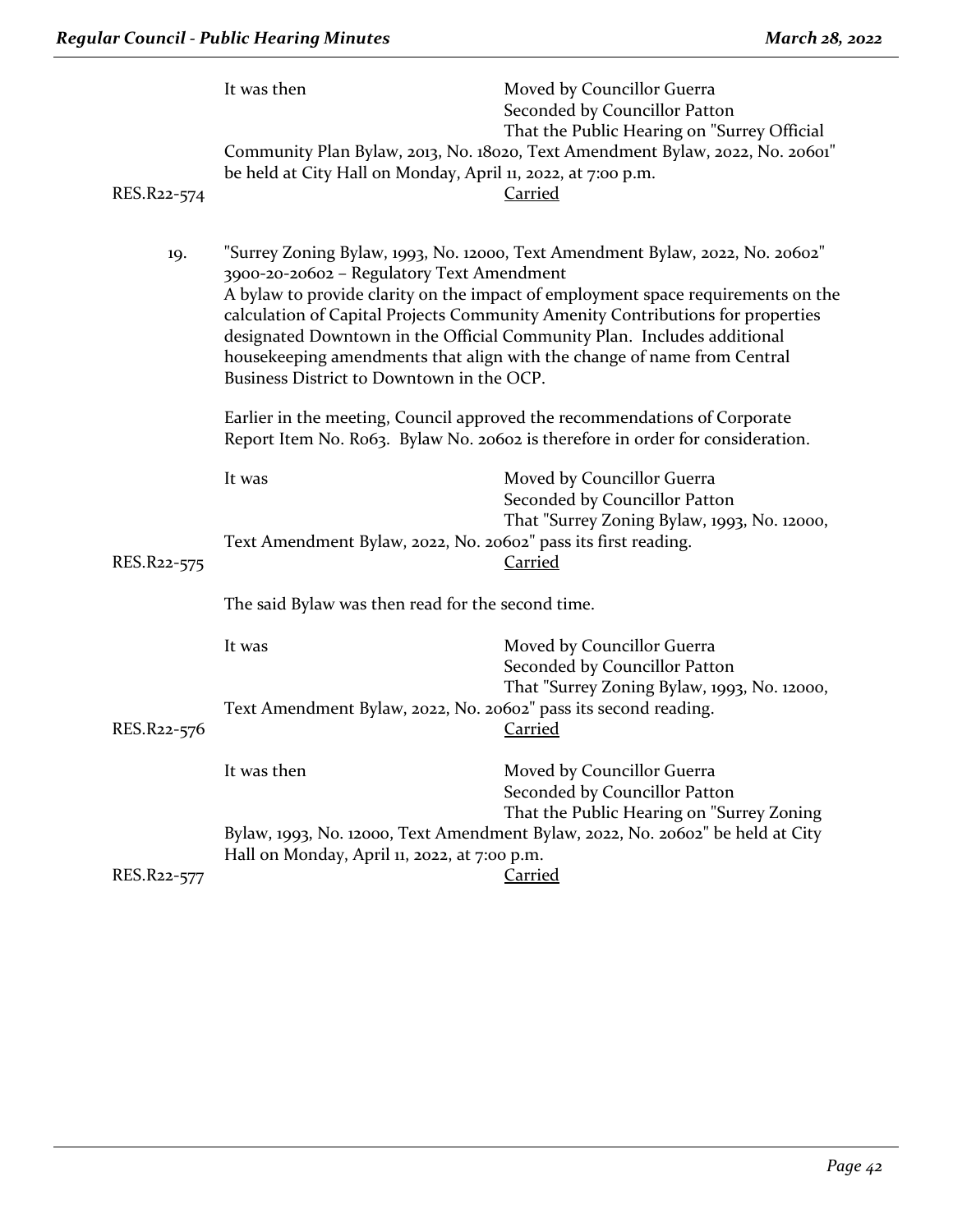It was then Moved by Councillor Guerra
Seconded by Councillor Patton
That the Public Hearing on "Surrey Official Community Plan Bylaw, 2013, No. 18020, Text Amendment Bylaw, 2022, No. 20601" be held at City Hall on Monday, April 11, 2022, at 7:00 p.m.

RES.R22-574 Carried

19. "Surrey Zoning Bylaw, 1993, No. 12000, Text Amendment Bylaw, 2022, No. 20602"
3900-20-20602 – Regulatory Text Amendment
A bylaw to provide clarity on the impact of employment space requirements on the calculation of Capital Projects Community Amenity Contributions for properties designated Downtown in the Official Community Plan. Includes additional housekeeping amendments that align with the change of name from Central Business District to Downtown in the OCP.

Earlier in the meeting, Council approved the recommendations of Corporate Report Item No. R063. Bylaw No. 20602 is therefore in order for consideration.

It was Moved by Councillor Guerra
Seconded by Councillor Patton
That "Surrey Zoning Bylaw, 1993, No. 12000, Text Amendment Bylaw, 2022, No. 20602" pass its first reading.

RES.R22-575 Carried

The said Bylaw was then read for the second time.

It was Moved by Councillor Guerra
Seconded by Councillor Patton
That "Surrey Zoning Bylaw, 1993, No. 12000, Text Amendment Bylaw, 2022, No. 20602" pass its second reading.

RES.R22-576 Carried

It was then Moved by Councillor Guerra
Seconded by Councillor Patton
That the Public Hearing on "Surrey Zoning Bylaw, 1993, No. 12000, Text Amendment Bylaw, 2022, No. 20602" be held at City Hall on Monday, April 11, 2022, at 7:00 p.m.

RES.R22-577 Carried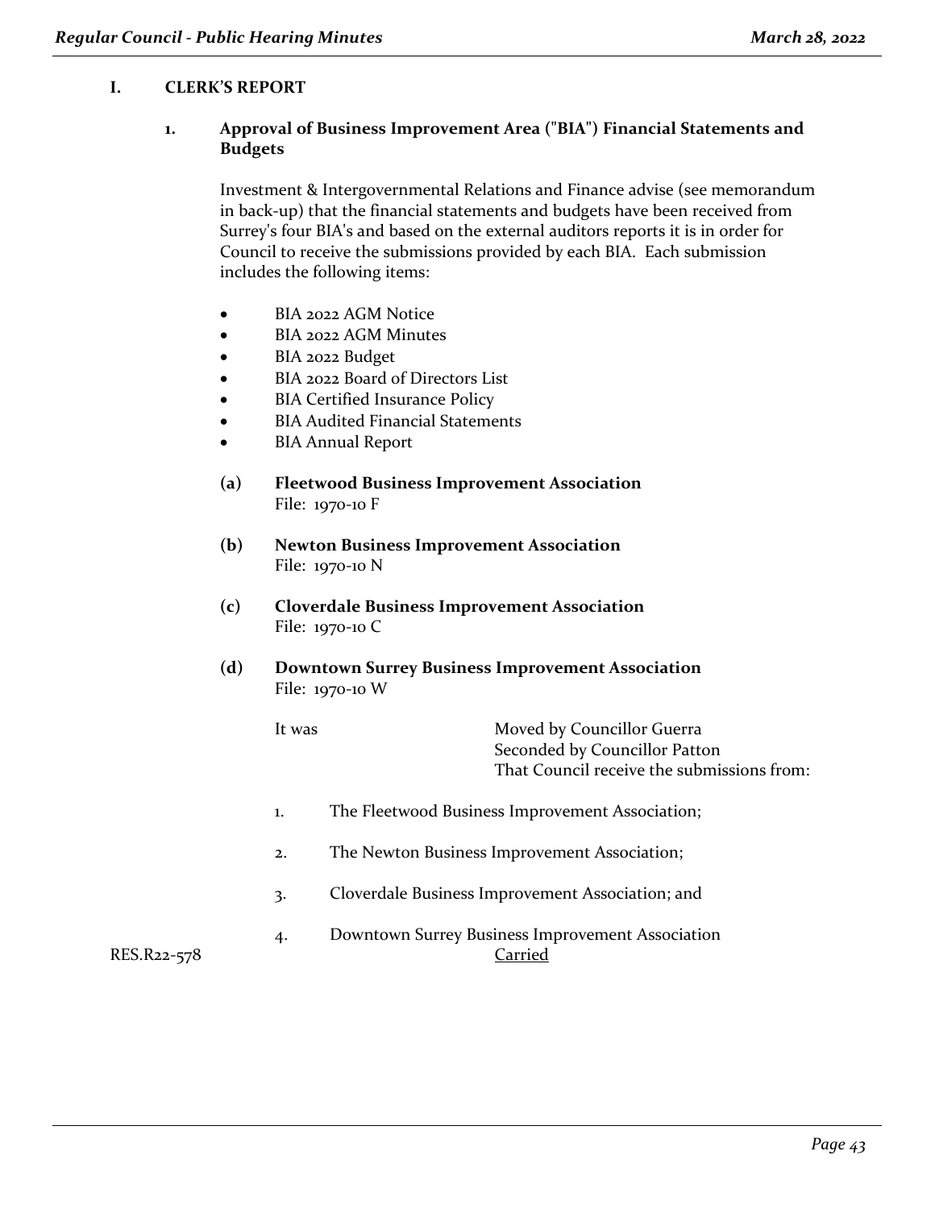## I. CLERK'S REPORT

### 1. Approval of Business Improvement Area ("BIA") Financial Statements and Budgets

Investment & Intergovernmental Relations and Finance advise (see memorandum in back-up) that the financial statements and budgets have been received from Surrey's four BIA's and based on the external auditors reports it is in order for Council to receive the submissions provided by each BIA. Each submission includes the following items:

- BIA 2022 AGM Notice
- BIA 2022 AGM Minutes
- BIA 2022 Budget
- BIA 2022 Board of Directors List
- BIA Certified Insurance Policy
- BIA Audited Financial Statements
- BIA Annual Report

**(a) Fleetwood Business Improvement Association**
File: 1970-10 F

**(b) Newton Business Improvement Association**
File: 1970-10 N

**(c) Cloverdale Business Improvement Association**
File: 1970-10 C

**(d) Downtown Surrey Business Improvement Association**
File: 1970-10 W

It was Moved by Councillor Guerra
Seconded by Councillor Patton
That Council receive the submissions from:

1. The Fleetwood Business Improvement Association;
2. The Newton Business Improvement Association;
3. Cloverdale Business Improvement Association; and
4. Downtown Surrey Business Improvement Association

RES.R22-578 Carried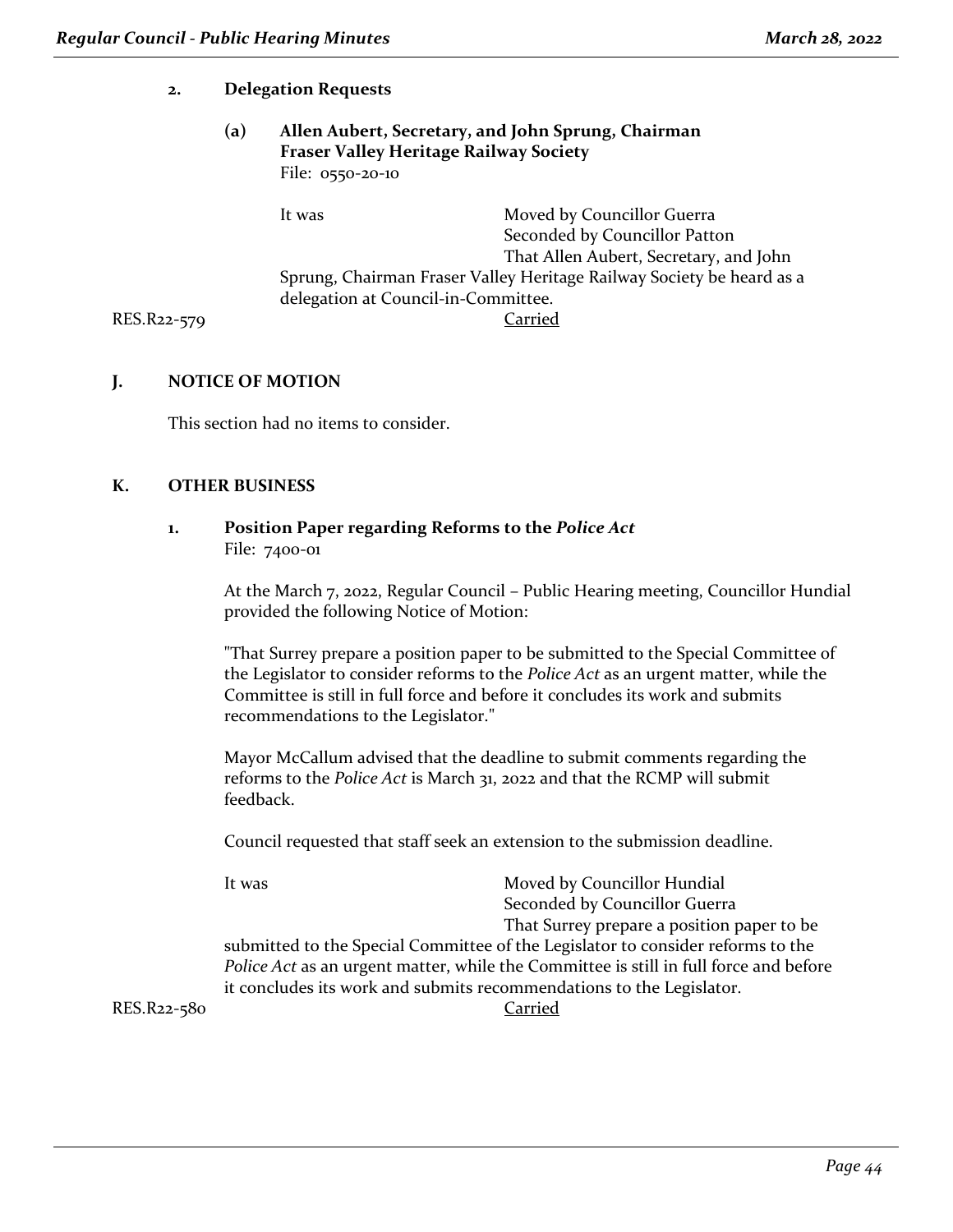### 2. Delegation Requests

#### (a) Allen Aubert, Secretary, and John Sprung, Chairman Fraser Valley Heritage Railway Society

File: 0550-20-10

It was Moved by Councillor Guerra
Seconded by Councillor Patton
That Allen Aubert, Secretary, and John Sprung, Chairman Fraser Valley Heritage Railway Society be heard as a delegation at Council-in-Committee.

RES.R22-579 Carried

## J. NOTICE OF MOTION

This section had no items to consider.

## K. OTHER BUSINESS

### 1. Position Paper regarding Reforms to the *Police Act*

File: 7400-01

At the March 7, 2022, Regular Council – Public Hearing meeting, Councillor Hundial provided the following Notice of Motion:

"That Surrey prepare a position paper to be submitted to the Special Committee of the Legislator to consider reforms to the *Police Act* as an urgent matter, while the Committee is still in full force and before it concludes its work and submits recommendations to the Legislator."

Mayor McCallum advised that the deadline to submit comments regarding the reforms to the *Police Act* is March 31, 2022 and that the RCMP will submit feedback.

Council requested that staff seek an extension to the submission deadline.

It was Moved by Councillor Hundial
Seconded by Councillor Guerra
That Surrey prepare a position paper to be submitted to the Special Committee of the Legislator to consider reforms to the *Police Act* as an urgent matter, while the Committee is still in full force and before it concludes its work and submits recommendations to the Legislator.

RES.R22-580 Carried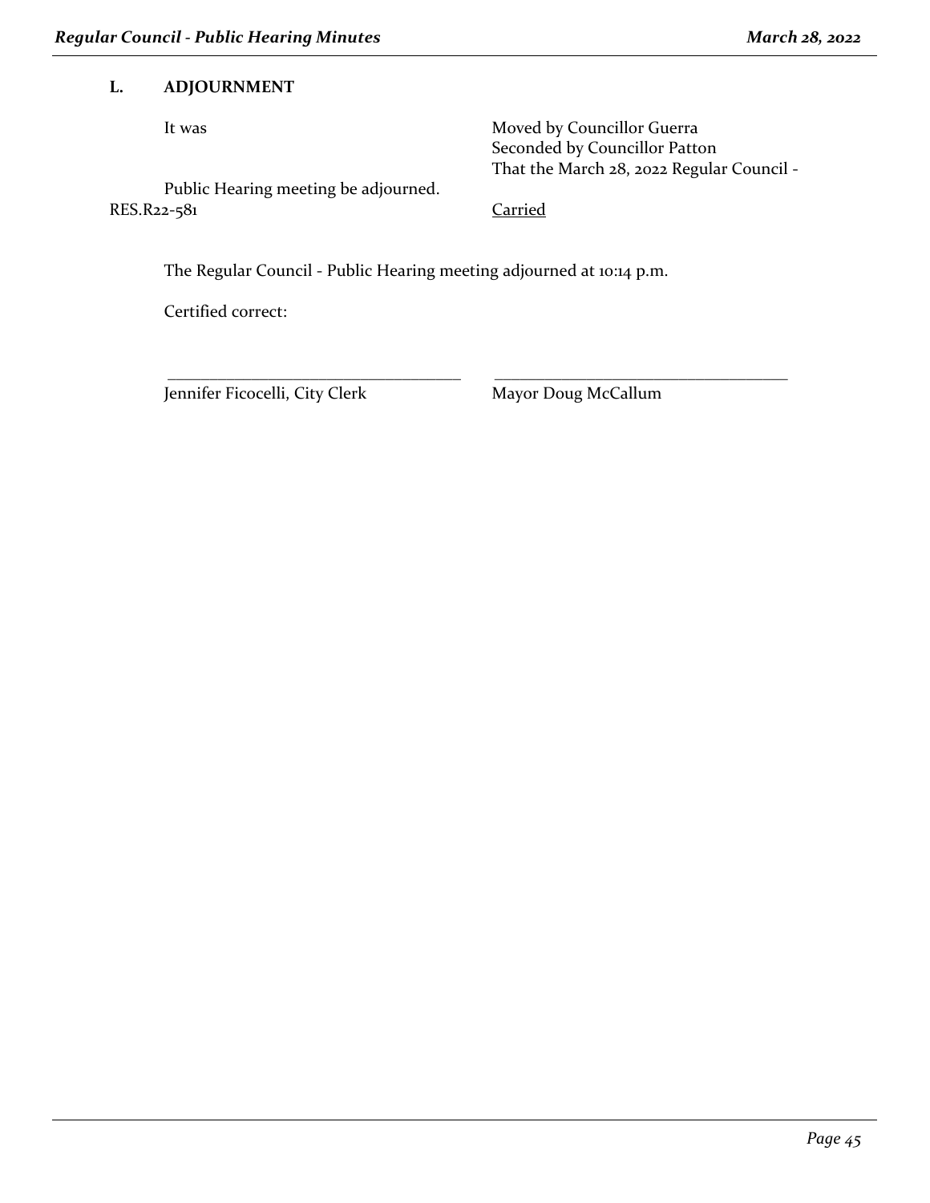## L. ADJOURNMENT

It was

Moved by Councillor Guerra
Seconded by Councillor Patton
That the March 28, 2022 Regular Council - Public Hearing meeting be adjourned.

RES.R22-581 Carried

The Regular Council - Public Hearing meeting adjourned at 10:14 p.m.

Certified correct:

\_\_\_\_\_\_\_\_\_\_\_\_\_\_\_\_\_\_\_\_\_\_\_\_\_\_\_\_\_\_\_\_\_\_
Jennifer Ficocelli, City Clerk

\_\_\_\_\_\_\_\_\_\_\_\_\_\_\_\_\_\_\_\_\_\_\_\_\_\_\_\_\_\_\_\_\_\_
Mayor Doug McCallum